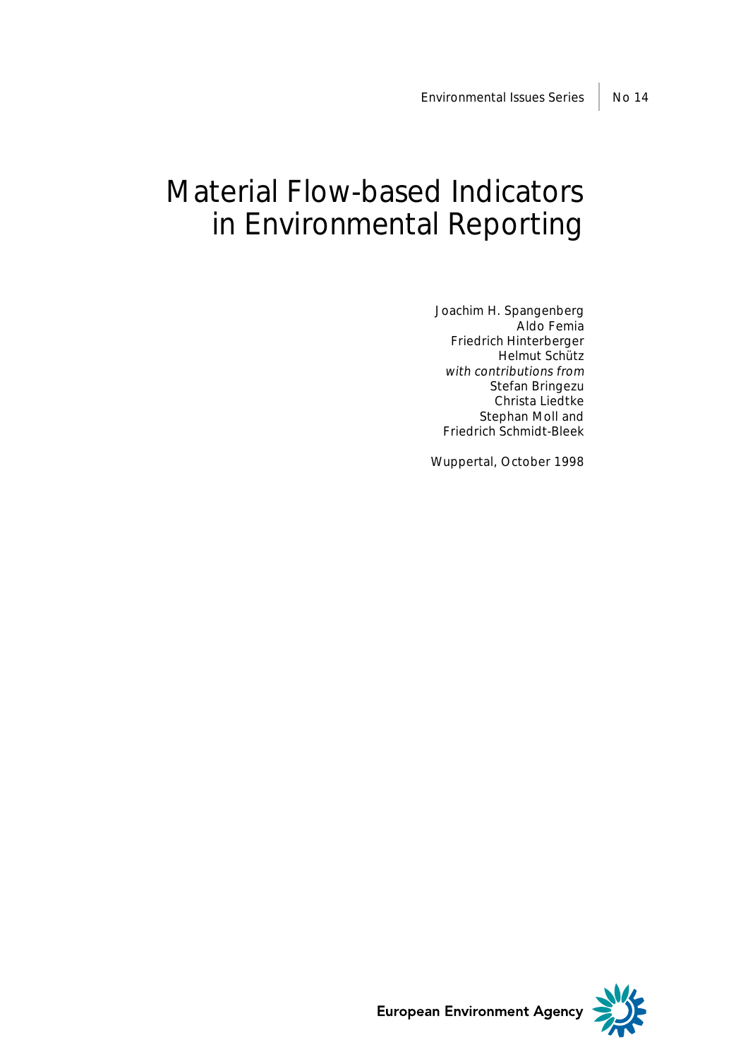Environmental Issues Series | No 14

# Material Flow-based Indicators in Environmental Reporting

Joachim H. Spangenberg
Aldo Femia
Friedrich Hinterberger
Helmut Schütz
*with contributions from*
Stefan Bringezu
Christa Liedtke
Stephan Moll and
Friedrich Schmidt-Bleek

Wuppertal, October 1998

European Environment Agency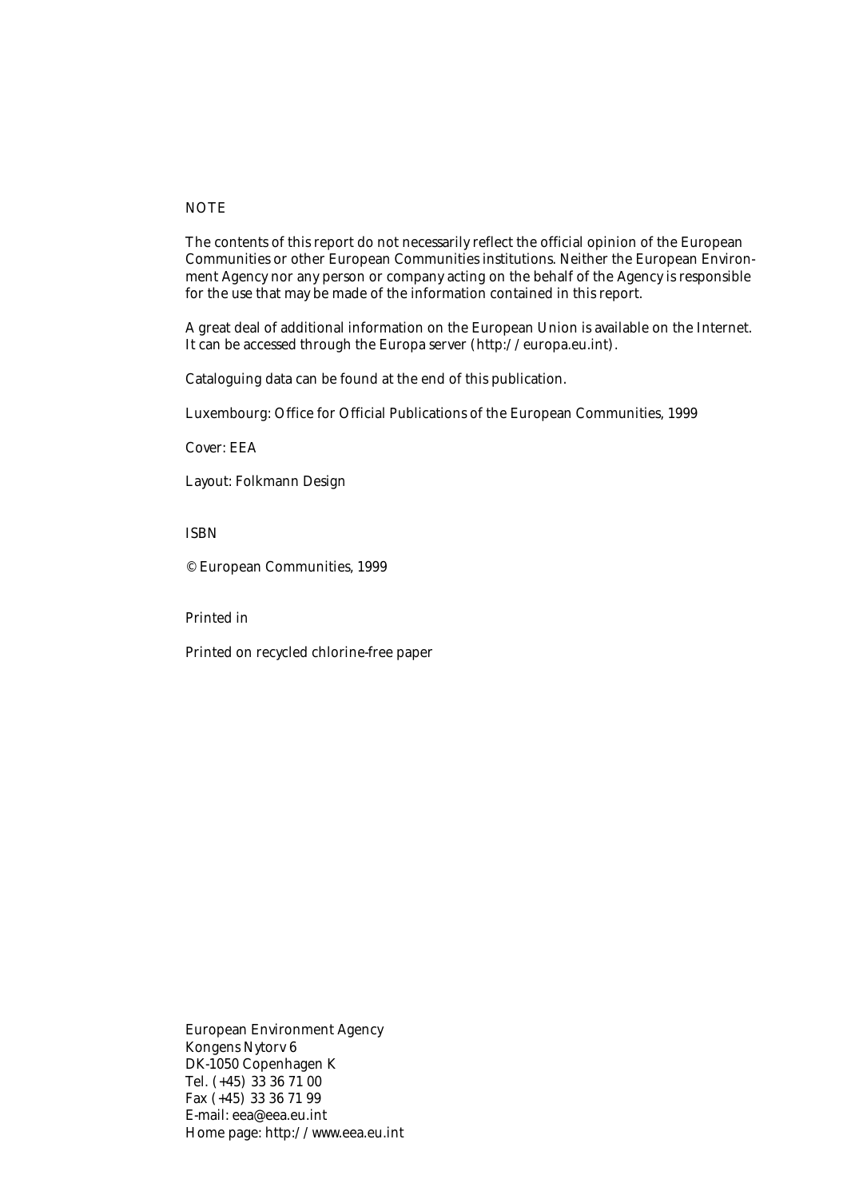NOTE

The contents of this report do not necessarily reflect the official opinion of the European Communities or other European Communities institutions. Neither the European Environment Agency nor any person or company acting on the behalf of the Agency is responsible for the use that may be made of the information contained in this report.

A great deal of additional information on the European Union is available on the Internet. It can be accessed through the Europa server (http://europa.eu.int).

Cataloguing data can be found at the end of this publication.

Luxembourg: Office for Official Publications of the European Communities, 1999

Cover: EEA

Layout: Folkmann Design

ISBN

© European Communities, 1999

Printed in

Printed on recycled chlorine-free paper

European Environment Agency
Kongens Nytorv 6
DK-1050 Copenhagen K
Tel. (+45) 33 36 71 00
Fax (+45) 33 36 71 99
E-mail: eea@eea.eu.int
Home page: http://www.eea.eu.int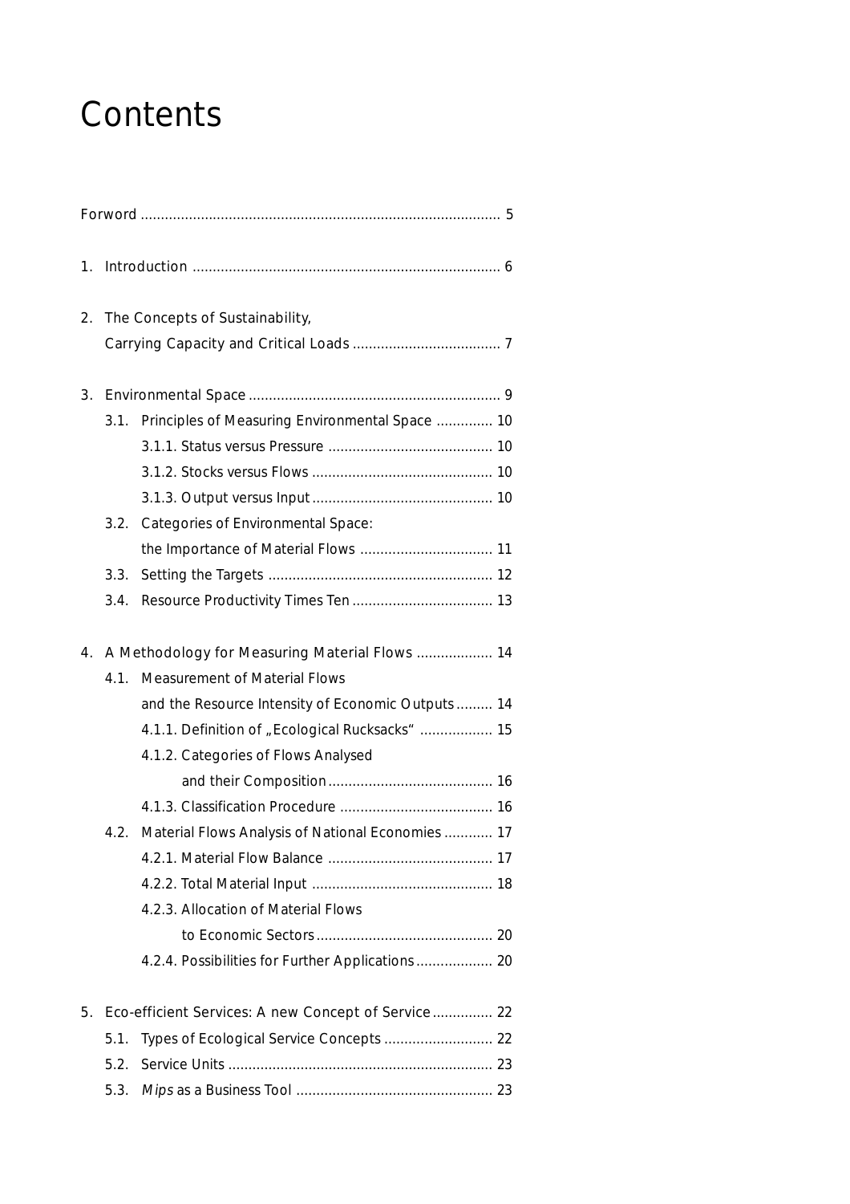# Contents

Forword ........................................................................................ 5

1. Introduction ............................................................................ 6

2. The Concepts of Sustainability, Carrying Capacity and Critical Loads .................................... 7

3. Environmental Space .............................................................. 9
   - 3.1. Principles of Measuring Environmental Space .............. 10
     - 3.1.1. Status versus Pressure ......................................... 10
     - 3.1.2. Stocks versus Flows ............................................ 10
     - 3.1.3. Output versus Input ............................................ 10
   - 3.2. Categories of Environmental Space: the Importance of Material Flows ................................ 11
   - 3.3. Setting the Targets ....................................................... 12
   - 3.4. Resource Productivity Times Ten .................................. 13

4. A Methodology for Measuring Material Flows ................... 14
   - 4.1. Measurement of Material Flows and the Resource Intensity of Economic Outputs ......... 14
     - 4.1.1. Definition of „Ecological Rucksacks“ .................. 15
     - 4.1.2. Categories of Flows Analysed and their Composition ......................................... 16
     - 4.1.3. Classification Procedure ...................................... 16
   - 4.2. Material Flows Analysis of National Economies ............ 17
     - 4.2.1. Material Flow Balance ......................................... 17
     - 4.2.2. Total Material Input ............................................. 18
     - 4.2.3. Allocation of Material Flows to Economic Sectors ........................................... 20
     - 4.2.4. Possibilities for Further Applications ................... 20

5. Eco-efficient Services: A new Concept of Service ............... 22
   - 5.1. Types of Ecological Service Concepts ........................... 22
   - 5.2. Service Units ................................................................. 23
   - 5.3. *Mips* as a Business Tool ................................................ 23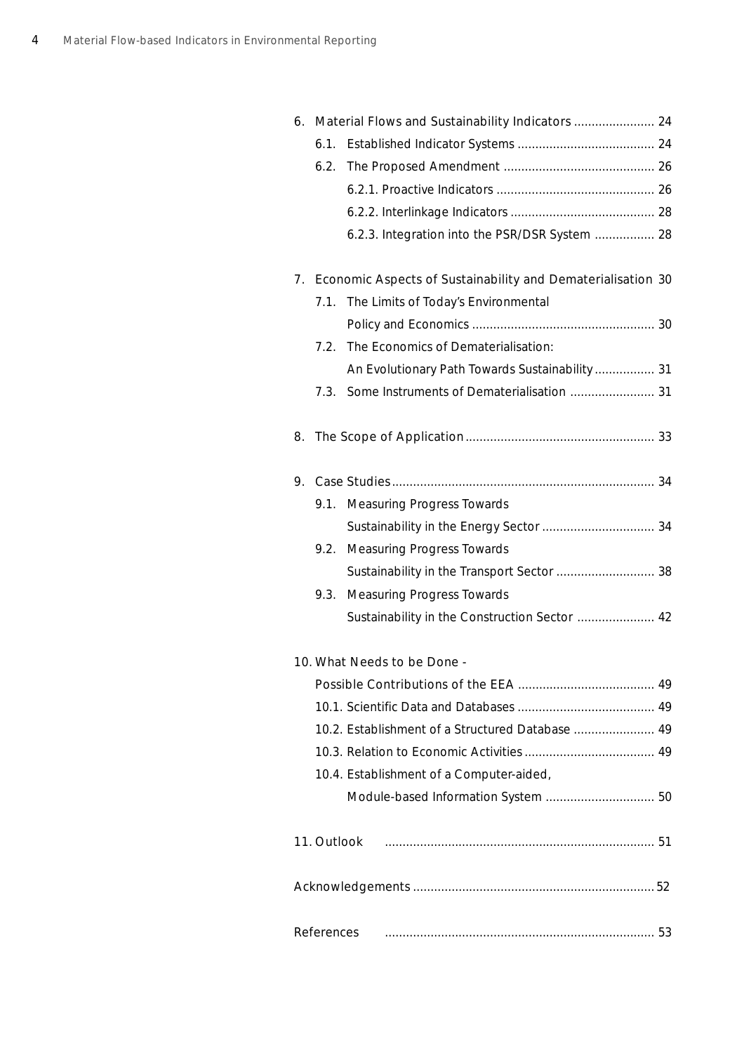6. Material Flows and Sustainability Indicators ....................... 24
   - 6.1. Established Indicator Systems ....................................... 24
   - 6.2. The Proposed Amendment ........................................... 26
     - 6.2.1. Proactive Indicators ............................................. 26
     - 6.2.2. Interlinkage Indicators ......................................... 28
     - 6.2.3. Integration into the PSR/DSR System ................. 28

7. Economic Aspects of Sustainability and Dematerialisation 30
   - 7.1. The Limits of Today's Environmental Policy and Economics .................................................... 30
   - 7.2. The Economics of Dematerialisation: An Evolutionary Path Towards Sustainability ................. 31
   - 7.3. Some Instruments of Dematerialisation ........................ 31

8. The Scope of Application ...................................................... 33

9. Case Studies ........................................................................... 34
   - 9.1. Measuring Progress Towards Sustainability in the Energy Sector ................................ 34
   - 9.2. Measuring Progress Towards Sustainability in the Transport Sector ............................ 38
   - 9.3. Measuring Progress Towards Sustainability in the Construction Sector ...................... 42

10. What Needs to be Done - Possible Contributions of the EEA ....................................... 49
   - 10.1. Scientific Data and Databases ....................................... 49
   - 10.2. Establishment of a Structured Database ....................... 49
   - 10.3. Relation to Economic Activities ..................................... 49
   - 10.4. Establishment of a Computer-aided, Module-based Information System ............................... 50

11. Outlook ............................................................................. 51

Acknowledgements .................................................................... 52

References ............................................................................. 53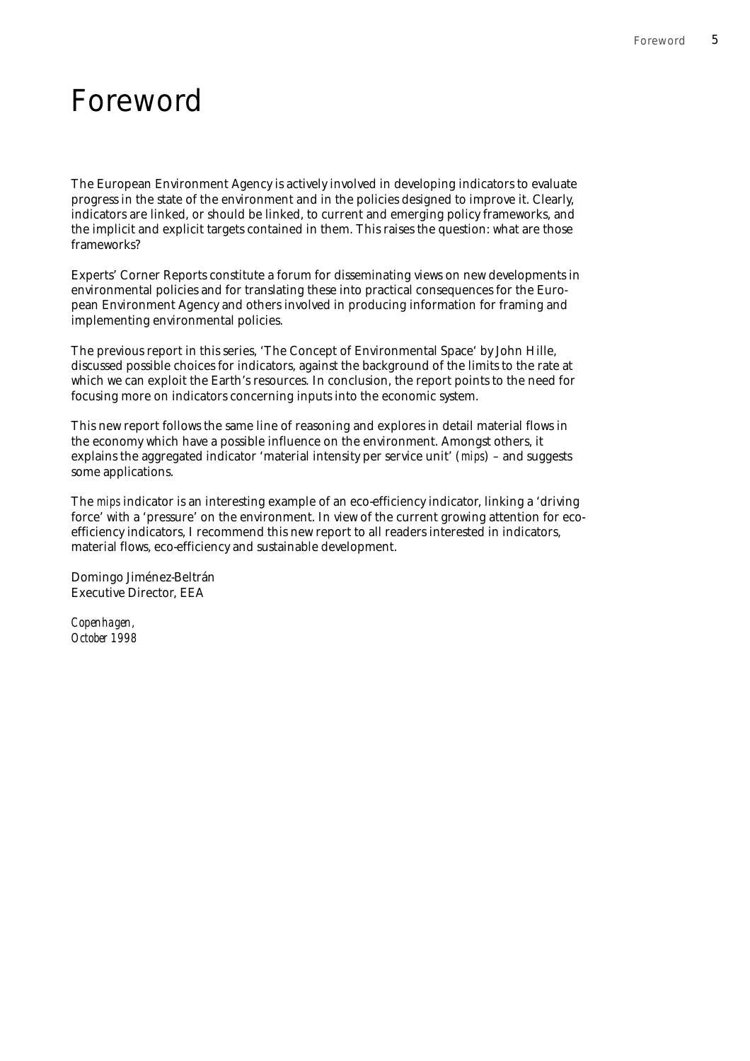# Foreword

The European Environment Agency is actively involved in developing indicators to evaluate progress in the state of the environment and in the policies designed to improve it. Clearly, indicators are linked, or should be linked, to current and emerging policy frameworks, and the implicit and explicit targets contained in them. This raises the question: what are those frameworks?

Experts' Corner Reports constitute a forum for disseminating views on new developments in environmental policies and for translating these into practical consequences for the European Environment Agency and others involved in producing information for framing and implementing environmental policies.

The previous report in this series, 'The Concept of Environmental Space' by John Hille, discussed possible choices for indicators, against the background of the limits to the rate at which we can exploit the Earth's resources. In conclusion, the report points to the need for focusing more on indicators concerning inputs into the economic system.

This new report follows the same line of reasoning and explores in detail material flows in the economy which have a possible influence on the environment. Amongst others, it explains the aggregated indicator 'material intensity per service unit' (*mips*) – and suggests some applications.

The *mips* indicator is an interesting example of an eco-efficiency indicator, linking a 'driving force' with a 'pressure' on the environment. In view of the current growing attention for eco-efficiency indicators, I recommend this new report to all readers interested in indicators, material flows, eco-efficiency and sustainable development.

Domingo Jiménez-Beltrán
Executive Director, EEA

*Copenhagen,*
*October 1998*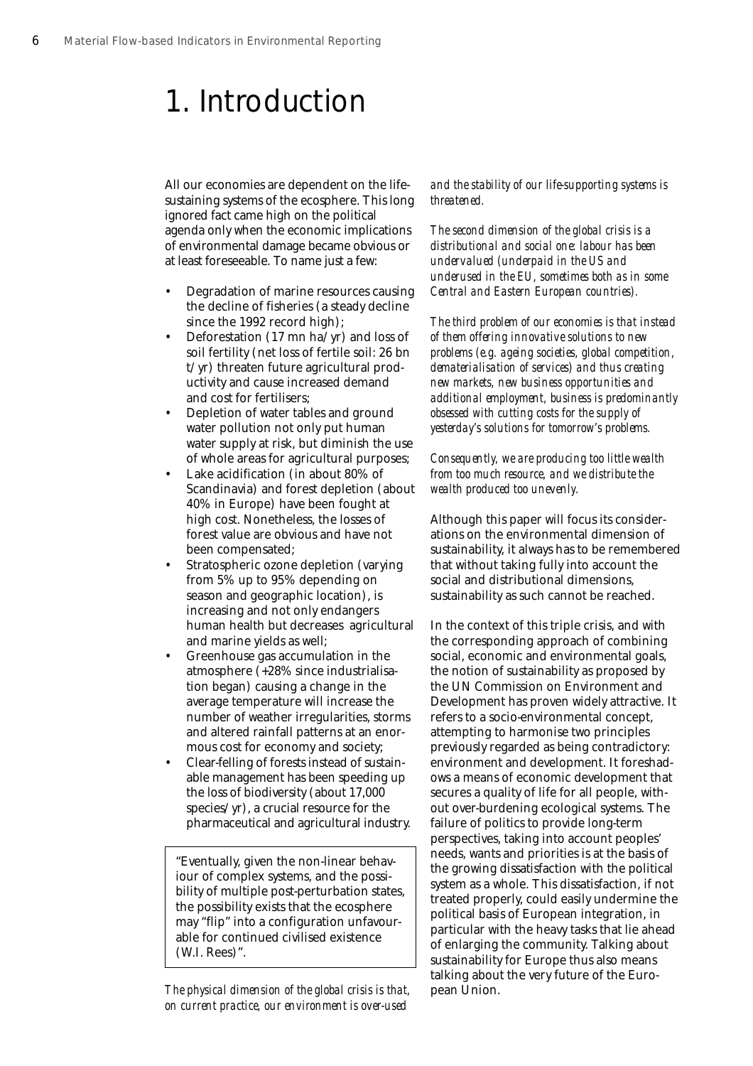// Page 6 of 58 — document 84a0176f59d4.
# 1. Introduction

All our economies are dependent on the life-sustaining systems of the ecosphere. This long ignored fact came high on the political agenda only when the economic implications of environmental damage became obvious or at least foreseeable. To name just a few:

- Degradation of marine resources causing the decline of fisheries (a steady decline since the 1992 record high);
- Deforestation (17 mn ha/yr) and loss of soil fertility (net loss of fertile soil: 26 bn t/yr) threaten future agricultural productivity and cause increased demand and cost for fertilisers;
- Depletion of water tables and ground water pollution not only put human water supply at risk, but diminish the use of whole areas for agricultural purposes;
- Lake acidification (in about 80% of Scandinavia) and forest depletion (about 40% in Europe) have been fought at high cost. Nonetheless, the losses of forest value are obvious and have not been compensated;
- Stratospheric ozone depletion (varying from 5% up to 95% depending on season and geographic location), is increasing and not only endangers human health but decreases agricultural and marine yields as well;
- Greenhouse gas accumulation in the atmosphere (+28% since industrialisation began) causing a change in the average temperature will increase the number of weather irregularities, storms and altered rainfall patterns at an enormous cost for economy and society;
- Clear-felling of forests instead of sustainable management has been speeding up the loss of biodiversity (about 17,000 species/yr), a crucial resource for the pharmaceutical and agricultural industry.

> "Eventually, given the non-linear behaviour of complex systems, and the possibility of multiple post-perturbation states, the possibility exists that the ecosphere may "flip" into a configuration unfavourable for continued civilised existence (W.I. Rees)".

*The physical dimension of the global crisis is that, on current practice, our environment is over-used and the stability of our life-supporting systems is threatened.*

*The second dimension of the global crisis is a distributional and social one: labour has been undervalued (underpaid in the US and underused in the EU, sometimes both as in some Central and Eastern European countries).*

*The third problem of our economies is that instead of them offering innovative solutions to new problems (e.g. ageing societies, global competition, dematerialisation of services) and thus creating new markets, new business opportunities and additional employment, business is predominantly obsessed with cutting costs for the supply of yesterday's solutions for tomorrow's problems.*

*Consequently, we are producing too little wealth from too much resource, and we distribute the wealth produced too unevenly.*

Although this paper will focus its considerations on the environmental dimension of sustainability, it always has to be remembered that without taking fully into account the social and distributional dimensions, sustainability as such cannot be reached.

In the context of this triple crisis, and with the corresponding approach of combining social, economic and environmental goals, the notion of sustainability as proposed by the UN Commission on Environment and Development has proven widely attractive. It refers to a socio-environmental concept, attempting to harmonise two principles previously regarded as being contradictory: environment and development. It foreshadows a means of economic development that secures a quality of life for all people, without over-burdening ecological systems. The failure of politics to provide long-term perspectives, taking into account peoples' needs, wants and priorities is at the basis of the growing dissatisfaction with the political system as a whole. This dissatisfaction, if not treated properly, could easily undermine the political basis of European integration, in particular with the heavy tasks that lie ahead of enlarging the community. Talking about sustainability for Europe thus also means talking about the very future of the European Union.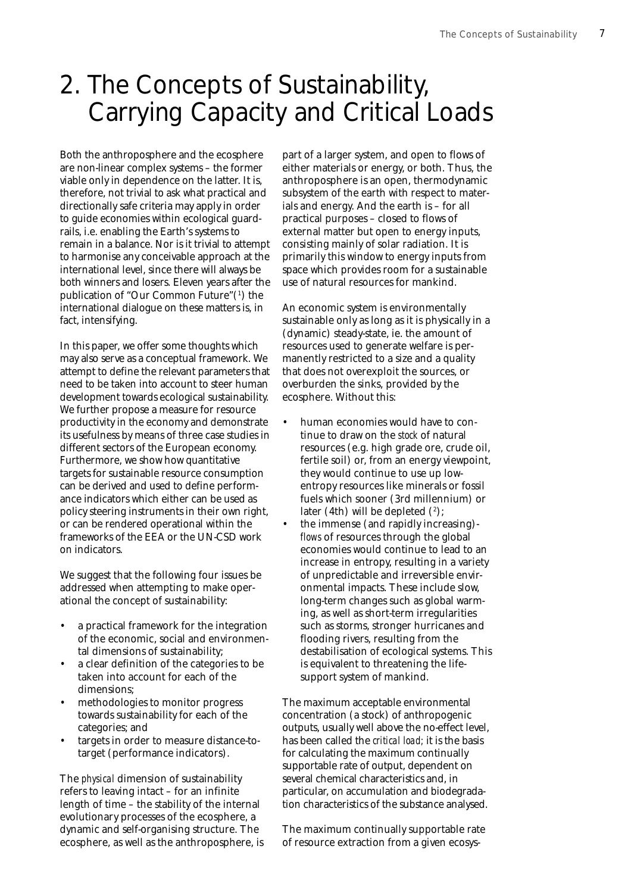# 2. The Concepts of Sustainability, Carrying Capacity and Critical Loads

Both the anthroposphere and the ecosphere are non-linear complex systems – the former viable only in dependence on the latter. It is, therefore, not trivial to ask what practical and directionally safe criteria may apply in order to guide economies within ecological guardrails, i.e. enabling the Earth's systems to remain in a balance. Nor is it trivial to attempt to harmonise any conceivable approach at the international level, since there will always be both winners and losers. Eleven years after the publication of "Our Common Future"([1]) the international dialogue on these matters is, in fact, intensifying.

In this paper, we offer some thoughts which may also serve as a conceptual framework. We attempt to define the relevant parameters that need to be taken into account to steer human development towards ecological sustainability. We further propose a measure for resource productivity in the economy and demonstrate its usefulness by means of three case studies in different sectors of the European economy. Furthermore, we show how quantitative targets for sustainable resource consumption can be derived and used to define performance indicators which either can be used as policy steering instruments in their own right, or can be rendered operational within the frameworks of the EEA or the UN-CSD work on indicators.

We suggest that the following four issues be addressed when attempting to make operational the concept of sustainability:

- a practical framework for the integration of the economic, social and environmental dimensions of sustainability;
- a clear definition of the categories to be taken into account for each of the dimensions;
- methodologies to monitor progress towards sustainability for each of the categories; and
- targets in order to measure distance-to-target (performance indicators).

The *physical* dimension of sustainability refers to leaving intact – for an infinite length of time – the stability of the internal evolutionary processes of the ecosphere, a dynamic and self-organising structure. The ecosphere, as well as the anthroposphere, is part of a larger system, and open to flows of either materials or energy, or both. Thus, the anthroposphere is an open, thermodynamic subsystem of the earth with respect to materials and energy. And the earth is – for all practical purposes – closed to flows of external matter but open to energy inputs, consisting mainly of solar radiation. It is primarily this window to energy inputs from space which provides room for a sustainable use of natural resources for mankind.

An economic system is environmentally sustainable only as long as it is physically in a (dynamic) steady-state, ie. the amount of resources used to generate welfare is permanently restricted to a size and a quality that does not overexploit the sources, or overburden the sinks, provided by the ecosphere. Without this:

- human economies would have to continue to draw on the *stock* of natural resources (e.g. high grade ore, crude oil, fertile soil) or, from an energy viewpoint, they would continue to use up low-entropy resources like minerals or fossil fuels which sooner (3rd millennium) or later (4th) will be depleted ([2]);
- the immense (and rapidly increasing) *flows* of resources through the global economies would continue to lead to an increase in entropy, resulting in a variety of unpredictable and irreversible environmental impacts. These include slow, long-term changes such as global warming, as well as short-term irregularities such as storms, stronger hurricanes and flooding rivers, resulting from the destabilisation of ecological systems. This is equivalent to threatening the life-support system of mankind.

The maximum acceptable environmental concentration (a stock) of anthropogenic outputs, usually well above the no-effect level, has been called the *critical load;* it is the basis for calculating the maximum continually supportable rate of output, dependent on several chemical characteristics and, in particular, on accumulation and biodegradation characteristics of the substance analysed.

The maximum continually supportable rate of resource extraction from a given ecosys-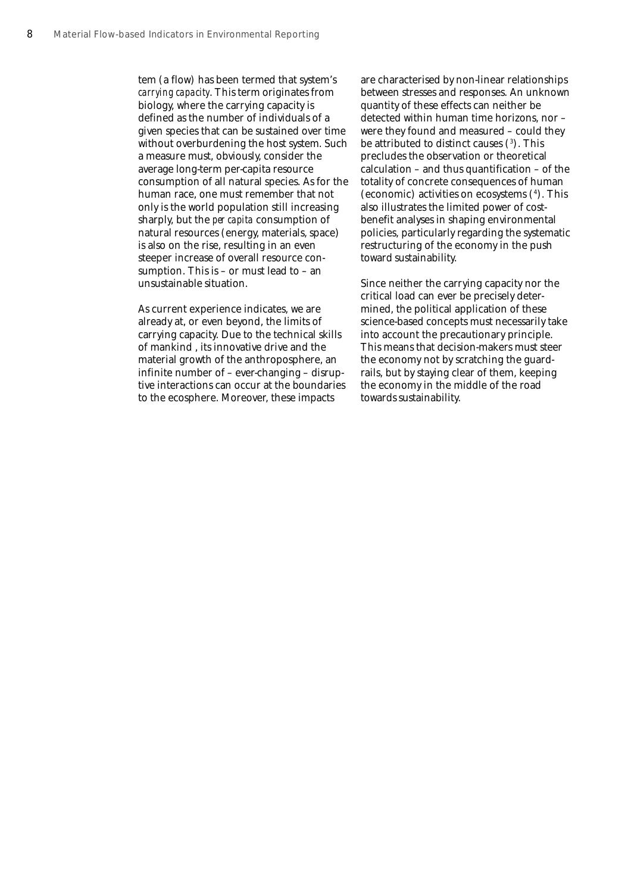tem (a flow) has been termed that system's *carrying capacity*. This term originates from biology, where the carrying capacity is defined as the number of individuals of a given species that can be sustained over time without overburdening the host system. Such a measure must, obviously, consider the average long-term per-capita resource consumption of all natural species. As for the human race, one must remember that not only is the world population still increasing sharply, but the *per capita* consumption of natural resources (energy, materials, space) is also on the rise, resulting in an even steeper increase of overall resource consumption. This is – or must lead to – an unsustainable situation.

As current experience indicates, we are already at, or even beyond, the limits of carrying capacity. Due to the technical skills of mankind , its innovative drive and the material growth of the anthroposphere, an infinite number of – ever-changing – disruptive interactions can occur at the boundaries to the ecosphere. Moreover, these impacts are characterised by non-linear relationships between stresses and responses. An unknown quantity of these effects can neither be detected within human time horizons, nor – were they found and measured – could they be attributed to distinct causes ([3]). This precludes the observation or theoretical calculation – and thus quantification – of the totality of concrete consequences of human (economic) activities on ecosystems ([4]). This also illustrates the limited power of cost-benefit analyses in shaping environmental policies, particularly regarding the systematic restructuring of the economy in the push toward sustainability.

Since neither the carrying capacity nor the critical load can ever be precisely determined, the political application of these science-based concepts must necessarily take into account the precautionary principle. This means that decision-makers must steer the economy not by scratching the guard-rails, but by staying clear of them, keeping the economy in the middle of the road towards sustainability.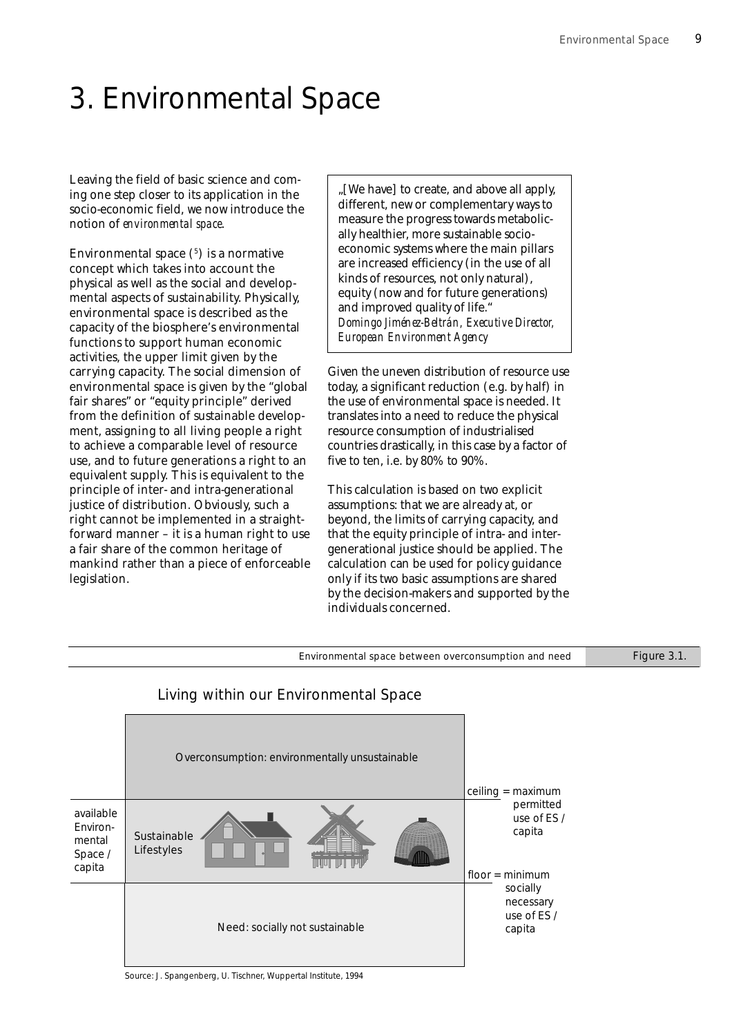# 3. Environmental Space

Leaving the field of basic science and coming one step closer to its application in the socio-economic field, we now introduce the notion of *environmental space*.

Environmental space ([5]) is a normative concept which takes into account the physical as well as the social and developmental aspects of sustainability. Physically, environmental space is described as the capacity of the biosphere's environmental functions to support human economic activities, the upper limit given by the carrying capacity. The social dimension of environmental space is given by the "global fair shares" or "equity principle" derived from the definition of sustainable development, assigning to all living people a right to achieve a comparable level of resource use, and to future generations a right to an equivalent supply. This is equivalent to the principle of inter- and intra-generational justice of distribution. Obviously, such a right cannot be implemented in a straightforward manner – it is a human right to use a fair share of the common heritage of mankind rather than a piece of enforceable legislation.

> „[We have] to create, and above all apply, different, new or complementary ways to measure the progress towards metabolically healthier, more sustainable socio-economic systems where the main pillars are increased efficiency (in the use of all kinds of resources, not only natural), equity (now and for future generations) and improved quality of life."
> *Domingo Jiménez-Beltrán, Executive Director, European Environment Agency*

Given the uneven distribution of resource use today, a significant reduction (e.g. by half) in the use of environmental space is needed. It translates into a need to reduce the physical resource consumption of industrialised countries drastically, in this case by a factor of five to ten, i.e. by 80% to 90%.

This calculation is based on two explicit assumptions: that we are already at, or beyond, the limits of carrying capacity, and that the equity principle of intra- and inter-generational justice should be applied. The calculation can be used for policy guidance only if its two basic assumptions are shared by the decision-makers and supported by the individuals concerned.

Environmental space between overconsumption and need — Figure 3.1.

Living within our Environmental Space

Overconsumption: environmentally unsustainable

ceiling = maximum permitted use of ES / capita

available Environmental Space / capita

Sustainable Lifestyles

floor = minimum socially necessary use of ES / capita

Need: socially not sustainable

Source: J. Spangenberg, U. Tischner, Wuppertal Institute, 1994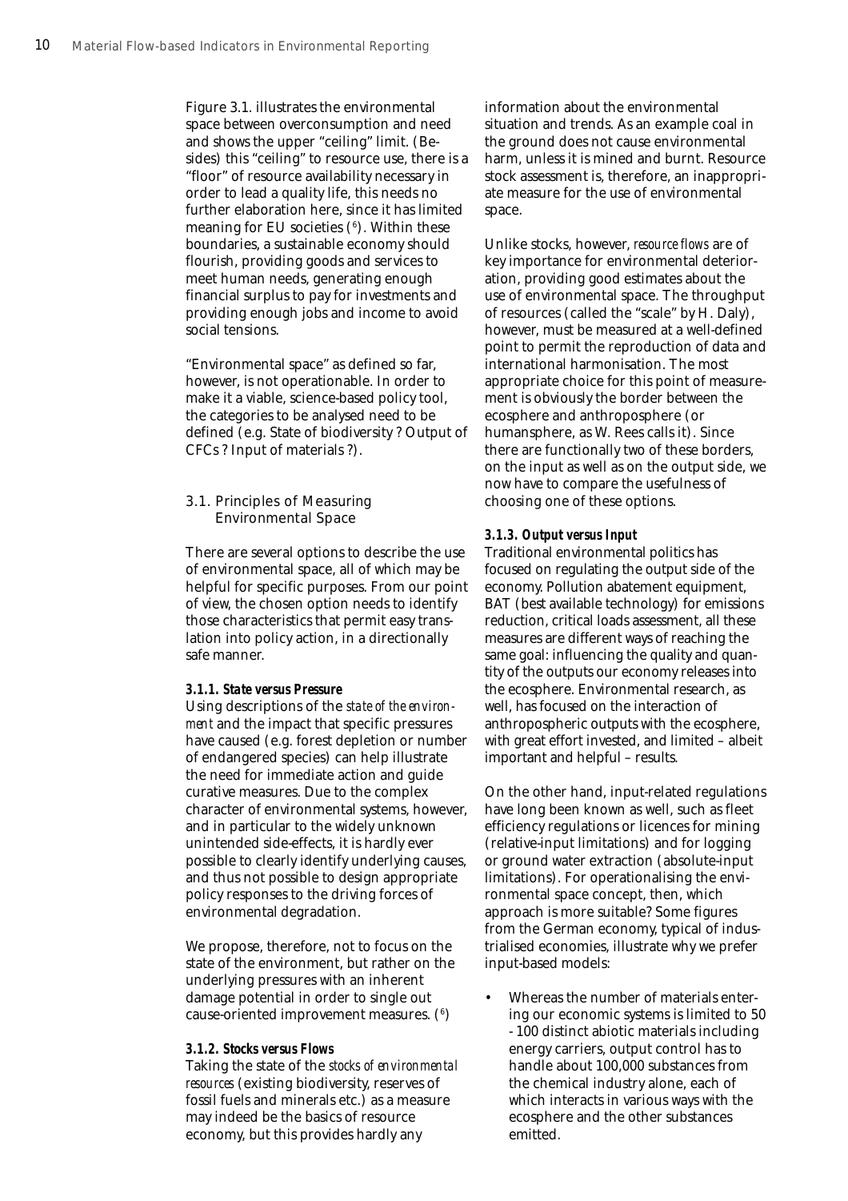Figure 3.1. illustrates the environmental space between overconsumption and need and shows the upper "ceiling" limit. (Besides) this "ceiling" to resource use, there is a "floor" of resource availability necessary in order to lead a quality life, this needs no further elaboration here, since it has limited meaning for EU societies ([6]). Within these boundaries, a sustainable economy should flourish, providing goods and services to meet human needs, generating enough financial surplus to pay for investments and providing enough jobs and income to avoid social tensions.

"Environmental space" as defined so far, however, is not operationable. In order to make it a viable, science-based policy tool, the categories to be analysed need to be defined (e.g. State of biodiversity ? Output of CFCs ? Input of materials ?).

## 3.1. Principles of Measuring Environmental Space

There are several options to describe the use of environmental space, all of which may be helpful for specific purposes. From our point of view, the chosen option needs to identify those characteristics that permit easy translation into policy action, in a directionally safe manner.

### 3.1.1. State versus Pressure

Using descriptions of the *state of the environment* and the impact that specific pressures have caused (e.g. forest depletion or number of endangered species) can help illustrate the need for immediate action and guide curative measures. Due to the complex character of environmental systems, however, and in particular to the widely unknown unintended side-effects, it is hardly ever possible to clearly identify underlying causes, and thus not possible to design appropriate policy responses to the driving forces of environmental degradation.

We propose, therefore, not to focus on the state of the environment, but rather on the underlying pressures with an inherent damage potential in order to single out cause-oriented improvement measures. ([6])

### 3.1.2. Stocks versus Flows

Taking the state of the *stocks of environmental resources* (existing biodiversity, reserves of fossil fuels and minerals etc.) as a measure may indeed be the basics of resource economy, but this provides hardly any information about the environmental situation and trends. As an example coal in the ground does not cause environmental harm, unless it is mined and burnt. Resource stock assessment is, therefore, an inappropriate measure for the use of environmental space.

Unlike stocks, however, *resource flows* are of key importance for environmental deterioration, providing good estimates about the use of environmental space. The throughput of resources (called the "scale" by H. Daly), however, must be measured at a well-defined point to permit the reproduction of data and international harmonisation. The most appropriate choice for this point of measurement is obviously the border between the ecosphere and anthroposphere (or humansphere, as W. Rees calls it). Since there are functionally two of these borders, on the input as well as on the output side, we now have to compare the usefulness of choosing one of these options.

### 3.1.3. Output versus Input

Traditional environmental politics has focused on regulating the output side of the economy. Pollution abatement equipment, BAT (best available technology) for emissions reduction, critical loads assessment, all these measures are different ways of reaching the same goal: influencing the quality and quantity of the outputs our economy releases into the ecosphere. Environmental research, as well, has focused on the interaction of anthropospheric outputs with the ecosphere, with great effort invested, and limited – albeit important and helpful – results.

On the other hand, input-related regulations have long been known as well, such as fleet efficiency regulations or licences for mining (relative-input limitations) and for logging or ground water extraction (absolute-input limitations). For operationalising the environmental space concept, then, which approach is more suitable? Some figures from the German economy, typical of industrialised economies, illustrate why we prefer input-based models:

- Whereas the number of materials entering our economic systems is limited to 50 - 100 distinct abiotic materials including energy carriers, output control has to handle about 100,000 substances from the chemical industry alone, each of which interacts in various ways with the ecosphere and the other substances emitted.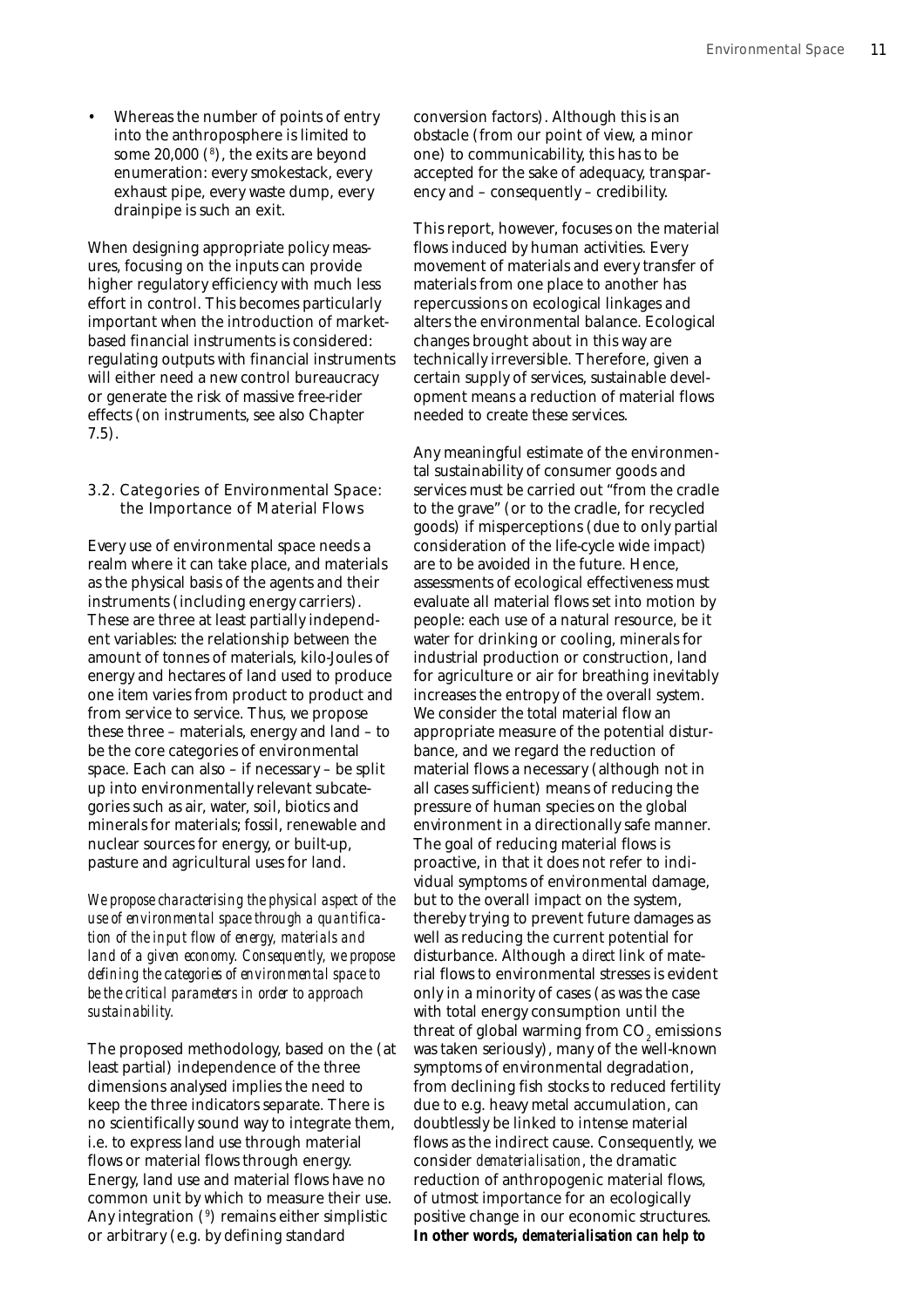- Whereas the number of points of entry into the anthroposphere is limited to some 20,000 ([8]), the exits are beyond enumeration: every smokestack, every exhaust pipe, every waste dump, every drainpipe is such an exit.

When designing appropriate policy measures, focusing on the inputs can provide higher regulatory efficiency with much less effort in control. This becomes particularly important when the introduction of market-based financial instruments is considered: regulating outputs with financial instruments will either need a new control bureaucracy or generate the risk of massive free-rider effects (on instruments, see also Chapter 7.5).

### 3.2. Categories of Environmental Space: the Importance of Material Flows

Every use of environmental space needs a realm where it can take place, and materials as the physical basis of the agents and their instruments (including energy carriers). These are three at least partially independent variables: the relationship between the amount of tonnes of materials, kilo-Joules of energy and hectares of land used to produce one item varies from product to product and from service to service. Thus, we propose these three – materials, energy and land – to be the core categories of environmental space. Each can also – if necessary – be split up into environmentally relevant subcategories such as air, water, soil, biotics and minerals for materials; fossil, renewable and nuclear sources for energy, or built-up, pasture and agricultural uses for land.

*We propose characterising the physical aspect of the use of environmental space through a quantification of the input flow of energy, materials and land of a given economy. Consequently, we propose defining the categories of environmental space to be the critical parameters in order to approach sustainability.*

The proposed methodology, based on the (at least partial) independence of the three dimensions analysed implies the need to keep the three indicators separate. There is no scientifically sound way to integrate them, i.e. to express land use through material flows or material flows through energy. Energy, land use and material flows have no common unit by which to measure their use. Any integration ([9]) remains either simplistic or arbitrary (e.g. by defining standard conversion factors). Although this is an obstacle (from our point of view, a minor one) to communicability, this has to be accepted for the sake of adequacy, transparency and – consequently – credibility.

This report, however, focuses on the material flows induced by human activities. Every movement of materials and every transfer of materials from one place to another has repercussions on ecological linkages and alters the environmental balance. Ecological changes brought about in this way are technically irreversible. Therefore, given a certain supply of services, sustainable development means a reduction of material flows needed to create these services.

Any meaningful estimate of the environmental sustainability of consumer goods and services must be carried out "from the cradle to the grave" (or to the cradle, for recycled goods) if misperceptions (due to only partial consideration of the life-cycle wide impact) are to be avoided in the future. Hence, assessments of ecological effectiveness must evaluate all material flows set into motion by people: each use of a natural resource, be it water for drinking or cooling, minerals for industrial production or construction, land for agriculture or air for breathing inevitably increases the entropy of the overall system. We consider the total material flow an appropriate measure of the potential disturbance, and we regard the reduction of material flows a necessary (although not in all cases sufficient) means of reducing the pressure of human species on the global environment in a directionally safe manner. The goal of reducing material flows is proactive, in that it does not refer to individual symptoms of environmental damage, but to the overall impact on the system, thereby trying to prevent future damages as well as reducing the current potential for disturbance. Although a *direct* link of material flows to environmental stresses is evident only in a minority of cases (as was the case with total energy consumption until the threat of global warming from $CO_2$ emissions was taken seriously), many of the well-known symptoms of environmental degradation, from declining fish stocks to reduced fertility due to e.g. heavy metal accumulation, can doubtlessly be linked to intense material flows as the indirect cause. Consequently, we consider *dematerialisation*, the dramatic reduction of anthropogenic material flows, of utmost importance for an ecologically positive change in our economic structures. **In other words, *dematerialisation can help to***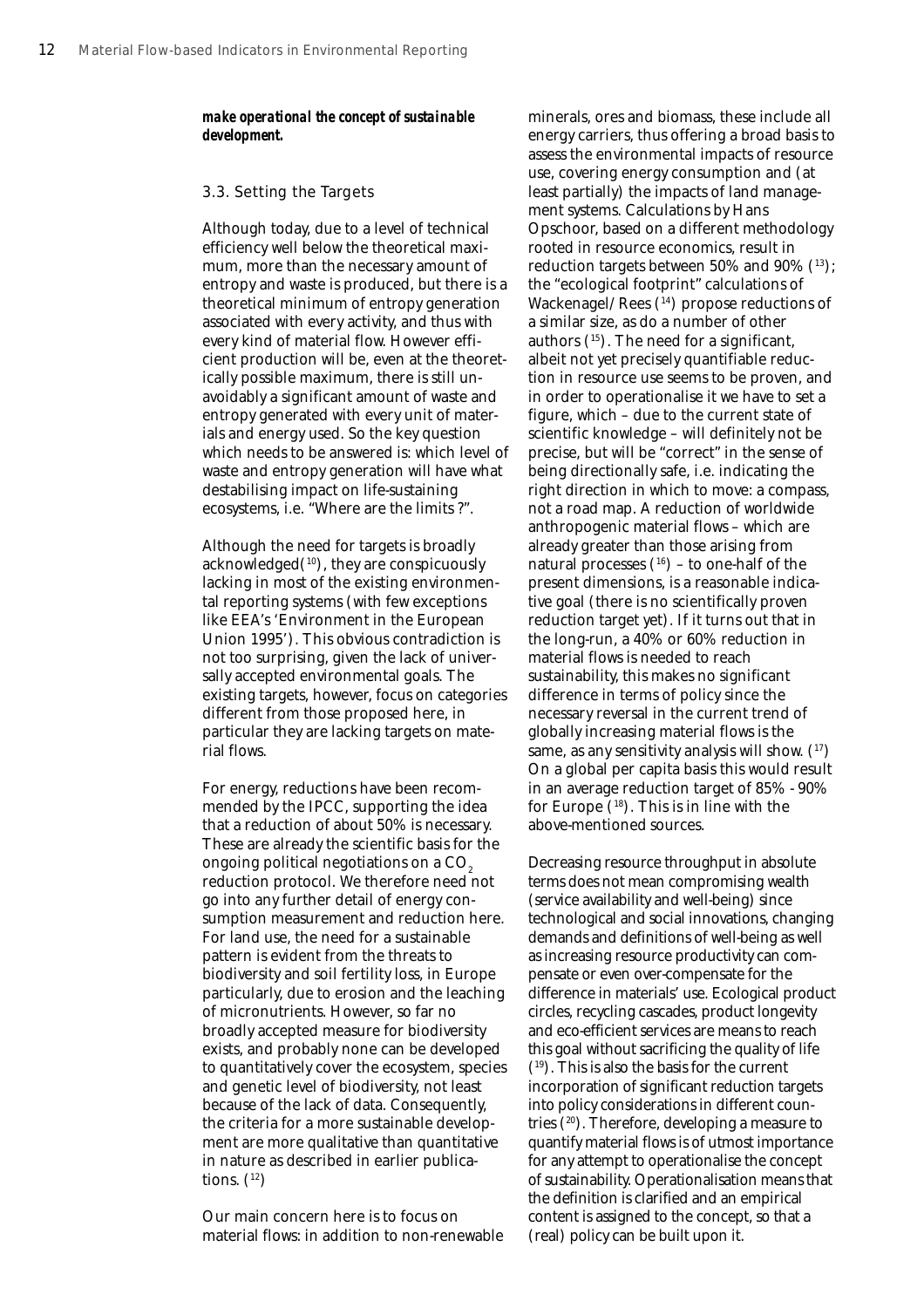***make operational* the concept of sustainable development.**

### 3.3. Setting the Targets

Although today, due to a level of technical efficiency well below the theoretical maximum, more than the necessary amount of entropy and waste is produced, but there is a theoretical minimum of entropy generation associated with every activity, and thus with every kind of material flow. However efficient production will be, even at the theoretically possible maximum, there is still unavoidably a significant amount of waste and entropy generated with every unit of materials and energy used. So the key question which needs to be answered is: which level of waste and entropy generation will have what destabilising impact on life-sustaining ecosystems, i.e. "Where are the limits ?".

Although the need for targets is broadly acknowledged([10]), they are conspicuously lacking in most of the existing environmental reporting systems (with few exceptions like EEA's 'Environment in the European Union 1995'). This obvious contradiction is not too surprising, given the lack of universally accepted environmental goals. The existing targets, however, focus on categories different from those proposed here, in particular they are lacking targets on material flows.

For energy, reductions have been recommended by the IPCC, supporting the idea that a reduction of about 50% is necessary. These are already the scientific basis for the ongoing political negotiations on a $CO_2$ reduction protocol. We therefore need not go into any further detail of energy consumption measurement and reduction here. For land use, the need for a sustainable pattern is evident from the threats to biodiversity and soil fertility loss, in Europe particularly, due to erosion and the leaching of micronutrients. However, so far no broadly accepted measure for biodiversity exists, and probably none can be developed to quantitatively cover the ecosystem, species and genetic level of biodiversity, not least because of the lack of data. Consequently, the criteria for a more sustainable development are more qualitative than quantitative in nature as described in earlier publications. ([12])

Our main concern here is to focus on material flows: in addition to non-renewable minerals, ores and biomass, these include all energy carriers, thus offering a broad basis to assess the environmental impacts of resource use, covering energy consumption and (at least partially) the impacts of land management systems. Calculations by Hans Opschoor, based on a different methodology rooted in resource economics, result in reduction targets between 50% and 90% ([13]); the "ecological footprint" calculations of Wackenagel/Rees ([14]) propose reductions of a similar size, as do a number of other authors ([15]). The need for a significant, albeit not yet precisely quantifiable reduction in resource use seems to be proven, and in order to operationalise it we have to set a figure, which – due to the current state of scientific knowledge – will definitely not be precise, but will be "correct" in the sense of being directionally safe, i.e. indicating the right direction in which to move: a compass, not a road map. A reduction of worldwide anthropogenic material flows – which are already greater than those arising from natural processes ([16]) – to one-half of the present dimensions, is a reasonable indicative goal (there is no scientifically proven reduction target yet). If it turns out that in the long-run, a 40% or 60% reduction in material flows is needed to reach sustainability, this makes no significant difference in terms of policy since the necessary reversal in the current trend of globally increasing material flows is the same, as any sensitivity analysis will show. ([17]) On a global per capita basis this would result in an average reduction target of 85% - 90% for Europe ([18]). This is in line with the above-mentioned sources.

Decreasing resource throughput in absolute terms does not mean compromising wealth (service availability and well-being) since technological and social innovations, changing demands and definitions of well-being as well as increasing resource productivity can compensate or even over-compensate for the difference in materials' use. Ecological product circles, recycling cascades, product longevity and eco-efficient services are means to reach this goal without sacrificing the quality of life ([19]). This is also the basis for the current incorporation of significant reduction targets into policy considerations in different countries ([20]). Therefore, developing a measure to quantify material flows is of utmost importance for any attempt to operationalise the concept of sustainability. Operationalisation means that the definition is clarified and an empirical content is assigned to the concept, so that a (real) policy can be built upon it.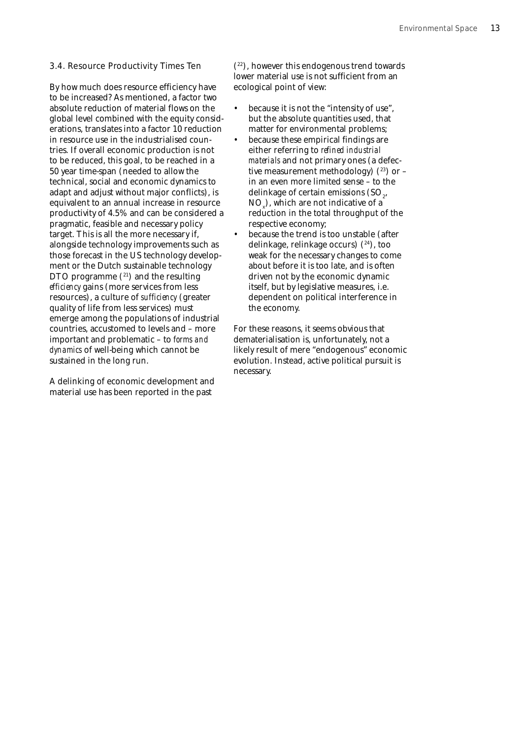### 3.4. Resource Productivity Times Ten

By how much does resource efficiency have to be increased? As mentioned, a factor two absolute reduction of material flows on the global level combined with the equity considerations, translates into a factor 10 reduction in resource use in the industrialised countries. If overall economic production is not to be reduced, this goal, to be reached in a 50 year time-span (needed to allow the technical, social and economic dynamics to adapt and adjust without major conflicts), is equivalent to an annual increase in resource productivity of 4.5% and can be considered a pragmatic, feasible and necessary policy target. This is all the more necessary if, alongside technology improvements such as those forecast in the US technology development or the Dutch sustainable technology DTO programme ([21]) and the resulting *efficiency* gains (more services from less resources), a culture of *sufficiency* (greater quality of life from less services) must emerge among the populations of industrial countries, accustomed to levels and – more important and problematic – to *forms and dynamics* of well-being which cannot be sustained in the long run.

A delinking of economic development and material use has been reported in the past ([22]), however this endogenous trend towards lower material use is not sufficient from an ecological point of view:

- because it is not the "intensity of use", but the absolute quantities used, that matter for environmental problems;
- because these empirical findings are either referring to *refined industrial materials* and not primary ones (a defective measurement methodology) ([23]) or – in an even more limited sense – to the delinkage of certain emissions ($SO_2$, $NO_x$), which are not indicative of a reduction in the total throughput of the respective economy;
- because the trend is too unstable (after delinkage, relinkage occurs) ([24]), too weak for the necessary changes to come about before it is too late, and is often driven not by the economic dynamic itself, but by legislative measures, i.e. dependent on political interference in the economy.

For these reasons, it seems obvious that dematerialisation is, unfortunately, not a likely result of mere "endogenous" economic evolution. Instead, active political pursuit is necessary.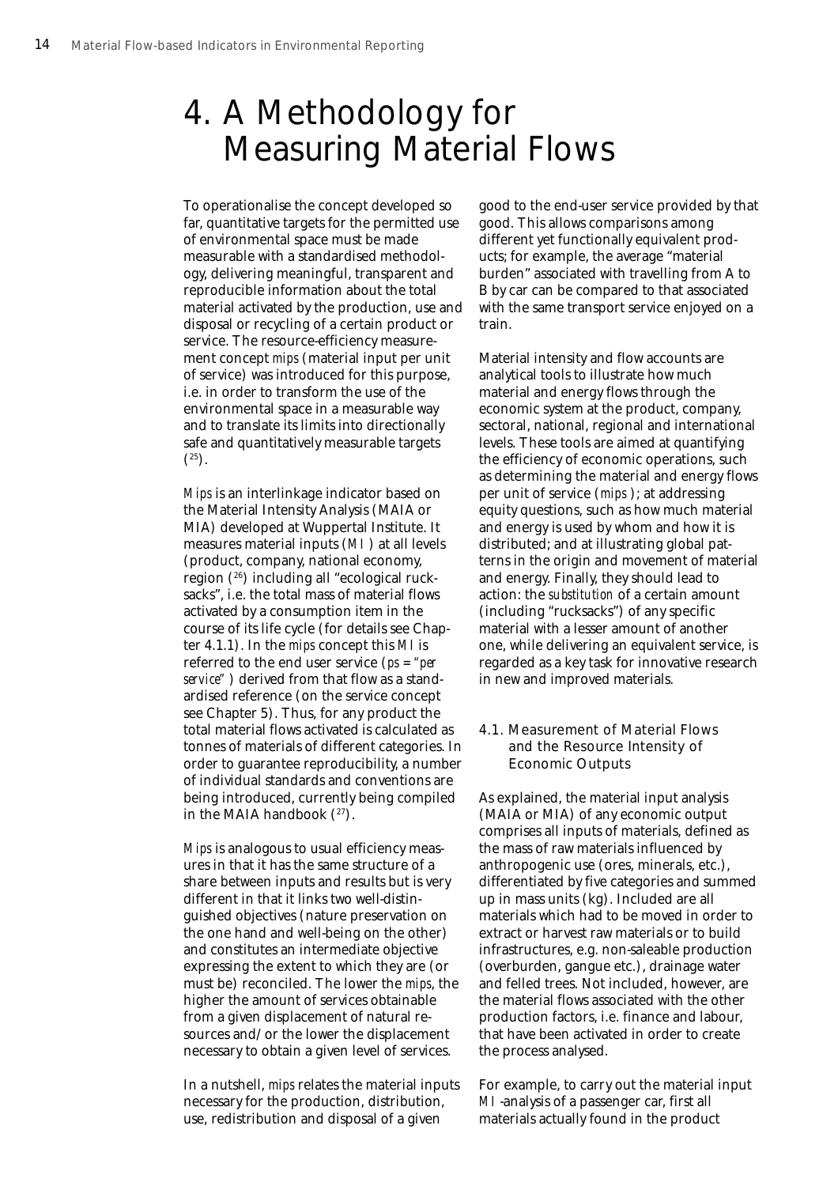# 4. A Methodology for Measuring Material Flows

To operationalise the concept developed so far, quantitative targets for the permitted use of environmental space must be made measurable with a standardised methodology, delivering meaningful, transparent and reproducible information about the total material activated by the production, use and disposal or recycling of a certain product or service. The resource-efficiency measurement concept *mips* (material input per unit of service) was introduced for this purpose, i.e. in order to transform the use of the environmental space in a measurable way and to translate its limits into directionally safe and quantitatively measurable targets ([25]).

*Mips* is an interlinkage indicator based on the Material Intensity Analysis (MAIA or MIA) developed at Wuppertal Institute. It measures material inputs (*MI*) at all levels (product, company, national economy, region ([26]) including all "ecological rucksacks", i.e. the total mass of material flows activated by a consumption item in the course of its life cycle (for details see Chapter 4.1.1). In the *mips* concept this *MI* is referred to the end user service (*ps* = "*per service*") derived from that flow as a standardised reference (on the service concept see Chapter 5). Thus, for any product the total material flows activated is calculated as tonnes of materials of different categories. In order to guarantee reproducibility, a number of individual standards and conventions are being introduced, currently being compiled in the MAIA handbook ([27]).

*Mips* is analogous to usual efficiency measures in that it has the same structure of a share between inputs and results but is very different in that it links two well-distinguished objectives (nature preservation on the one hand and well-being on the other) and constitutes an intermediate objective expressing the extent to which they are (or must be) reconciled. The lower the *mips*, the higher the amount of services obtainable from a given displacement of natural resources and/or the lower the displacement necessary to obtain a given level of services.

In a nutshell, *mips* relates the material inputs necessary for the production, distribution, use, redistribution and disposal of a given good to the end-user service provided by that good. This allows comparisons among different yet functionally equivalent products; for example, the average "material burden" associated with travelling from A to B by car can be compared to that associated with the same transport service enjoyed on a train.

Material intensity and flow accounts are analytical tools to illustrate how much material and energy flows through the economic system at the product, company, sectoral, national, regional and international levels. These tools are aimed at quantifying the efficiency of economic operations, such as determining the material and energy flows per unit of service (*mips*); at addressing equity questions, such as how much material and energy is used by whom and how it is distributed; and at illustrating global patterns in the origin and movement of material and energy. Finally, they should lead to action: the *substitution* of a certain amount (including "rucksacks") of any specific material with a lesser amount of another one, while delivering an equivalent service, is regarded as a key task for innovative research in new and improved materials.

## 4.1. Measurement of Material Flows and the Resource Intensity of Economic Outputs

As explained, the material input analysis (MAIA or MIA) of any economic output comprises all inputs of materials, defined as the mass of raw materials influenced by anthropogenic use (ores, minerals, etc.), differentiated by five categories and summed up in mass units (kg). Included are all materials which had to be moved in order to extract or harvest raw materials or to build infrastructures, e.g. non-saleable production (overburden, gangue etc.), drainage water and felled trees. Not included, however, are the material flows associated with the other production factors, i.e. finance and labour, that have been activated in order to create the process analysed.

For example, to carry out the material input *MI*-analysis of a passenger car, first all materials actually found in the product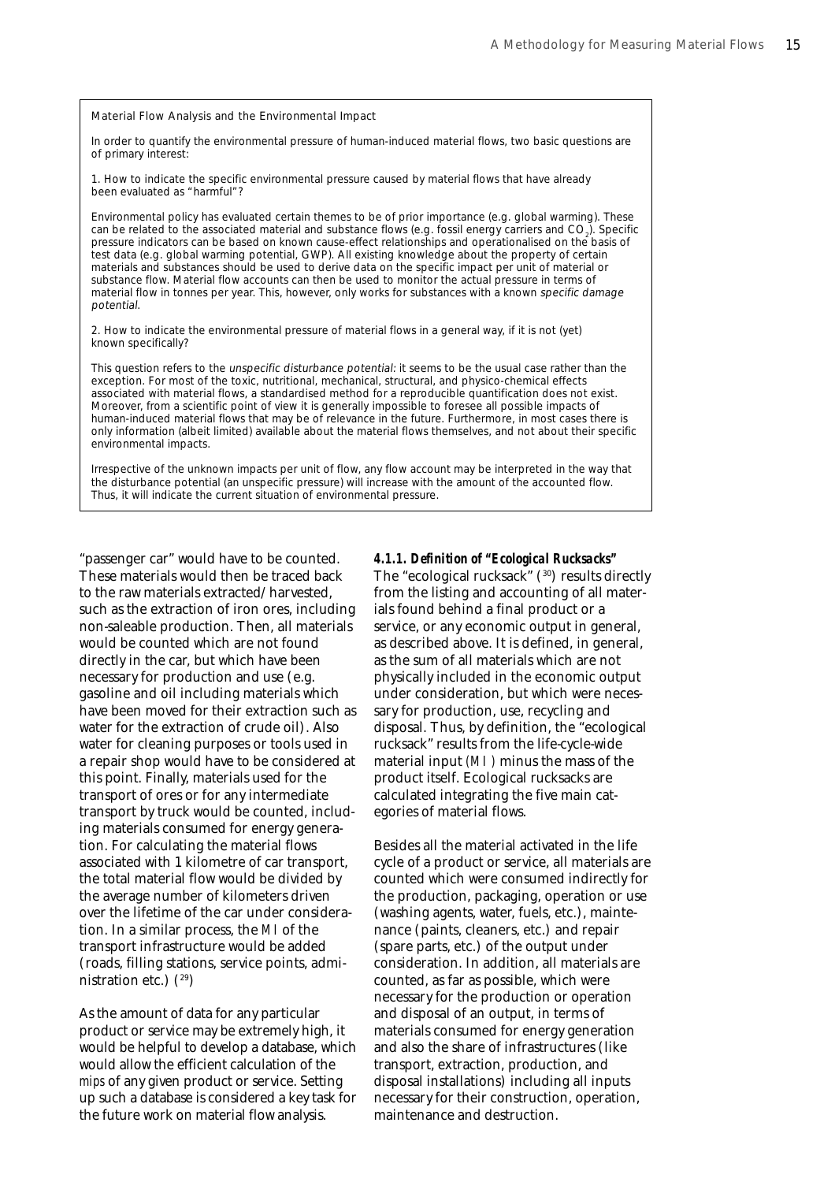Material Flow Analysis and the Environmental Impact

In order to quantify the environmental pressure of human-induced material flows, two basic questions are of primary interest:

1. How to indicate the specific environmental pressure caused by material flows that have already been evaluated as "harmful"?

Environmental policy has evaluated certain themes to be of prior importance (e.g. global warming). These can be related to the associated material and substance flows (e.g. fossil energy carriers and $CO_2$). Specific pressure indicators can be based on known cause-effect relationships and operationalised on the basis of test data (e.g. global warming potential, GWP). All existing knowledge about the property of certain materials and substances should be used to derive data on the specific impact per unit of material or substance flow. Material flow accounts can then be used to monitor the actual pressure in terms of material flow in tonnes per year. This, however, only works for substances with a known *specific damage potential*.

2. How to indicate the environmental pressure of material flows in a general way, if it is not (yet) known specifically?

This question refers to the *unspecific disturbance potential:* it seems to be the usual case rather than the exception. For most of the toxic, nutritional, mechanical, structural, and physico-chemical effects associated with material flows, a standardised method for a reproducible quantification does not exist. Moreover, from a scientific point of view it is generally impossible to foresee all possible impacts of human-induced material flows that may be of relevance in the future. Furthermore, in most cases there is only information (albeit limited) available about the material flows themselves, and not about their specific environmental impacts.

Irrespective of the unknown impacts per unit of flow, any flow account may be interpreted in the way that the disturbance potential (an unspecific pressure) will increase with the amount of the accounted flow. Thus, it will indicate the current situation of environmental pressure.

"passenger car" would have to be counted. These materials would then be traced back to the raw materials extracted/harvested, such as the extraction of iron ores, including non-saleable production. Then, all materials would be counted which are not found directly in the car, but which have been necessary for production and use (e.g. gasoline and oil including materials which have been moved for their extraction such as water for the extraction of crude oil). Also water for cleaning purposes or tools used in a repair shop would have to be considered at this point. Finally, materials used for the transport of ores or for any intermediate transport by truck would be counted, including materials consumed for energy generation. For calculating the material flows associated with 1 kilometre of car transport, the total material flow would be divided by the average number of kilometers driven over the lifetime of the car under consideration. In a similar process, the *MI* of the transport infrastructure would be added (roads, filling stations, service points, administration etc.) [29]

As the amount of data for any particular product or service may be extremely high, it would be helpful to develop a database, which would allow the efficient calculation of the *mips* of any given product or service. Setting up such a database is considered a key task for the future work on material flow analysis.

#### 4.1.1. Definition of "Ecological Rucksacks"

The "ecological rucksack" [30] results directly from the listing and accounting of all materials found behind a final product or a service, or any economic output in general, as described above. It is defined, in general, as the sum of all materials which are not physically included in the economic output under consideration, but which were necessary for production, use, recycling and disposal. Thus, by definition, the "ecological rucksack" results from the life-cycle-wide material input (*MI*) minus the mass of the product itself. Ecological rucksacks are calculated integrating the five main categories of material flows.

Besides all the material activated in the life cycle of a product or service, all materials are counted which were consumed indirectly for the production, packaging, operation or use (washing agents, water, fuels, etc.), maintenance (paints, cleaners, etc.) and repair (spare parts, etc.) of the output under consideration. In addition, all materials are counted, as far as possible, which were necessary for the production or operation and disposal of an output, in terms of materials consumed for energy generation and also the share of infrastructures (like transport, extraction, production, and disposal installations) including all inputs necessary for their construction, operation, maintenance and destruction.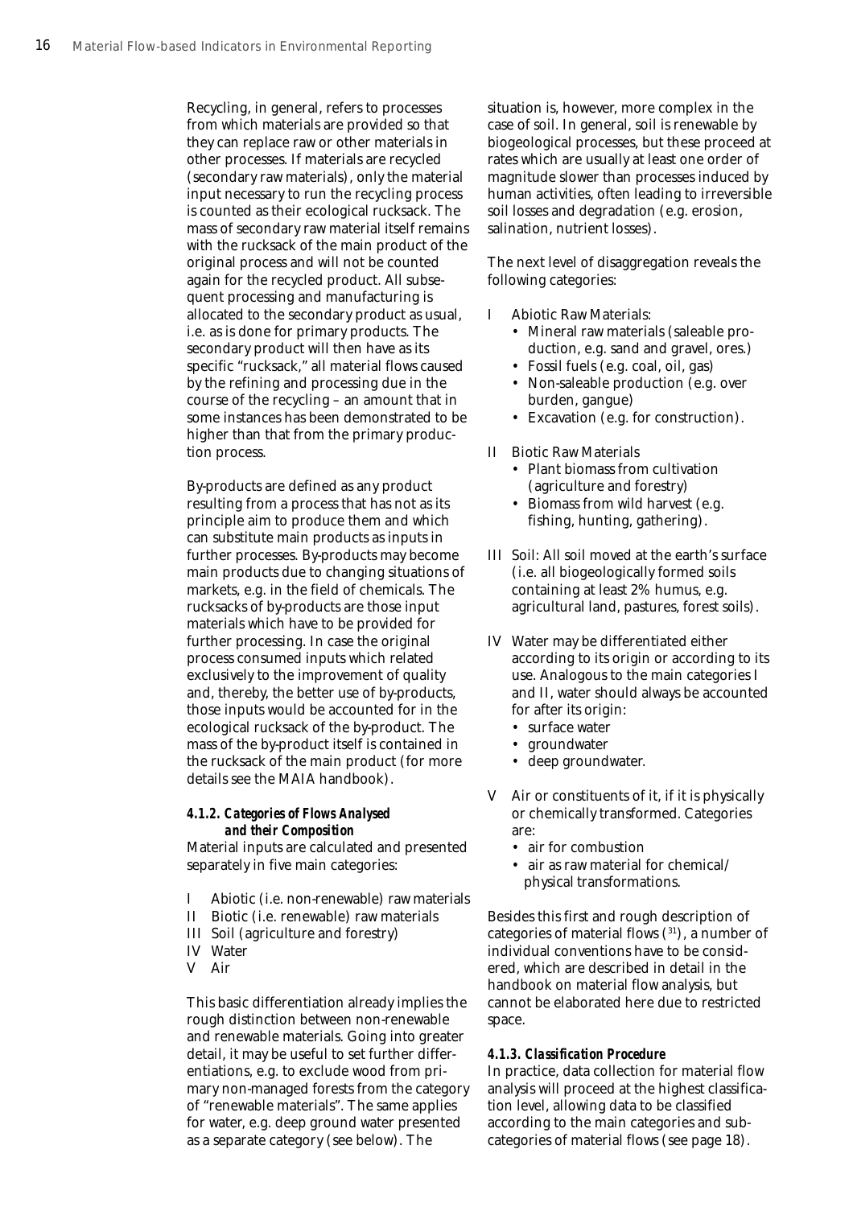Recycling, in general, refers to processes from which materials are provided so that they can replace raw or other materials in other processes. If materials are recycled (secondary raw materials), only the material input necessary to run the recycling process is counted as their ecological rucksack. The mass of secondary raw material itself remains with the rucksack of the main product of the original process and will not be counted again for the recycled product. All subsequent processing and manufacturing is allocated to the secondary product as usual, i.e. as is done for primary products. The secondary product will then have as its specific "rucksack," all material flows caused by the refining and processing due in the course of the recycling – an amount that in some instances has been demonstrated to be higher than that from the primary production process.

By-products are defined as any product resulting from a process that has not as its principle aim to produce them and which can substitute main products as inputs in further processes. By-products may become main products due to changing situations of markets, e.g. in the field of chemicals. The rucksacks of by-products are those input materials which have to be provided for further processing. In case the original process consumed inputs which related exclusively to the improvement of quality and, thereby, the better use of by-products, those inputs would be accounted for in the ecological rucksack of the by-product. The mass of the by-product itself is contained in the rucksack of the main product (for more details see the MAIA handbook).

#### *4.1.2. Categories of Flows Analysed and their Composition*

Material inputs are calculated and presented separately in five main categories:

- I Abiotic (i.e. non-renewable) raw materials
- II Biotic (i.e. renewable) raw materials
- III Soil (agriculture and forestry)
- IV Water
- V Air

This basic differentiation already implies the rough distinction between non-renewable and renewable materials. Going into greater detail, it may be useful to set further differentiations, e.g. to exclude wood from primary non-managed forests from the category of "renewable materials". The same applies for water, e.g. deep ground water presented as a separate category (see below). The situation is, however, more complex in the case of soil. In general, soil is renewable by biogeological processes, but these proceed at rates which are usually at least one order of magnitude slower than processes induced by human activities, often leading to irreversible soil losses and degradation (e.g. erosion, salination, nutrient losses).

The next level of disaggregation reveals the following categories:

- I Abiotic Raw Materials:
  - Mineral raw materials (saleable production, e.g. sand and gravel, ores.)
  - Fossil fuels (e.g. coal, oil, gas)
  - Non-saleable production (e.g. over burden, gangue)
  - Excavation (e.g. for construction).
- II Biotic Raw Materials
  - Plant biomass from cultivation (agriculture and forestry)
  - Biomass from wild harvest (e.g. fishing, hunting, gathering).
- III Soil: All soil moved at the earth's surface (i.e. all biogeologically formed soils containing at least 2% humus, e.g. agricultural land, pastures, forest soils).
- IV Water may be differentiated either according to its origin or according to its use. Analogous to the main categories I and II, water should always be accounted for after its origin:
  - surface water
  - groundwater
  - deep groundwater.
- V Air or constituents of it, if it is physically or chemically transformed. Categories are:
  - air for combustion
  - air as raw material for chemical/ physical transformations.

Besides this first and rough description of categories of material flows [31], a number of individual conventions have to be considered, which are described in detail in the handbook on material flow analysis, but cannot be elaborated here due to restricted space.

#### *4.1.3. Classification Procedure*

In practice, data collection for material flow analysis will proceed at the highest classification level, allowing data to be classified according to the main categories and subcategories of material flows (see page 18).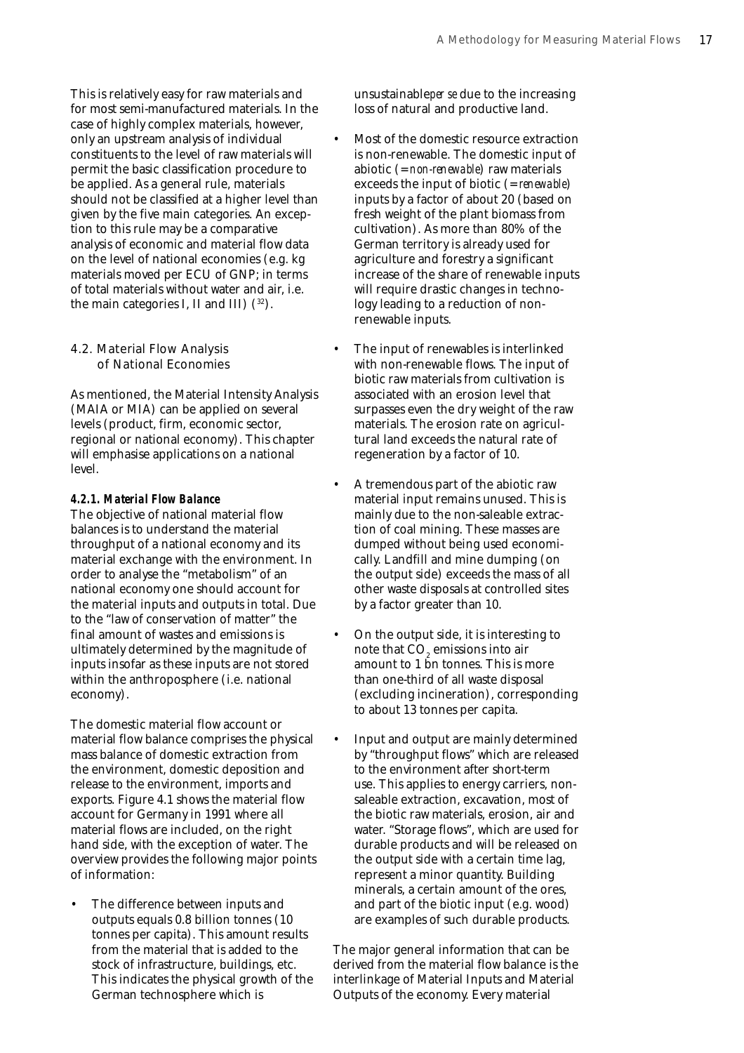This is relatively easy for raw materials and for most semi-manufactured materials. In the case of highly complex materials, however, only an upstream analysis of individual constituents to the level of raw materials will permit the basic classification procedure to be applied. As a general rule, materials should not be classified at a higher level than given by the five main categories. An exception to this rule may be a comparative analysis of economic and material flow data on the level of national economies (e.g. kg materials moved per ECU of GNP; in terms of total materials without water and air, i.e. the main categories I, II and III) ([32]).

## 4.2. Material Flow Analysis of National Economies

As mentioned, the Material Intensity Analysis (MAIA or MIA) can be applied on several levels (product, firm, economic sector, regional or national economy). This chapter will emphasise applications on a national level.

### *4.2.1. Material Flow Balance*

The objective of national material flow balances is to understand the material throughput of a national economy and its material exchange with the environment. In order to analyse the "metabolism" of an national economy one should account for the material inputs and outputs in total. Due to the "law of conservation of matter" the final amount of wastes and emissions is ultimately determined by the magnitude of inputs insofar as these inputs are not stored within the anthroposphere (i.e. national economy).

The domestic material flow account or material flow balance comprises the physical mass balance of domestic extraction from the environment, domestic deposition and release to the environment, imports and exports. Figure 4.1 shows the material flow account for Germany in 1991 where all material flows are included, on the right hand side, with the exception of water. The overview provides the following major points of information:

- The difference between inputs and outputs equals 0.8 billion tonnes (10 tonnes per capita). This amount results from the material that is added to the stock of infrastructure, buildings, etc. This indicates the physical growth of the German technosphere which is unsustainable *per se* due to the increasing loss of natural and productive land.
- Most of the domestic resource extraction is non-renewable. The domestic input of abiotic (= *non-renewable*) raw materials exceeds the input of biotic (= *renewable*) inputs by a factor of about 20 (based on fresh weight of the plant biomass from cultivation). As more than 80% of the German territory is already used for agriculture and forestry a significant increase of the share of renewable inputs will require drastic changes in technology leading to a reduction of non-renewable inputs.
- The input of renewables is interlinked with non-renewable flows. The input of biotic raw materials from cultivation is associated with an erosion level that surpasses even the dry weight of the raw materials. The erosion rate on agricultural land exceeds the natural rate of regeneration by a factor of 10.
- A tremendous part of the abiotic raw material input remains unused. This is mainly due to the non-saleable extraction of coal mining. These masses are dumped without being used economically. Landfill and mine dumping (on the output side) exceeds the mass of all other waste disposals at controlled sites by a factor greater than 10.
- On the output side, it is interesting to note that $CO_2$ emissions into air amount to 1 bn tonnes. This is more than one-third of all waste disposal (excluding incineration), corresponding to about 13 tonnes per capita.
- Input and output are mainly determined by "throughput flows" which are released to the environment after short-term use. This applies to energy carriers, non-saleable extraction, excavation, most of the biotic raw materials, erosion, air and water. "Storage flows", which are used for durable products and will be released on the output side with a certain time lag, represent a minor quantity. Building minerals, a certain amount of the ores, and part of the biotic input (e.g. wood) are examples of such durable products.

The major general information that can be derived from the material flow balance is the interlinkage of Material Inputs and Material Outputs of the economy. Every material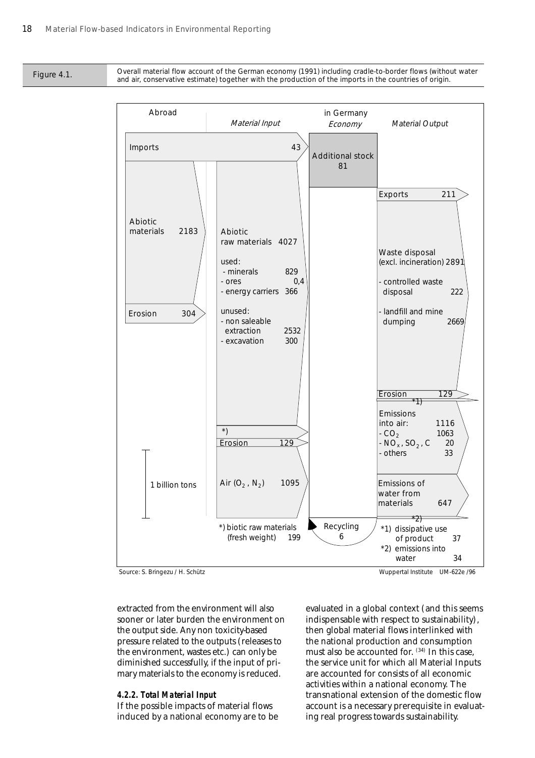Figure 4.1. Overall material flow account of the German economy (1991) including cradle-to-border flows (without water and air, conservative estimate) together with the production of the imports in the countries of origin.

Abroad

Material Input

in Germany

Economy

Material Output

Imports 43

Additional stock 81

Exports 211

Abiotic materials 2183

Erosion 304

Abiotic raw materials 4027

used:
- minerals 829
- ores 0,4
- energy carriers 366

unused:
- non saleable extraction 2532
- excavation 300

Waste disposal (excl. incineration) 2891

- controlled waste disposal 222

- landfill and mine dumping 2669

Erosion 129

*1)

Emissions into air: 1116
- $CO_2$ 1063
- $NO_x$, $SO_2$, C 20
- others 33

*)

Erosion 129

1 billion tons

Air ($O_2$, $N_2$) 1095

Emissions of water from materials 647

*2)

*) biotic raw materials (fresh weight) 199

Recycling 6

*1) dissipative use of product 37

*2) emissions into water 34

Source: S. Bringezu / H. Schütz

Wuppertal Institute UM-622e /96

extracted from the environment will also sooner or later burden the environment on the output side. Any non toxicity-based pressure related to the outputs (releases to the environment, wastes etc.) can only be diminished successfully, if the input of primary materials to the economy is reduced.

#### *4.2.2. Total Material Input*

If the possible impacts of material flows induced by a national economy are to be evaluated in a global context (and this seems indispensable with respect to sustainability), then global material flows interlinked with the national production and consumption must also be accounted for. [34] In this case, the service unit for which all Material Inputs are accounted for consists of all economic activities within a national economy. The transnational extension of the domestic flow account is a necessary prerequisite in evaluating real progress towards sustainability.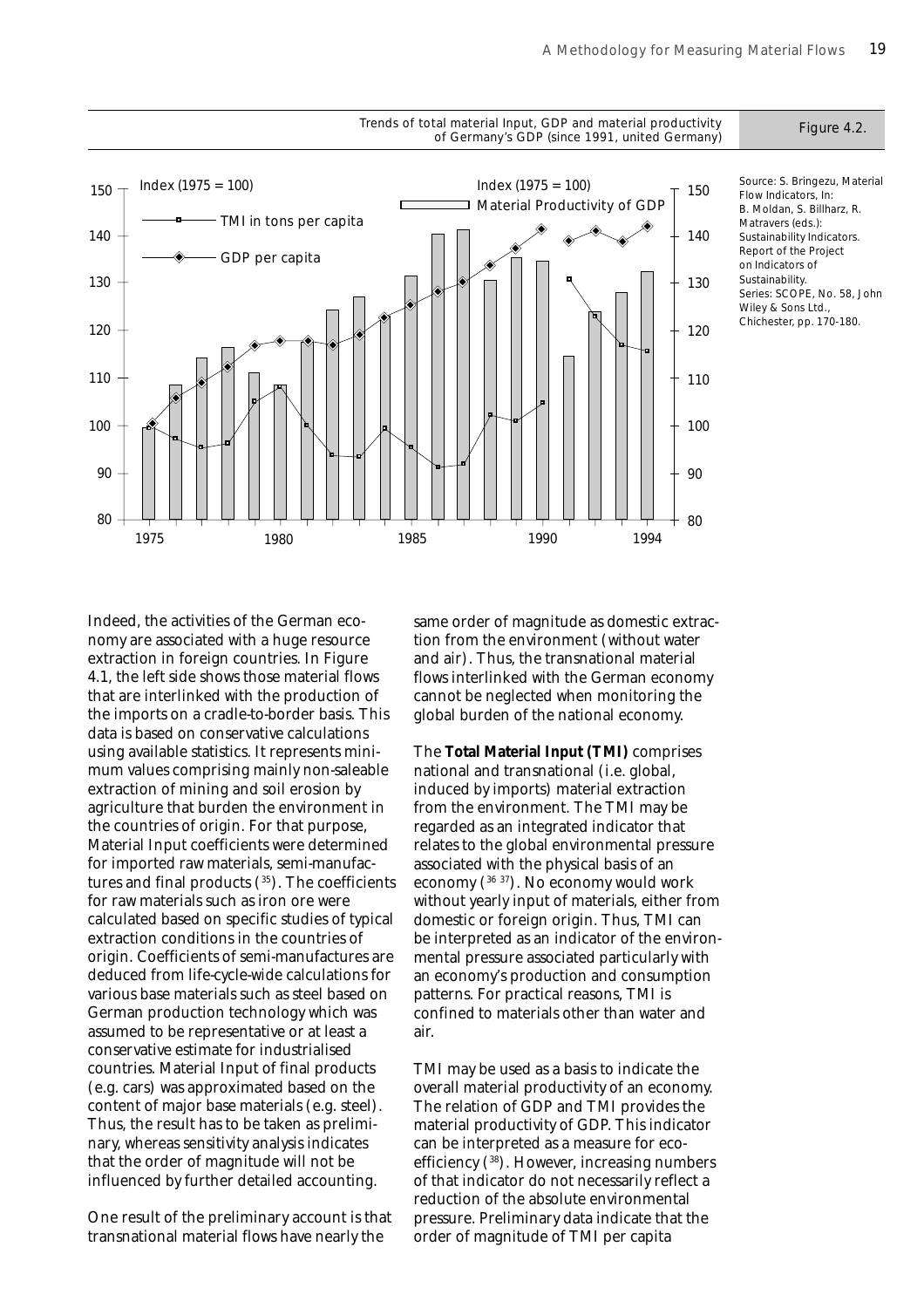Figure 4.2.

Trends of total material Input, GDP and material productivity of Germany's GDP (since 1991, united Germany)

Index (1975 = 100)

TMI in tons per capita

GDP per capita

Index (1975 = 100)

Material Productivity of GDP

150
140
130
120
110
100
90
80

1975
1980
1985
1990
1994

Source: S. Bringezu, Material Flow Indicators, In: B. Moldan, S. Billharz, R. Matravers (eds.): Sustainability Indicators. Report of the Project on Indicators of Sustainability. Series: SCOPE, No. 58, John Wiley & Sons Ltd., Chichester, pp. 170-180.

Indeed, the activities of the German economy are associated with a huge resource extraction in foreign countries. In Figure 4.1, the left side shows those material flows that are interlinked with the production of the imports on a cradle-to-border basis. This data is based on conservative calculations using available statistics. It represents minimum values comprising mainly non-saleable extraction of mining and soil erosion by agriculture that burden the environment in the countries of origin. For that purpose, Material Input coefficients were determined for imported raw materials, semi-manufactures and final products ([35]). The coefficients for raw materials such as iron ore were calculated based on specific studies of typical extraction conditions in the countries of origin. Coefficients of semi-manufactures are deduced from life-cycle-wide calculations for various base materials such as steel based on German production technology which was assumed to be representative or at least a conservative estimate for industrialised countries. Material Input of final products (e.g. cars) was approximated based on the content of major base materials (e.g. steel). Thus, the result has to be taken as preliminary, whereas sensitivity analysis indicates that the order of magnitude will not be influenced by further detailed accounting.

One result of the preliminary account is that transnational material flows have nearly the same order of magnitude as domestic extraction from the environment (without water and air). Thus, the transnational material flows interlinked with the German economy cannot be neglected when monitoring the global burden of the national economy.

The **Total Material Input (TMI)** comprises national and transnational (i.e. global, induced by imports) material extraction from the environment. The TMI may be regarded as an integrated indicator that relates to the global environmental pressure associated with the physical basis of an economy ([36 37]). No economy would work without yearly input of materials, either from domestic or foreign origin. Thus, TMI can be interpreted as an indicator of the environmental pressure associated particularly with an economy's production and consumption patterns. For practical reasons, TMI is confined to materials other than water and air.

TMI may be used as a basis to indicate the overall material productivity of an economy. The relation of GDP and TMI provides the material productivity of GDP. This indicator can be interpreted as a measure for eco-efficiency ([38]). However, increasing numbers of that indicator do not necessarily reflect a reduction of the absolute environmental pressure. Preliminary data indicate that the order of magnitude of TMI per capita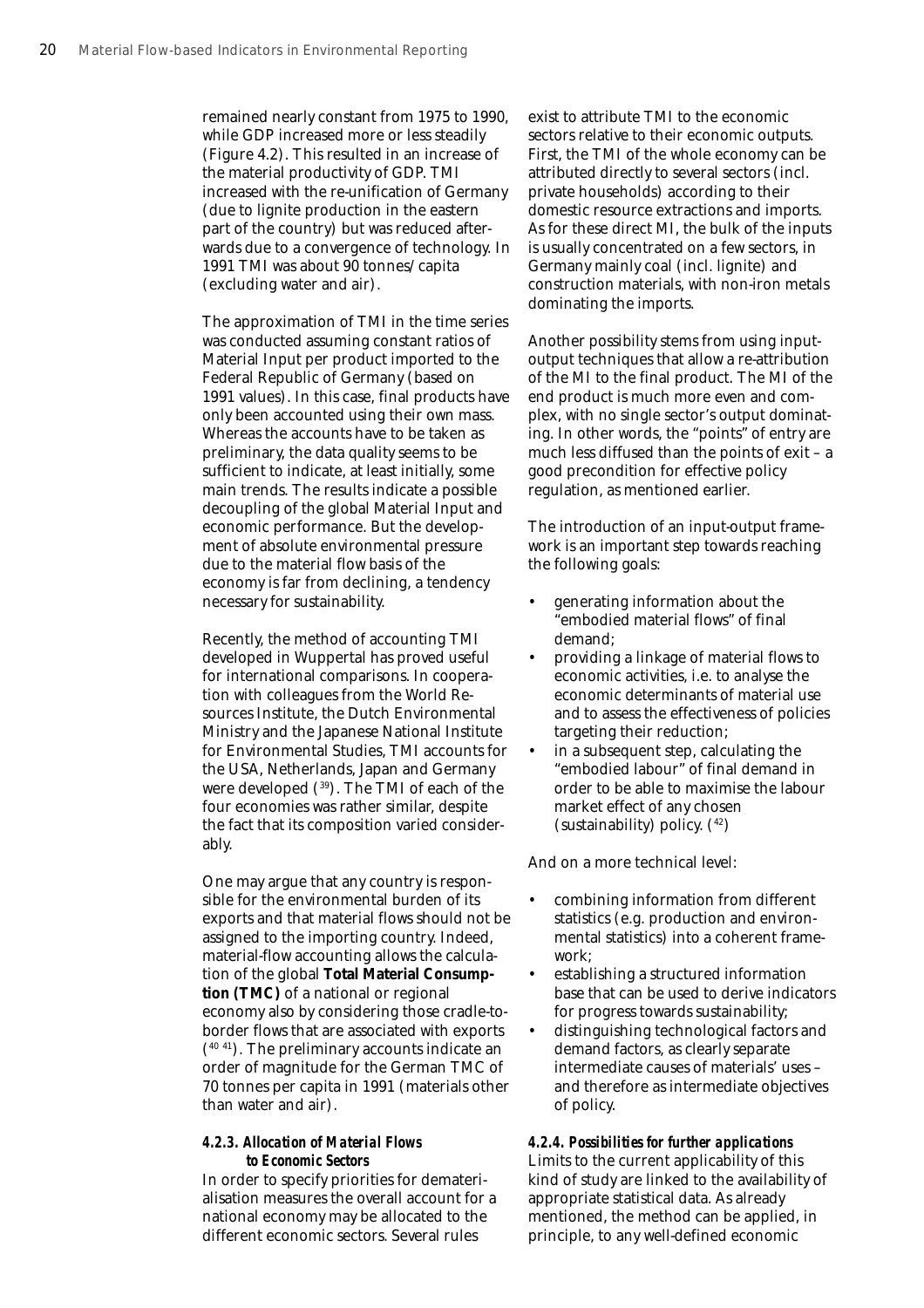remained nearly constant from 1975 to 1990, while GDP increased more or less steadily (Figure 4.2). This resulted in an increase of the material productivity of GDP. TMI increased with the re-unification of Germany (due to lignite production in the eastern part of the country) but was reduced afterwards due to a convergence of technology. In 1991 TMI was about 90 tonnes/capita (excluding water and air).

The approximation of TMI in the time series was conducted assuming constant ratios of Material Input per product imported to the Federal Republic of Germany (based on 1991 values). In this case, final products have only been accounted using their own mass. Whereas the accounts have to be taken as preliminary, the data quality seems to be sufficient to indicate, at least initially, some main trends. The results indicate a possible decoupling of the global Material Input and economic performance. But the development of absolute environmental pressure due to the material flow basis of the economy is far from declining, a tendency necessary for sustainability.

Recently, the method of accounting TMI developed in Wuppertal has proved useful for international comparisons. In cooperation with colleagues from the World Resources Institute, the Dutch Environmental Ministry and the Japanese National Institute for Environmental Studies, TMI accounts for the USA, Netherlands, Japan and Germany were developed ([39]). The TMI of each of the four economies was rather similar, despite the fact that its composition varied considerably.

One may argue that any country is responsible for the environmental burden of its exports and that material flows should not be assigned to the importing country. Indeed, material-flow accounting allows the calculation of the global **Total Material Consumption (TMC)** of a national or regional economy also by considering those cradle-to-border flows that are associated with exports ([40 41]). The preliminary accounts indicate an order of magnitude for the German TMC of 70 tonnes per capita in 1991 (materials other than water and air).

#### *4.2.3. Allocation of Material Flows to Economic Sectors*

In order to specify priorities for dematerialisation measures the overall account for a national economy may be allocated to the different economic sectors. Several rules exist to attribute TMI to the economic sectors relative to their economic outputs. First, the TMI of the whole economy can be attributed directly to several sectors (incl. private households) according to their domestic resource extractions and imports. As for these direct MI, the bulk of the inputs is usually concentrated on a few sectors, in Germany mainly coal (incl. lignite) and construction materials, with non-iron metals dominating the imports.

Another possibility stems from using input-output techniques that allow a re-attribution of the MI to the final product. The MI of the end product is much more even and complex, with no single sector's output dominating. In other words, the "points" of entry are much less diffused than the points of exit – a good precondition for effective policy regulation, as mentioned earlier.

The introduction of an input-output framework is an important step towards reaching the following goals:

- generating information about the "embodied material flows" of final demand;
- providing a linkage of material flows to economic activities, i.e. to analyse the economic determinants of material use and to assess the effectiveness of policies targeting their reduction;
- in a subsequent step, calculating the "embodied labour" of final demand in order to be able to maximise the labour market effect of any chosen (sustainability) policy. ([42])

And on a more technical level:

- combining information from different statistics (e.g. production and environmental statistics) into a coherent framework;
- establishing a structured information base that can be used to derive indicators for progress towards sustainability;
- distinguishing technological factors and demand factors, as clearly separate intermediate causes of materials' uses – and therefore as intermediate objectives of policy.

#### *4.2.4. Possibilities for further applications*

Limits to the current applicability of this kind of study are linked to the availability of appropriate statistical data. As already mentioned, the method can be applied, in principle, to any well-defined economic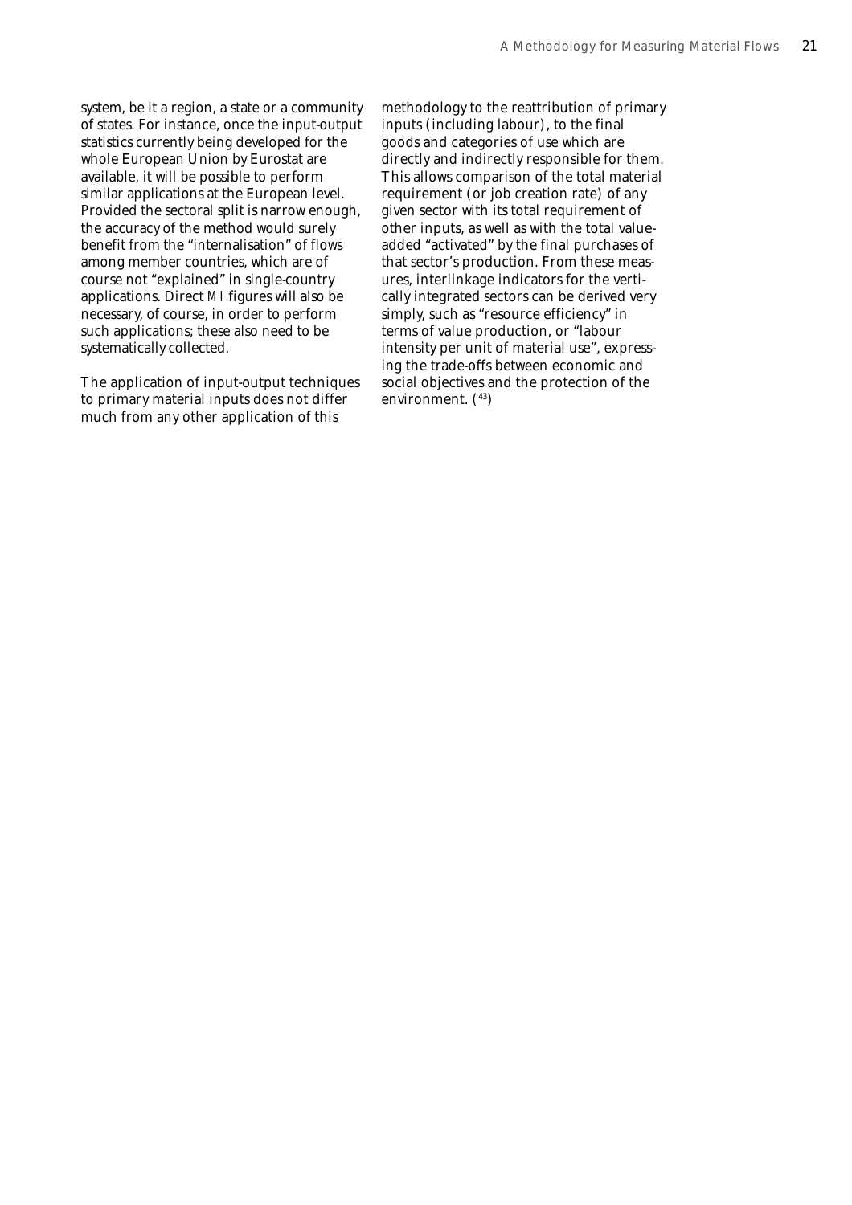system, be it a region, a state or a community of states. For instance, once the input-output statistics currently being developed for the whole European Union by Eurostat are available, it will be possible to perform similar applications at the European level. Provided the sectoral split is narrow enough, the accuracy of the method would surely benefit from the "internalisation" of flows among member countries, which are of course not "explained" in single-country applications. Direct *MI* figures will also be necessary, of course, in order to perform such applications; these also need to be systematically collected.

The application of input-output techniques to primary material inputs does not differ much from any other application of this methodology to the reattribution of primary inputs (including labour), to the final goods and categories of use which are directly and indirectly responsible for them. This allows comparison of the total material requirement (or job creation rate) of any given sector with its total requirement of other inputs, as well as with the total value-added "activated" by the final purchases of that sector's production. From these measures, interlinkage indicators for the vertically integrated sectors can be derived very simply, such as "resource efficiency" in terms of value production, or "labour intensity per unit of material use", expressing the trade-offs between economic and social objectives and the protection of the environment. ([43])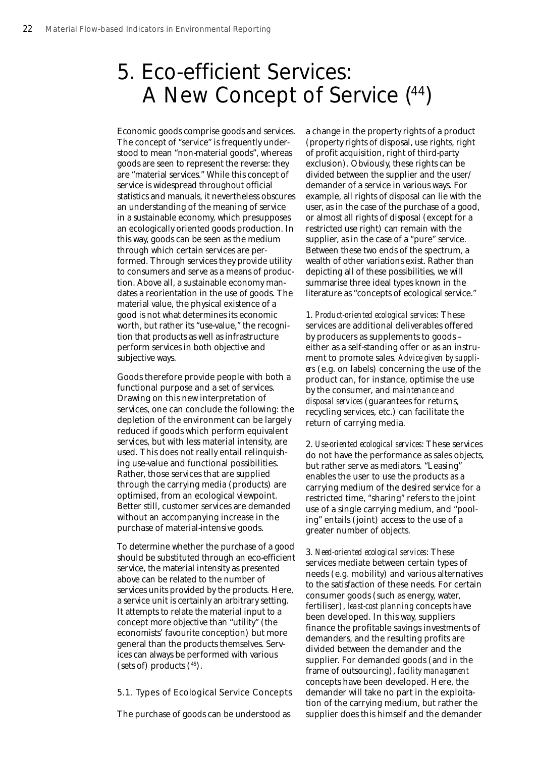# 5. Eco-efficient Services: A New Concept of Service [44]

Economic goods comprise goods and services. The concept of "service" is frequently understood to mean "non-material goods", whereas goods are seen to represent the reverse: they are "material services." While this concept of service is widespread throughout official statistics and manuals, it nevertheless obscures an understanding of the meaning of service in a sustainable economy, which presupposes an ecologically oriented goods production. In this way, goods can be seen as the medium through which certain services are performed. Through services they provide utility to consumers and serve as a means of production. Above all, a sustainable economy mandates a reorientation in the use of goods. The material value, the physical existence of a good is not what determines its economic worth, but rather its "use-value," the recognition that products as well as infrastructure perform services in both objective and subjective ways.

Goods therefore provide people with both a functional purpose and a set of services. Drawing on this new interpretation of services, one can conclude the following: the depletion of the environment can be largely reduced if goods which perform equivalent services, but with less material intensity, are used. This does not really entail relinquishing use-value and functional possibilities. Rather, those services that are supplied through the carrying media (products) are optimised, from an ecological viewpoint. Better still, customer services are demanded without an accompanying increase in the purchase of material-intensive goods.

To determine whether the purchase of a good should be substituted through an eco-efficient service, the material intensity as presented above can be related to the number of services units provided by the products. Here, a service unit is certainly an arbitrary setting. It attempts to relate the material input to a concept more objective than "utility" (the economists' favourite conception) but more general than the products themselves. Services can always be performed with various (sets of) products [45].

## 5.1. Types of Ecological Service Concepts

The purchase of goods can be understood as a change in the property rights of a product (property rights of disposal, use rights, right of profit acquisition, right of third-party exclusion). Obviously, these rights can be divided between the supplier and the user/demander of a service in various ways. For example, all rights of disposal can lie with the user, as in the case of the purchase of a good, or almost all rights of disposal (except for a restricted use right) can remain with the supplier, as in the case of a "pure" service. Between these two ends of the spectrum, a wealth of other variations exist. Rather than depicting all of these possibilities, we will summarise three ideal types known in the literature as "concepts of ecological service."

1. *Product-oriented ecological services*: These services are additional deliverables offered by producers as supplements to goods – either as a self-standing offer or as an instrument to promote sales. *Advice given by suppliers* (e.g. on labels) concerning the use of the product can, for instance, optimise the use by the consumer, and *maintenance and disposal services* (guarantees for returns, recycling services, etc.) can facilitate the return of carrying media.

2. *Use-oriented ecological services*: These services do not have the performance as sales objects, but rather serve as mediators. "Leasing" enables the user to use the products as a carrying medium of the desired service for a restricted time, "sharing" refers to the joint use of a single carrying medium, and "pooling" entails (joint) access to the use of a greater number of objects.

3. *Need-oriented ecological services*: These services mediate between certain types of needs (e.g. mobility) and various alternatives to the satisfaction of these needs. For certain consumer goods (such as energy, water, fertiliser), *least-cost planning* concepts have been developed. In this way, suppliers finance the profitable savings investments of demanders, and the resulting profits are divided between the demander and the supplier. For demanded goods (and in the frame of outsourcing), *facility management* concepts have been developed. Here, the demander will take no part in the exploitation of the carrying medium, but rather the supplier does this himself and the demander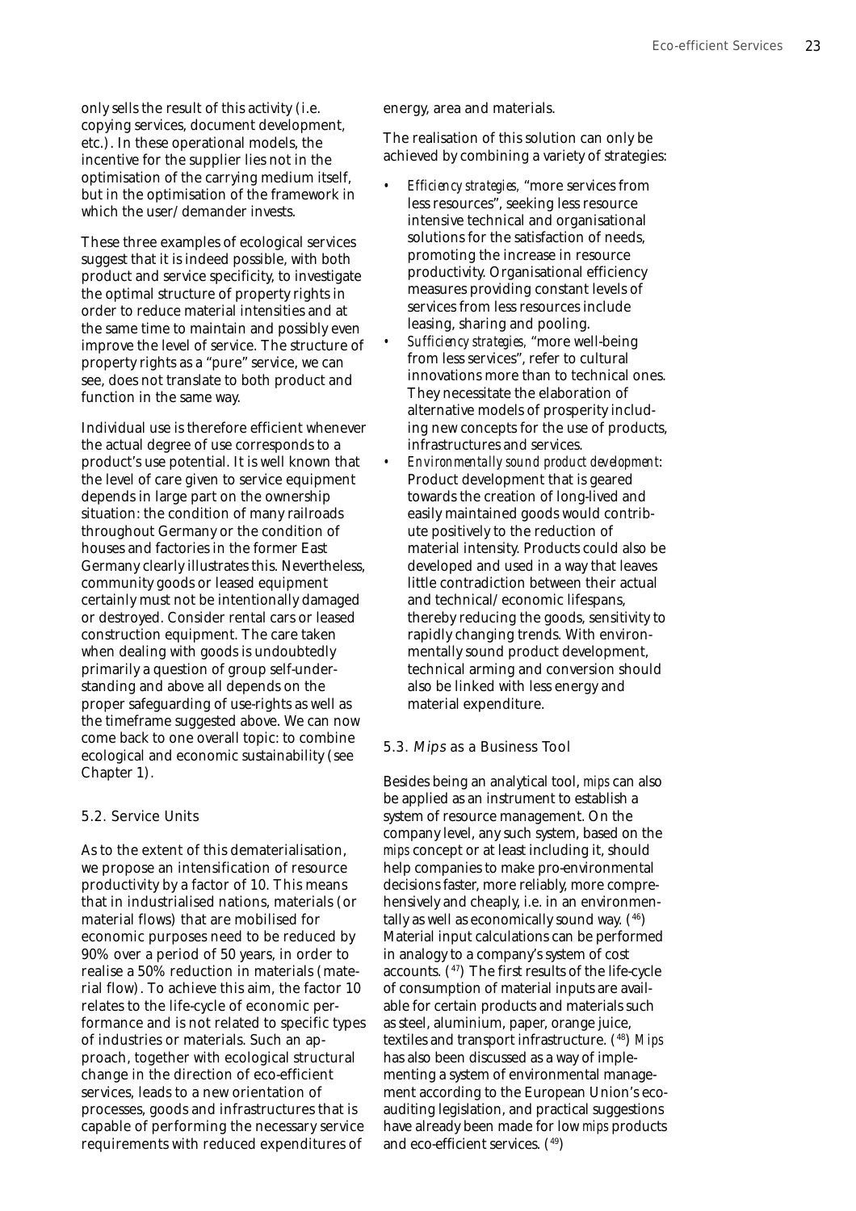only sells the result of this activity (i.e. copying services, document development, etc.). In these operational models, the incentive for the supplier lies not in the optimisation of the carrying medium itself, but in the optimisation of the framework in which the user/demander invests.

These three examples of ecological services suggest that it is indeed possible, with both product and service specificity, to investigate the optimal structure of property rights in order to reduce material intensities and at the same time to maintain and possibly even improve the level of service. The structure of property rights as a "pure" service, we can see, does not translate to both product and function in the same way.

Individual use is therefore efficient whenever the actual degree of use corresponds to a product's use potential. It is well known that the level of care given to service equipment depends in large part on the ownership situation: the condition of many railroads throughout Germany or the condition of houses and factories in the former East Germany clearly illustrates this. Nevertheless, community goods or leased equipment certainly must not be intentionally damaged or destroyed. Consider rental cars or leased construction equipment. The care taken when dealing with goods is undoubtedly primarily a question of group self-understanding and above all depends on the proper safeguarding of use-rights as well as the timeframe suggested above. We can now come back to one overall topic: to combine ecological and economic sustainability (see Chapter 1).

## 5.2. Service Units

As to the extent of this dematerialisation, we propose an intensification of resource productivity by a factor of 10. This means that in industrialised nations, materials (or material flows) that are mobilised for economic purposes need to be reduced by 90% over a period of 50 years, in order to realise a 50% reduction in materials (material flow). To achieve this aim, the factor 10 relates to the life-cycle of economic performance and is not related to specific types of industries or materials. Such an approach, together with ecological structural change in the direction of eco-efficient services, leads to a new orientation of processes, goods and infrastructures that is capable of performing the necessary service requirements with reduced expenditures of energy, area and materials.

The realisation of this solution can only be achieved by combining a variety of strategies:

- *Efficiency strategies*, "more services from less resources", seeking less resource intensive technical and organisational solutions for the satisfaction of needs, promoting the increase in resource productivity. Organisational efficiency measures providing constant levels of services from less resources include leasing, sharing and pooling.
- *Sufficiency strategies*, "more well-being from less services", refer to cultural innovations more than to technical ones. They necessitate the elaboration of alternative models of prosperity including new concepts for the use of products, infrastructures and services.
- *Environmentally sound product development*: Product development that is geared towards the creation of long-lived and easily maintained goods would contribute positively to the reduction of material intensity. Products could also be developed and used in a way that leaves little contradiction between their actual and technical/economic lifespans, thereby reducing the goods, sensitivity to rapidly changing trends. With environmentally sound product development, technical arming and conversion should also be linked with less energy and material expenditure.

## 5.3. *Mips* as a Business Tool

Besides being an analytical tool, *mips* can also be applied as an instrument to establish a system of resource management. On the company level, any such system, based on the *mips* concept or at least including it, should help companies to make pro-environmental decisions faster, more reliably, more comprehensively and cheaply, i.e. in an environmentally as well as economically sound way. ([46]) Material input calculations can be performed in analogy to a company's system of cost accounts. ([47]) The first results of the life-cycle of consumption of material inputs are available for certain products and materials such as steel, aluminium, paper, orange juice, textiles and transport infrastructure. ([48]) *Mips* has also been discussed as a way of implementing a system of environmental management according to the European Union's eco-auditing legislation, and practical suggestions have already been made for low *mips* products and eco-efficient services. ([49])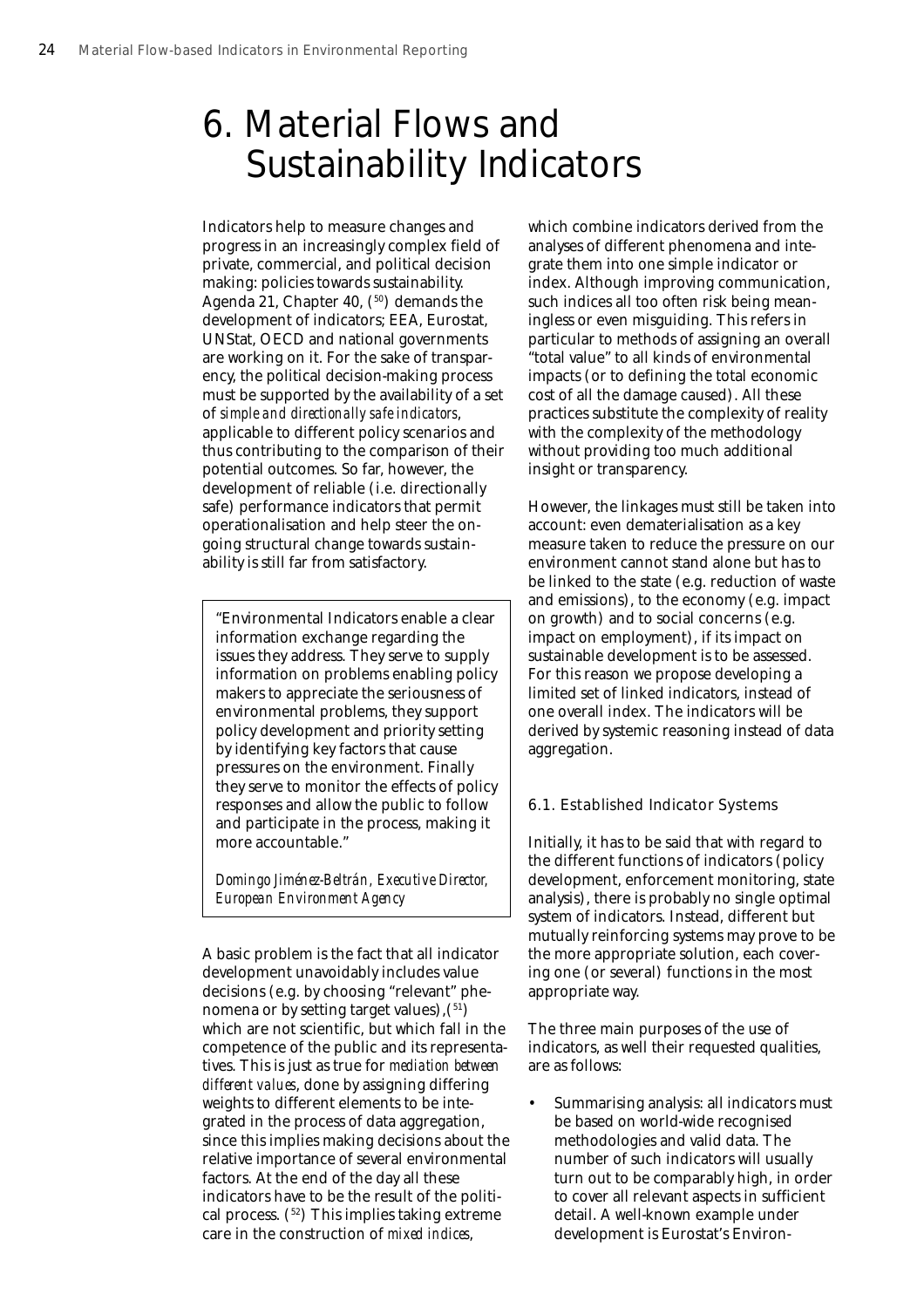# 6. Material Flows and Sustainability Indicators

Indicators help to measure changes and progress in an increasingly complex field of private, commercial, and political decision making: policies towards sustainability. Agenda 21, Chapter 40, [50] demands the development of indicators; EEA, Eurostat, UNStat, OECD and national governments are working on it. For the sake of transparency, the political decision-making process must be supported by the availability of a set of *simple and directionally safe indicators*, applicable to different policy scenarios and thus contributing to the comparison of their potential outcomes. So far, however, the development of reliable (i.e. directionally safe) performance indicators that permit operationalisation and help steer the ongoing structural change towards sustainability is still far from satisfactory.

> "Environmental Indicators enable a clear information exchange regarding the issues they address. They serve to supply information on problems enabling policy makers to appreciate the seriousness of environmental problems, they support policy development and priority setting by identifying key factors that cause pressures on the environment. Finally they serve to monitor the effects of policy responses and allow the public to follow and participate in the process, making it more accountable."
>
> *Domingo Jiménez-Beltrán, Executive Director, European Environment Agency*

A basic problem is the fact that all indicator development unavoidably includes value decisions (e.g. by choosing "relevant" phenomena or by setting target values),[51] which are not scientific, but which fall in the competence of the public and its representatives. This is just as true for *mediation between different values*, done by assigning differing weights to different elements to be integrated in the process of data aggregation, since this implies making decisions about the relative importance of several environmental factors. At the end of the day all these indicators have to be the result of the political process. [52] This implies taking extreme care in the construction of *mixed indices*, which combine indicators derived from the analyses of different phenomena and integrate them into one simple indicator or index. Although improving communication, such indices all too often risk being meaningless or even misguiding. This refers in particular to methods of assigning an overall "total value" to all kinds of environmental impacts (or to defining the total economic cost of all the damage caused). All these practices substitute the complexity of reality with the complexity of the methodology without providing too much additional insight or transparency.

However, the linkages must still be taken into account: even dematerialisation as a key measure taken to reduce the pressure on our environment cannot stand alone but has to be linked to the state (e.g. reduction of waste and emissions), to the economy (e.g. impact on growth) and to social concerns (e.g. impact on employment), if its impact on sustainable development is to be assessed. For this reason we propose developing a limited set of linked indicators, instead of one overall index. The indicators will be derived by systemic reasoning instead of data aggregation.

## 6.1. Established Indicator Systems

Initially, it has to be said that with regard to the different functions of indicators (policy development, enforcement monitoring, state analysis), there is probably no single optimal system of indicators. Instead, different but mutually reinforcing systems may prove to be the more appropriate solution, each covering one (or several) functions in the most appropriate way.

The three main purposes of the use of indicators, as well their requested qualities, are as follows:

- Summarising analysis: all indicators must be based on world-wide recognised methodologies and valid data. The number of such indicators will usually turn out to be comparably high, in order to cover all relevant aspects in sufficient detail. A well-known example under development is Eurostat's Environ-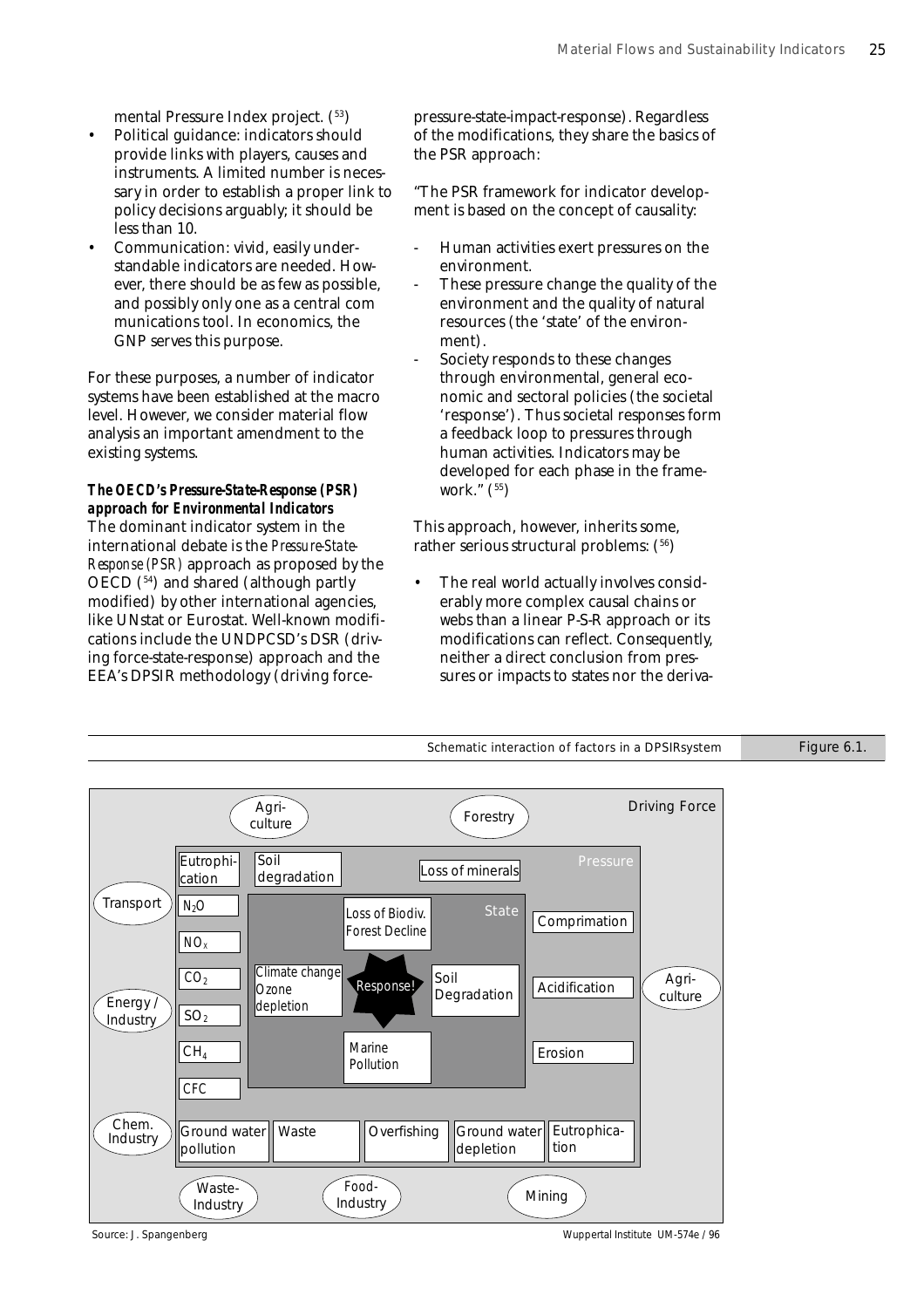mental Pressure Index project. ([53])

- Political guidance: indicators should provide links with players, causes and instruments. A limited number is necessary in order to establish a proper link to policy decisions arguably; it should be less than 10.
- Communication: vivid, easily understandable indicators are needed. However, there should be as few as possible, and possibly only one as a central com munications tool. In economics, the GNP serves this purpose.

For these purposes, a number of indicator systems have been established at the macro level. However, we consider material flow analysis an important amendment to the existing systems.

**The OECD's Pressure-State-Response (PSR) approach for Environmental Indicators**

The dominant indicator system in the international debate is the *Pressure-State-Response (PSR)* approach as proposed by the OECD ([54]) and shared (although partly modified) by other international agencies, like UNstat or Eurostat. Well-known modifications include the UNDPCSD's DSR (driving force-state-response) approach and the EEA's DPSIR methodology (driving force-pressure-state-impact-response). Regardless of the modifications, they share the basics of the PSR approach:

"The PSR framework for indicator development is based on the concept of causality:

- Human activities exert pressures on the environment.
- These pressure change the quality of the environment and the quality of natural resources (the 'state' of the environment).
- Society responds to these changes through environmental, general economic and sectoral policies (the societal 'response'). Thus societal responses form a feedback loop to pressures through human activities. Indicators may be developed for each phase in the framework." ([55])

This approach, however, inherits some, rather serious structural problems: ([56])

- The real world actually involves considerably more complex causal chains or webs than a linear P-S-R approach or its modifications can reflect. Consequently, neither a direct conclusion from pressures or impacts to states nor the deriva-

Schematic interaction of factors in a DPSIRsystem — Figure 6.1.

Driving Force
Agri-culture
Forestry
Transport
Energy / Industry
Chem. Industry
Agri-culture
Waste-Industry
Food-Industry
Mining

Pressure
Eutrophi-cation
Soil degradation
Loss of minerals
$N_2O$
$NO_x$
$CO_2$
$SO_2$
$CH_4$
CFC
Comprimation
Acidification
Erosion
Ground water pollution
Waste
Overfishing
Ground water depletion
Eutrophica-tion

State
Loss of Biodiv. Forest Decline
Climate change Ozone depletion
Response!
Soil Degradation
Marine Pollution

Source: J. Spangenberg

Wuppertal Institute UM-574e / 96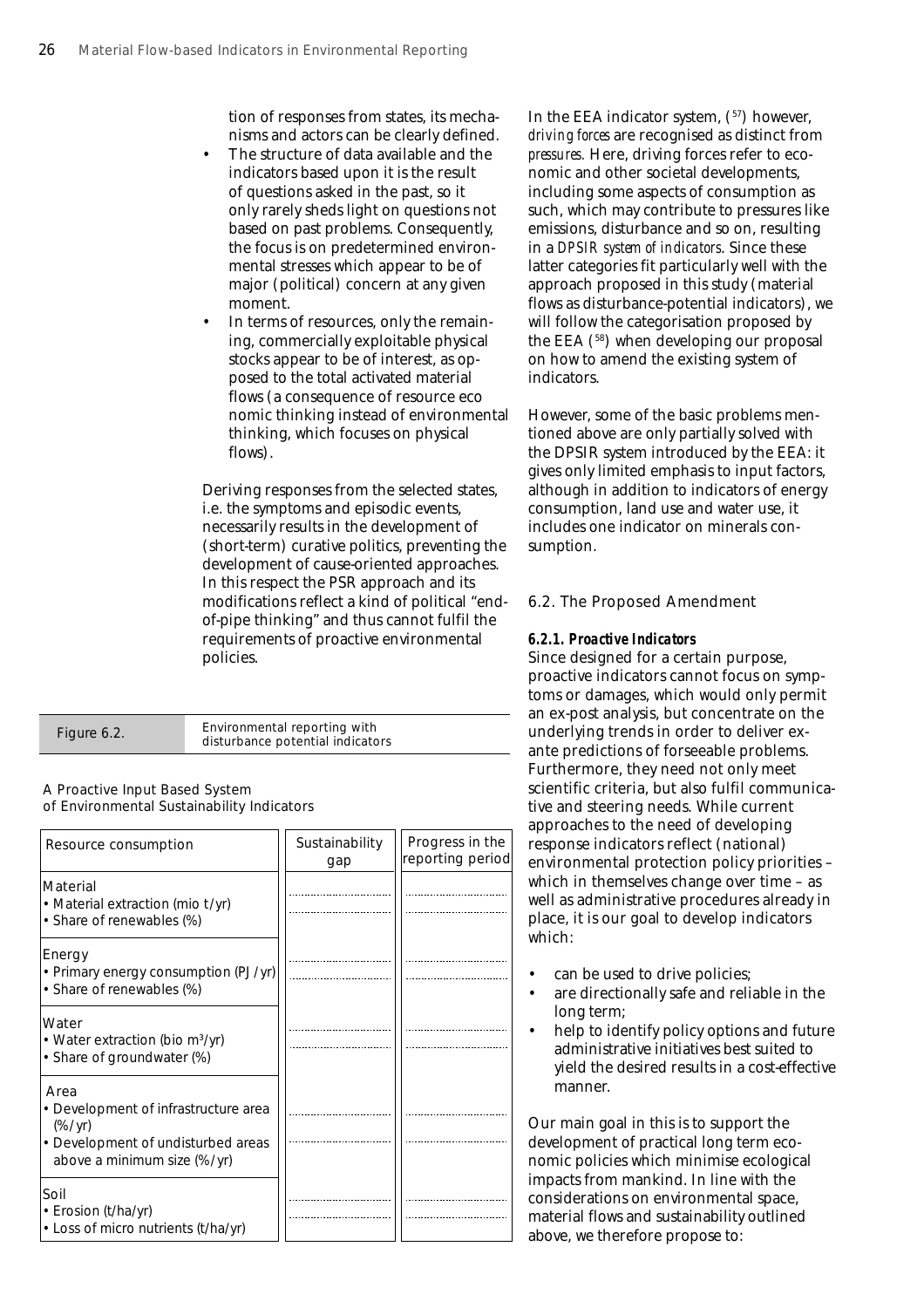tion of responses from states, its mechanisms and actors can be clearly defined.

- The structure of data available and the indicators based upon it is the result of questions asked in the past, so it only rarely sheds light on questions not based on past problems. Consequently, the focus is on predetermined environmental stresses which appear to be of major (political) concern at any given moment.
- In terms of resources, only the remaining, commercially exploitable physical stocks appear to be of interest, as opposed to the total activated material flows (a consequence of resource eco nomic thinking instead of environmental thinking, which focuses on physical flows).

Deriving responses from the selected states, i.e. the symptoms and episodic events, necessarily results in the development of (short-term) curative politics, preventing the development of cause-oriented approaches. In this respect the PSR approach and its modifications reflect a kind of political "end-of-pipe thinking" and thus cannot fulfil the requirements of proactive environmental policies.

Figure 6.2. Environmental reporting with disturbance potential indicators

A Proactive Input Based System of Environmental Sustainability Indicators

| Resource consumption | Sustainability gap | Progress in the reporting period |
|---|---|---|
| **Material** | | |
| • Material extraction (mio t/yr) | ................ | ................ |
| • Share of renewables (%) | ................ | ................ |
| **Energy** | | |
| • Primary energy consumption (PJ/yr) | ................ | ................ |
| • Share of renewables (%) | ................ | ................ |
| **Water** | | |
| • Water extraction (bio m³/yr) | ................ | ................ |
| • Share of groundwater (%) | ................ | ................ |
| **Area** | | |
| • Development of infrastructure area (%/yr) | ................ | ................ |
| • Development of undisturbed areas above a minimum size (%/yr) | ................ | ................ |
| **Soil** | | |
| • Erosion (t/ha/yr) | ................ | ................ |
| • Loss of micro nutrients (t/ha/yr) | ................ | ................ |

In the EEA indicator system, [57] however, *driving forces* are recognised as distinct from *pressures*. Here, driving forces refer to economic and other societal developments, including some aspects of consumption as such, which may contribute to pressures like emissions, disturbance and so on, resulting in a *DPSIR system of indicators*. Since these latter categories fit particularly well with the approach proposed in this study (material flows as disturbance-potential indicators), we will follow the categorisation proposed by the EEA [58] when developing our proposal on how to amend the existing system of indicators.

However, some of the basic problems mentioned above are only partially solved with the DPSIR system introduced by the EEA: it gives only limited emphasis to input factors, although in addition to indicators of energy consumption, land use and water use, it includes one indicator on minerals consumption.

## 6.2. The Proposed Amendment

### *6.2.1. Proactive Indicators*

Since designed for a certain purpose, proactive indicators cannot focus on symptoms or damages, which would only permit an ex-post analysis, but concentrate on the underlying trends in order to deliver ex-ante predictions of forseeable problems. Furthermore, they need not only meet scientific criteria, but also fulfil communicative and steering needs. While current approaches to the need of developing response indicators reflect (national) environmental protection policy priorities – which in themselves change over time – as well as administrative procedures already in place, it is our goal to develop indicators which:

- can be used to drive policies;
- are directionally safe and reliable in the long term;
- help to identify policy options and future administrative initiatives best suited to yield the desired results in a cost-effective manner.

Our main goal in this is to support the development of practical long term economic policies which minimise ecological impacts from mankind. In line with the considerations on environmental space, material flows and sustainability outlined above, we therefore propose to: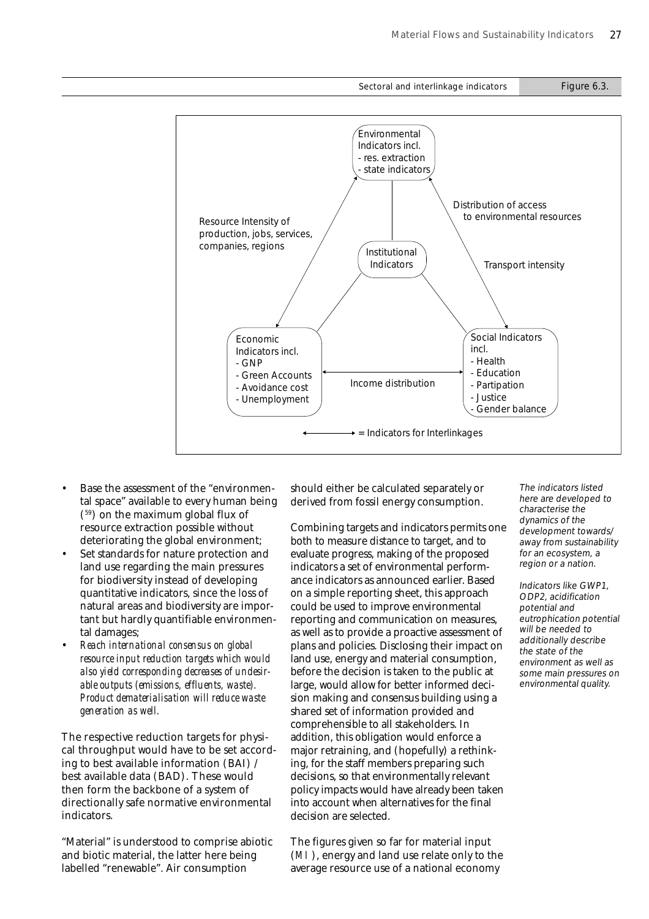Sectoral and interlinkage indicators — Figure 6.3.

Environmental Indicators incl.
- res. extraction
- state indicators

Resource Intensity of production, jobs, services, companies, regions

Distribution of access to environmental resources

Institutional Indicators

Transport intensity

Economic Indicators incl.
- GNP
- Green Accounts
- Avoidance cost
- Unemployment

Income distribution

Social Indicators incl.
- Health
- Education
- Partipation
- Justice
- Gender balance

⟷ = Indicators for Interlinkages

- Base the assessment of the "environmental space" available to every human being ([59]) on the maximum global flux of resource extraction possible without deteriorating the global environment;
- Set standards for nature protection and land use regarding the main pressures for biodiversity instead of developing quantitative indicators, since the loss of natural areas and biodiversity are important but hardly quantifiable environmental damages;
- *Reach international consensus on global resource input reduction targets which would also yield corresponding decreases of undesirable outputs (emissions, effluents, waste). Product dematerialisation will reduce waste generation as well.*

The respective reduction targets for physical throughput would have to be set according to best available information (BAI) / best available data (BAD). These would then form the backbone of a system of directionally safe normative environmental indicators.

"Material" is understood to comprise abiotic and biotic material, the latter here being labelled "renewable". Air consumption should either be calculated separately or derived from fossil energy consumption.

Combining targets and indicators permits one both to measure distance to target, and to evaluate progress, making of the proposed indicators a set of environmental performance indicators as announced earlier. Based on a simple reporting sheet, this approach could be used to improve environmental reporting and communication on measures, as well as to provide a proactive assessment of plans and policies. Disclosing their impact on land use, energy and material consumption, before the decision is taken to the public at large, would allow for better informed decision making and consensus building using a shared set of information provided and comprehensible to all stakeholders. In addition, this obligation would enforce a major retraining, and (hopefully) a rethinking, for the staff members preparing such decisions, so that environmentally relevant policy impacts would have already been taken into account when alternatives for the final decision are selected.

The figures given so far for material input (*MI*), energy and land use relate only to the average resource use of a national economy

*The indicators listed here are developed to characterise the dynamics of the development towards/away from sustainability for an ecosystem, a region or a nation.*

*Indicators like GWP1, ODP2, acidification potential and eutrophication potential will be needed to additionally describe the state of the environment as well as some main pressures on environmental quality.*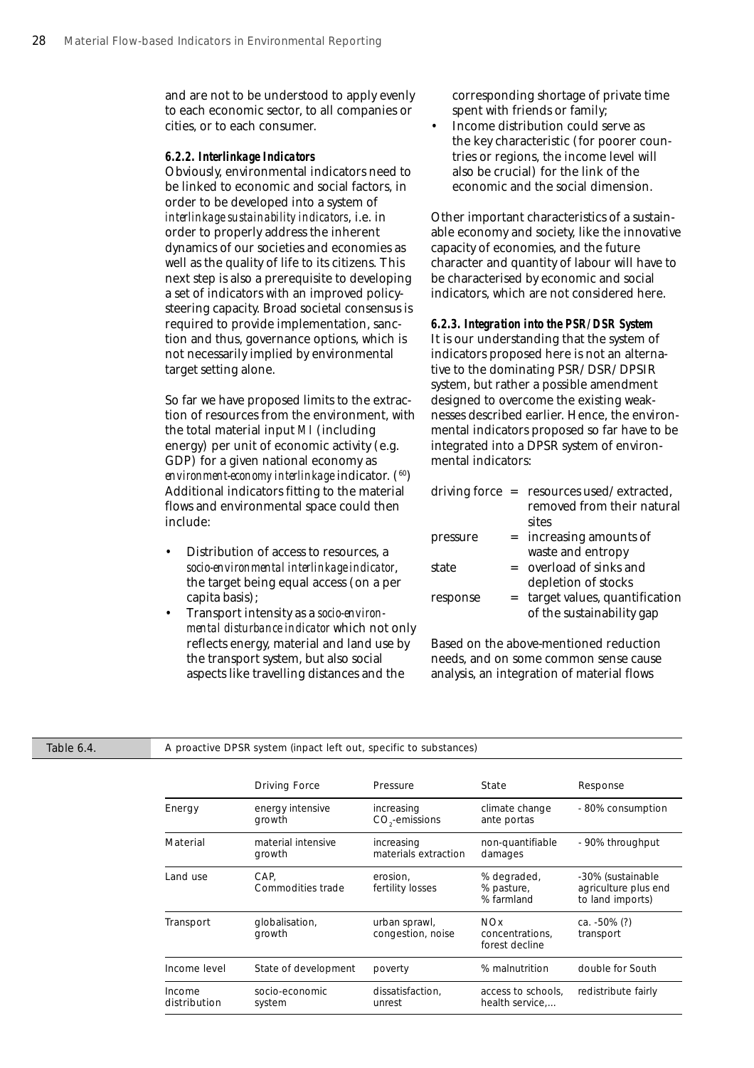and are not to be understood to apply evenly to each economic sector, to all companies or cities, or to each consumer.

#### *6.2.2. Interlinkage Indicators*

Obviously, environmental indicators need to be linked to economic and social factors, in order to be developed into a system of *interlinkage sustainability indicators*, i.e. in order to properly address the inherent dynamics of our societies and economies as well as the quality of life to its citizens. This next step is also a prerequisite to developing a set of indicators with an improved policy-steering capacity. Broad societal consensus is required to provide implementation, sanction and thus, governance options, which is not necessarily implied by environmental target setting alone.

So far we have proposed limits to the extraction of resources from the environment, with the total material input *MI* (including energy) per unit of economic activity (e.g. GDP) for a given national economy as *environment-economy interlinkage* indicator. ([60]) Additional indicators fitting to the material flows and environmental space could then include:

- Distribution of access to resources, a *socio-environmental interlinkage indicator*, the target being equal access (on a per capita basis);
- Transport intensity as a *socio-environmental disturbance indicator* which not only reflects energy, material and land use by the transport system, but also social aspects like travelling distances and the corresponding shortage of private time spent with friends or family;
- Income distribution could serve as the key characteristic (for poorer countries or regions, the income level will also be crucial) for the link of the economic and the social dimension.

Other important characteristics of a sustainable economy and society, like the innovative capacity of economies, and the future character and quantity of labour will have to be characterised by economic and social indicators, which are not considered here.

#### *6.2.3. Integration into the PSR/DSR System*

It is our understanding that the system of indicators proposed here is not an alternative to the dominating PSR/DSR/DPSIR system, but rather a possible amendment designed to overcome the existing weaknesses described earlier. Hence, the environmental indicators proposed so far have to be integrated into a DPSR system of environmental indicators:

| | | |
|---|---|---|
| driving force | = | resources used/extracted, removed from their natural sites |
| pressure | = | increasing amounts of waste and entropy |
| state | = | overload of sinks and depletion of stocks |
| response | = | target values, quantification of the sustainability gap |

Based on the above-mentioned reduction needs, and on some common sense cause analysis, an integration of material flows

Table 6.4. A proactive DPSR system (inpact left out, specific to substances)

| | Driving Force | Pressure | State | Response |
|---|---|---|---|---|
| Energy | energy intensive growth | increasing $CO_2$-emissions | climate change ante portas | - 80% consumption |
| Material | material intensive growth | increasing materials extraction | non-quantifiable damages | - 90% throughput |
| Land use | CAP, Commodities trade | erosion, fertility losses | % degraded, % pasture, % farmland | -30% (sustainable agriculture plus end to land imports) |
| Transport | globalisation, growth | urban sprawl, congestion, noise | NOx concentrations, forest decline | ca. -50% (?) transport |
| Income level | State of development | poverty | % malnutrition | double for South |
| Income distribution | socio-economic system | dissatisfaction, unrest | access to schools, health service,... | redistribute fairly |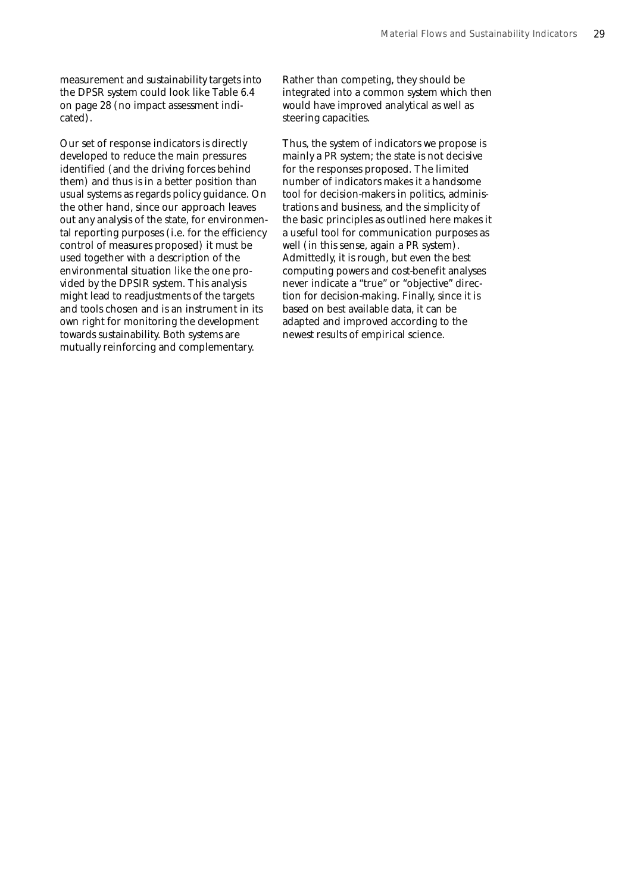measurement and sustainability targets into the DPSR system could look like Table 6.4 on page 28 (no impact assessment indicated).

Our set of response indicators is directly developed to reduce the main pressures identified (and the driving forces behind them) and thus is in a better position than usual systems as regards policy guidance. On the other hand, since our approach leaves out any analysis of the state, for environmental reporting purposes (i.e. for the efficiency control of measures proposed) it must be used together with a description of the environmental situation like the one provided by the DPSIR system. This analysis might lead to readjustments of the targets and tools chosen and is an instrument in its own right for monitoring the development towards sustainability. Both systems are mutually reinforcing and complementary. Rather than competing, they should be integrated into a common system which then would have improved analytical as well as steering capacities.

Thus, the system of indicators we propose is mainly a PR system; the state is not decisive for the responses proposed. The limited number of indicators makes it a handsome tool for decision-makers in politics, administrations and business, and the simplicity of the basic principles as outlined here makes it a useful tool for communication purposes as well (in this sense, again a PR system). Admittedly, it is rough, but even the best computing powers and cost-benefit analyses never indicate a "true" or "objective" direction for decision-making. Finally, since it is based on best available data, it can be adapted and improved according to the newest results of empirical science.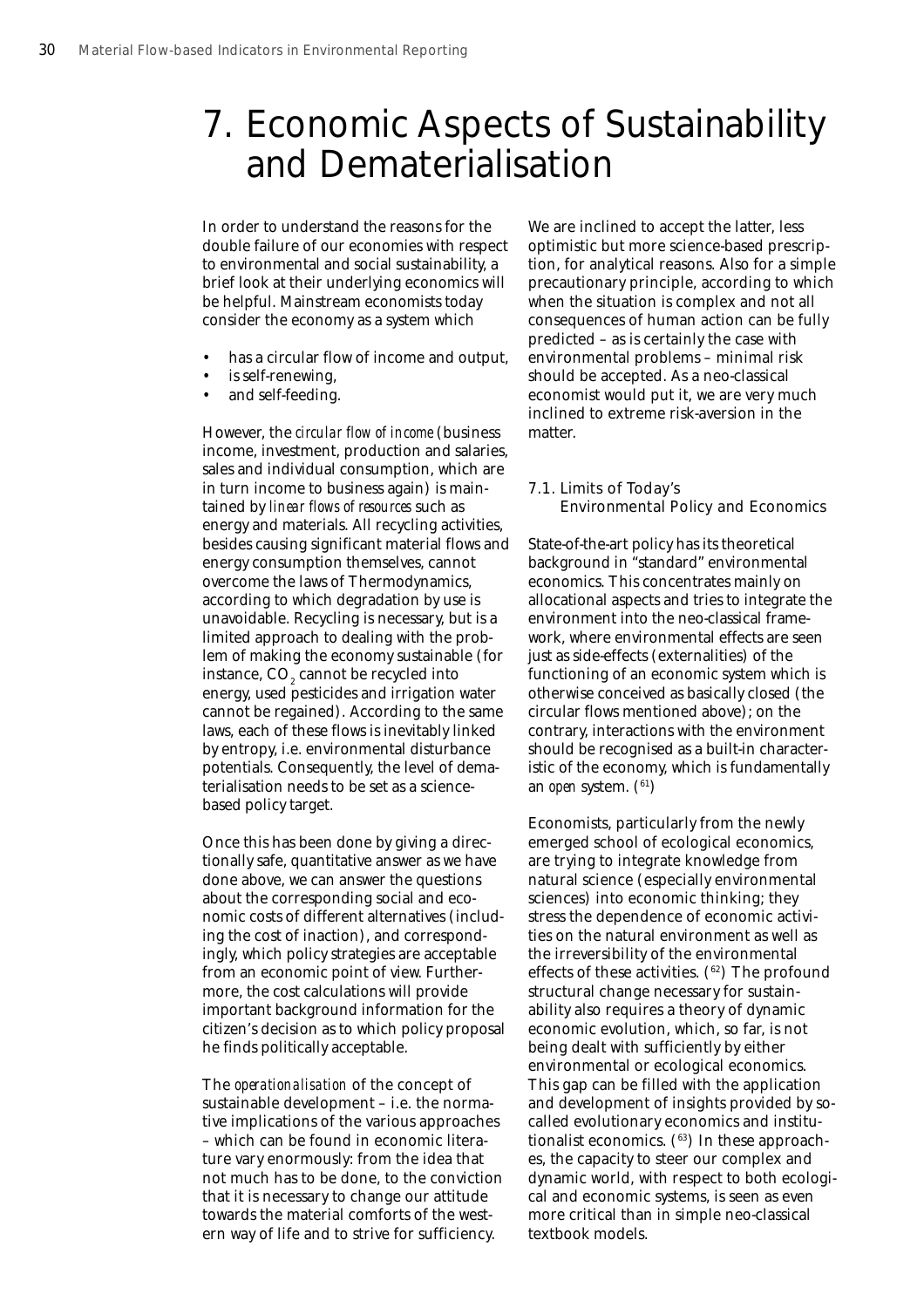# 7. Economic Aspects of Sustainability and Dematerialisation

In order to understand the reasons for the double failure of our economies with respect to environmental and social sustainability, a brief look at their underlying economics will be helpful. Mainstream economists today consider the economy as a system which

- has a circular flow of income and output,
- is self-renewing,
- and self-feeding.

However, the *circular flow of income* (business income, investment, production and salaries, sales and individual consumption, which are in turn income to business again) is maintained by *linear flows of resources* such as energy and materials. All recycling activities, besides causing significant material flows and energy consumption themselves, cannot overcome the laws of Thermodynamics, according to which degradation by use is unavoidable. Recycling is necessary, but is a limited approach to dealing with the problem of making the economy sustainable (for instance, $CO_2$ cannot be recycled into energy, used pesticides and irrigation water cannot be regained). According to the same laws, each of these flows is inevitably linked by entropy, i.e. environmental disturbance potentials. Consequently, the level of dematerialisation needs to be set as a science-based policy target.

Once this has been done by giving a directionally safe, quantitative answer as we have done above, we can answer the questions about the corresponding social and economic costs of different alternatives (including the cost of inaction), and correspondingly, which policy strategies are acceptable from an economic point of view. Furthermore, the cost calculations will provide important background information for the citizen's decision as to which policy proposal he finds politically acceptable.

The *operationalisation* of the concept of sustainable development – i.e. the normative implications of the various approaches – which can be found in economic literature vary enormously: from the idea that not much has to be done, to the conviction that it is necessary to change our attitude towards the material comforts of the western way of life and to strive for sufficiency.

We are inclined to accept the latter, less optimistic but more science-based prescription, for analytical reasons. Also for a simple precautionary principle, according to which when the situation is complex and not all consequences of human action can be fully predicted – as is certainly the case with environmental problems – minimal risk should be accepted. As a neo-classical economist would put it, we are very much inclined to extreme risk-aversion in the matter.

## 7.1. Limits of Today's Environmental Policy and Economics

State-of-the-art policy has its theoretical background in "standard" environmental economics. This concentrates mainly on allocational aspects and tries to integrate the environment into the neo-classical framework, where environmental effects are seen just as side-effects (externalities) of the functioning of an economic system which is otherwise conceived as basically closed (the circular flows mentioned above); on the contrary, interactions with the environment should be recognised as a built-in characteristic of the economy, which is fundamentally an *open* system. ([61])

Economists, particularly from the newly emerged school of ecological economics, are trying to integrate knowledge from natural science (especially environmental sciences) into economic thinking; they stress the dependence of economic activities on the natural environment as well as the irreversibility of the environmental effects of these activities. ([62]) The profound structural change necessary for sustainability also requires a theory of dynamic economic evolution, which, so far, is not being dealt with sufficiently by either environmental or ecological economics. This gap can be filled with the application and development of insights provided by so-called evolutionary economics and institutionalist economics. ([63]) In these approaches, the capacity to steer our complex and dynamic world, with respect to both ecological and economic systems, is seen as even more critical than in simple neo-classical textbook models.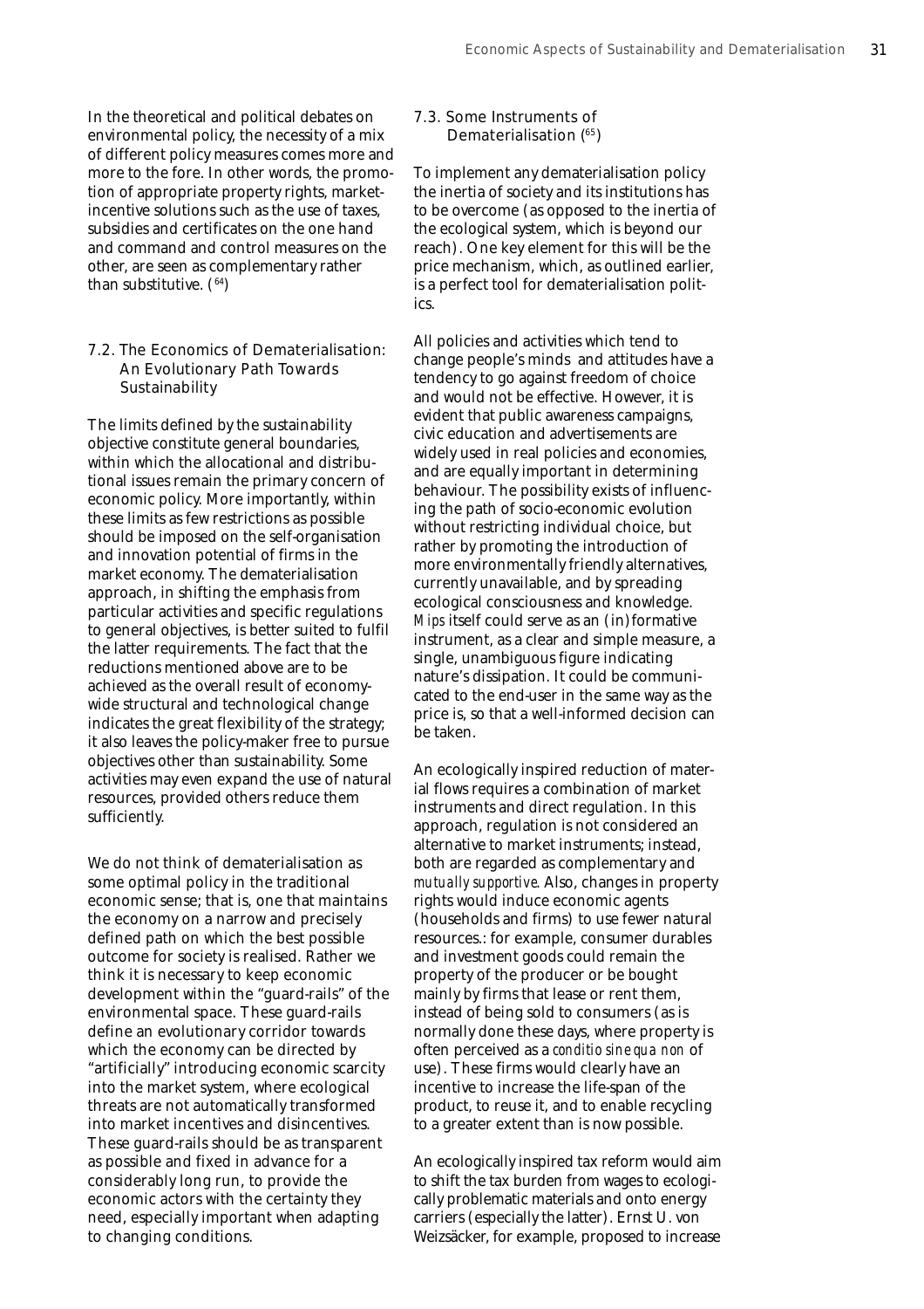In the theoretical and political debates on environmental policy, the necessity of a mix of different policy measures comes more and more to the fore. In other words, the promotion of appropriate property rights, market-incentive solutions such as the use of taxes, subsidies and certificates on the one hand and command and control measures on the other, are seen as complementary rather than substitutive. ([64])

### 7.2. The Economics of Dematerialisation: An Evolutionary Path Towards Sustainability

The limits defined by the sustainability objective constitute general boundaries, within which the allocational and distributional issues remain the primary concern of economic policy. More importantly, within these limits as few restrictions as possible should be imposed on the self-organisation and innovation potential of firms in the market economy. The dematerialisation approach, in shifting the emphasis from particular activities and specific regulations to general objectives, is better suited to fulfil the latter requirements. The fact that the reductions mentioned above are to be achieved as the overall result of economy-wide structural and technological change indicates the great flexibility of the strategy; it also leaves the policy-maker free to pursue objectives other than sustainability. Some activities may even expand the use of natural resources, provided others reduce them sufficiently.

We do not think of dematerialisation as some optimal policy in the traditional economic sense; that is, one that maintains the economy on a narrow and precisely defined path on which the best possible outcome for society is realised. Rather we think it is necessary to keep economic development within the "guard-rails" of the environmental space. These guard-rails define an evolutionary corridor towards which the economy can be directed by "artificially" introducing economic scarcity into the market system, where ecological threats are not automatically transformed into market incentives and disincentives. These guard-rails should be as transparent as possible and fixed in advance for a considerably long run, to provide the economic actors with the certainty they need, especially important when adapting to changing conditions.

### 7.3. Some Instruments of Dematerialisation ([65])

To implement any dematerialisation policy the inertia of society and its institutions has to be overcome (as opposed to the inertia of the ecological system, which is beyond our reach). One key element for this will be the price mechanism, which, as outlined earlier, is a perfect tool for dematerialisation politics.

All policies and activities which tend to change people's minds and attitudes have a tendency to go against freedom of choice and would not be effective. However, it is evident that public awareness campaigns, civic education and advertisements are widely used in real policies and economies, and are equally important in determining behaviour. The possibility exists of influencing the path of socio-economic evolution without restricting individual choice, but rather by promoting the introduction of more environmentally friendly alternatives, currently unavailable, and by spreading ecological consciousness and knowledge. *Mips* itself could serve as an (in)formative instrument, as a clear and simple measure, a single, unambiguous figure indicating nature's dissipation. It could be communicated to the end-user in the same way as the price is, so that a well-informed decision can be taken.

An ecologically inspired reduction of material flows requires a combination of market instruments and direct regulation. In this approach, regulation is not considered an alternative to market instruments; instead, both are regarded as complementary and *mutually supportive*. Also, changes in property rights would induce economic agents (households and firms) to use fewer natural resources.: for example, consumer durables and investment goods could remain the property of the producer or be bought mainly by firms that lease or rent them, instead of being sold to consumers (as is normally done these days, where property is often perceived as a *conditio sine qua non* of use). These firms would clearly have an incentive to increase the life-span of the product, to reuse it, and to enable recycling to a greater extent than is now possible.

An ecologically inspired tax reform would aim to shift the tax burden from wages to ecologically problematic materials and onto energy carriers (especially the latter). Ernst U. von Weizsäcker, for example, proposed to increase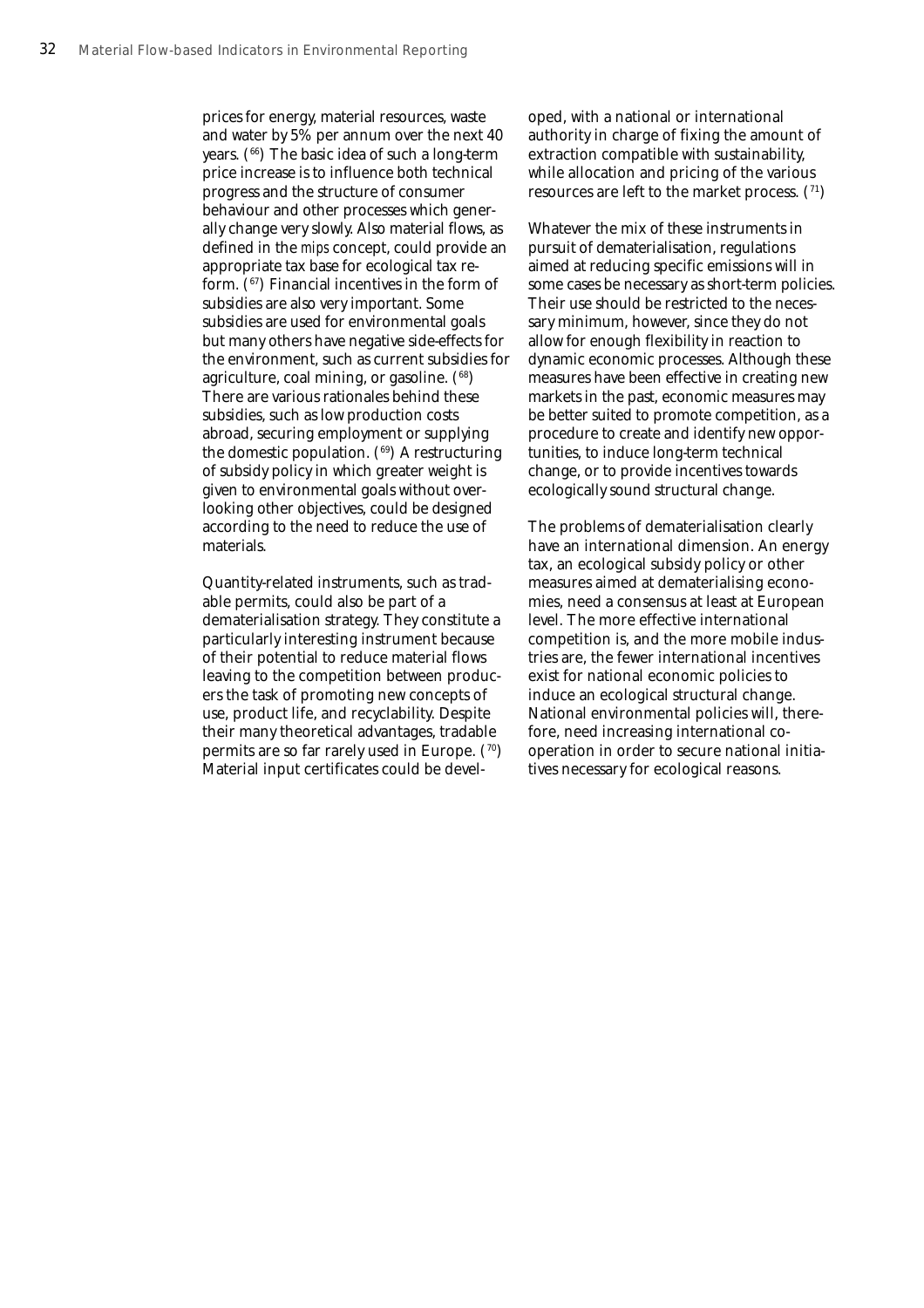prices for energy, material resources, waste and water by 5% per annum over the next 40 years. ([66]) The basic idea of such a long-term price increase is to influence both technical progress and the structure of consumer behaviour and other processes which generally change very slowly. Also material flows, as defined in the *mips* concept, could provide an appropriate tax base for ecological tax reform. ([67]) Financial incentives in the form of subsidies are also very important. Some subsidies are used for environmental goals but many others have negative side-effects for the environment, such as current subsidies for agriculture, coal mining, or gasoline. ([68]) There are various rationales behind these subsidies, such as low production costs abroad, securing employment or supplying the domestic population. ([69]) A restructuring of subsidy policy in which greater weight is given to environmental goals without overlooking other objectives, could be designed according to the need to reduce the use of materials.

Quantity-related instruments, such as tradable permits, could also be part of a dematerialisation strategy. They constitute a particularly interesting instrument because of their potential to reduce material flows leaving to the competition between producers the task of promoting new concepts of use, product life, and recyclability. Despite their many theoretical advantages, tradable permits are so far rarely used in Europe. ([70]) Material input certificates could be developed, with a national or international authority in charge of fixing the amount of extraction compatible with sustainability, while allocation and pricing of the various resources are left to the market process. ([71])

Whatever the mix of these instruments in pursuit of dematerialisation, regulations aimed at reducing specific emissions will in some cases be necessary as short-term policies. Their use should be restricted to the necessary minimum, however, since they do not allow for enough flexibility in reaction to dynamic economic processes. Although these measures have been effective in creating new markets in the past, economic measures may be better suited to promote competition, as a procedure to create and identify new opportunities, to induce long-term technical change, or to provide incentives towards ecologically sound structural change.

The problems of dematerialisation clearly have an international dimension. An energy tax, an ecological subsidy policy or other measures aimed at dematerialising economies, need a consensus at least at European level. The more effective international competition is, and the more mobile industries are, the fewer international incentives exist for national economic policies to induce an ecological structural change. National environmental policies will, therefore, need increasing international co-operation in order to secure national initiatives necessary for ecological reasons.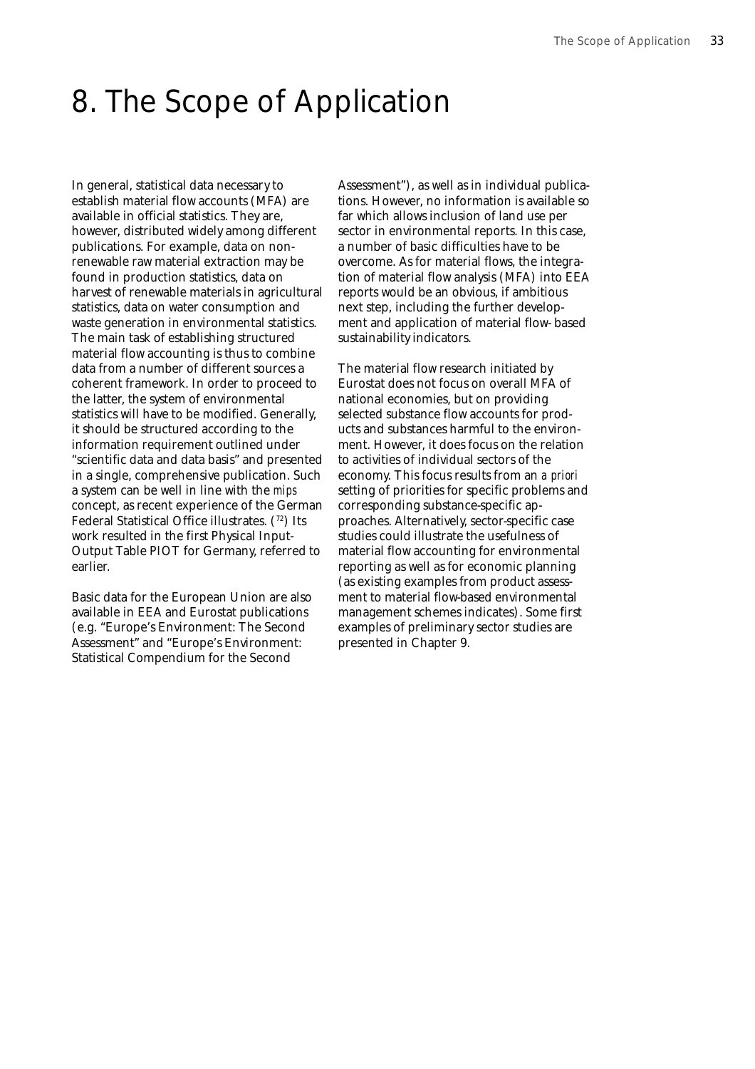# 8. The Scope of Application

In general, statistical data necessary to establish material flow accounts (MFA) are available in official statistics. They are, however, distributed widely among different publications. For example, data on non-renewable raw material extraction may be found in production statistics, data on harvest of renewable materials in agricultural statistics, data on water consumption and waste generation in environmental statistics. The main task of establishing structured material flow accounting is thus to combine data from a number of different sources a coherent framework. In order to proceed to the latter, the system of environmental statistics will have to be modified. Generally, it should be structured according to the information requirement outlined under "scientific data and data basis" and presented in a single, comprehensive publication. Such a system can be well in line with the *mips* concept, as recent experience of the German Federal Statistical Office illustrates. ([72]) Its work resulted in the first Physical Input-Output Table PIOT for Germany, referred to earlier.

Basic data for the European Union are also available in EEA and Eurostat publications (e.g. "Europe's Environment: The Second Assessment" and "Europe's Environment: Statistical Compendium for the Second Assessment"), as well as in individual publications. However, no information is available so far which allows inclusion of land use per sector in environmental reports. In this case, a number of basic difficulties have to be overcome. As for material flows, the integration of material flow analysis (MFA) into EEA reports would be an obvious, if ambitious next step, including the further development and application of material flow-based sustainability indicators.

The material flow research initiated by Eurostat does not focus on overall MFA of national economies, but on providing selected substance flow accounts for products and substances harmful to the environment. However, it does focus on the relation to activities of individual sectors of the economy. This focus results from an *a priori* setting of priorities for specific problems and corresponding substance-specific approaches. Alternatively, sector-specific case studies could illustrate the usefulness of material flow accounting for environmental reporting as well as for economic planning (as existing examples from product assessment to material flow-based environmental management schemes indicates). Some first examples of preliminary sector studies are presented in Chapter 9.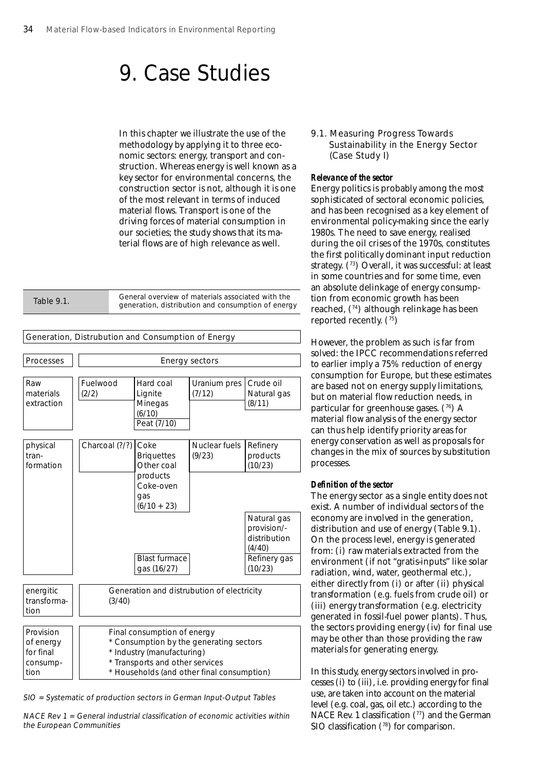# 9. Case Studies

In this chapter we illustrate the use of the methodology by applying it to three economic sectors: energy, transport and construction. Whereas energy is well known as a key sector for environmental concerns, the construction sector is not, although it is one of the most relevant in terms of induced material flows. Transport is one of the driving forces of material consumption in our societies; the study shows that its material flows are of high relevance as well.

Table 9.1. General overview of materials associated with the generation, distribution and consumption of energy

| Generation, Distrubution and Consumption of Energy | | | | |
|---|---|---|---|---|
| Processes | Energy sectors | | | |
| Raw materials extraction | Fuelwood (2/2) | Hard coal Lignite Minegas (6/10) Peat (7/10) | Uranium pres (7/12) | Crude oil Natural gas (8/11) |
| physical tran-formation | Charcoal (?/?) | Coke Briquettes Other coal products Coke-oven gas (6/10 + 23) | Nuclear fuels (9/23) | Refinery products (10/23) |
| | | | | Natural gas provision/-distribution (4/40) |
| | | Blast furmace gas (16/27) | | Refinery gas (10/23) |
| energitic transforma-tion | Generation and distrubution of electricity (3/40) | | | |
| Provision of energy for final consump-tion | Final consumption of energy<br>* Consumption by the generating sectors<br>* Industry (manufacturing)<br>* Transports and other services<br>* Households (and other final consumption) | | | |

*SIO = Systematic of production sectors in German Input-Output Tables*

*NACE Rev 1 = General industrial classification of economic activities within the European Communities*

## 9.1. Measuring Progress Towards Sustainability in the Energy Sector (Case Study I)

***Relevance of the sector***

Energy politics is probably among the most sophisticated of sectoral economic policies, and has been recognised as a key element of environmental policy-making since the early 1980s. The need to save energy, realised during the oil crises of the 1970s, constitutes the first politically dominant input reduction strategy. ([73]) Overall, it was successful: at least in some countries and for some time, even an absolute delinkage of energy consumption from economic growth has been reached, ([74]) although relinkage has been reported recently. ([75])

However, the problem as such is far from solved: the IPCC recommendations referred to earlier imply a 75% reduction of energy consumption for Europe, but these estimates are based not on energy supply limitations, but on material flow reduction needs, in particular for greenhouse gases. ([76]) A material flow analysis of the energy sector can thus help identify priority areas for energy conservation as well as proposals for changes in the mix of sources by substitution processes.

***Definition of the sector***

The energy sector as a single entity does not exist. A number of individual sectors of the economy are involved in the generation, distribution and use of energy (Table 9.1). On the process level, energy is generated from: (i) raw materials extracted from the environment (if not "gratis-inputs" like solar radiation, wind, water, geothermal etc.), either directly from (i) or after (ii) physical transformation (e.g. fuels from crude oil) or (iii) energy transformation (e.g. electricity generated in fossil-fuel power plants). Thus, the sectors providing energy (iv) for final use may be other than those providing the raw materials for generating energy.

In this study, energy sectors involved in processes (i) to (iii), i.e. providing energy for final use, are taken into account on the material level (e.g. coal, gas, oil etc.) according to the NACE Rev. 1 classification ([77]) and the German SIO classification ([78]) for comparison.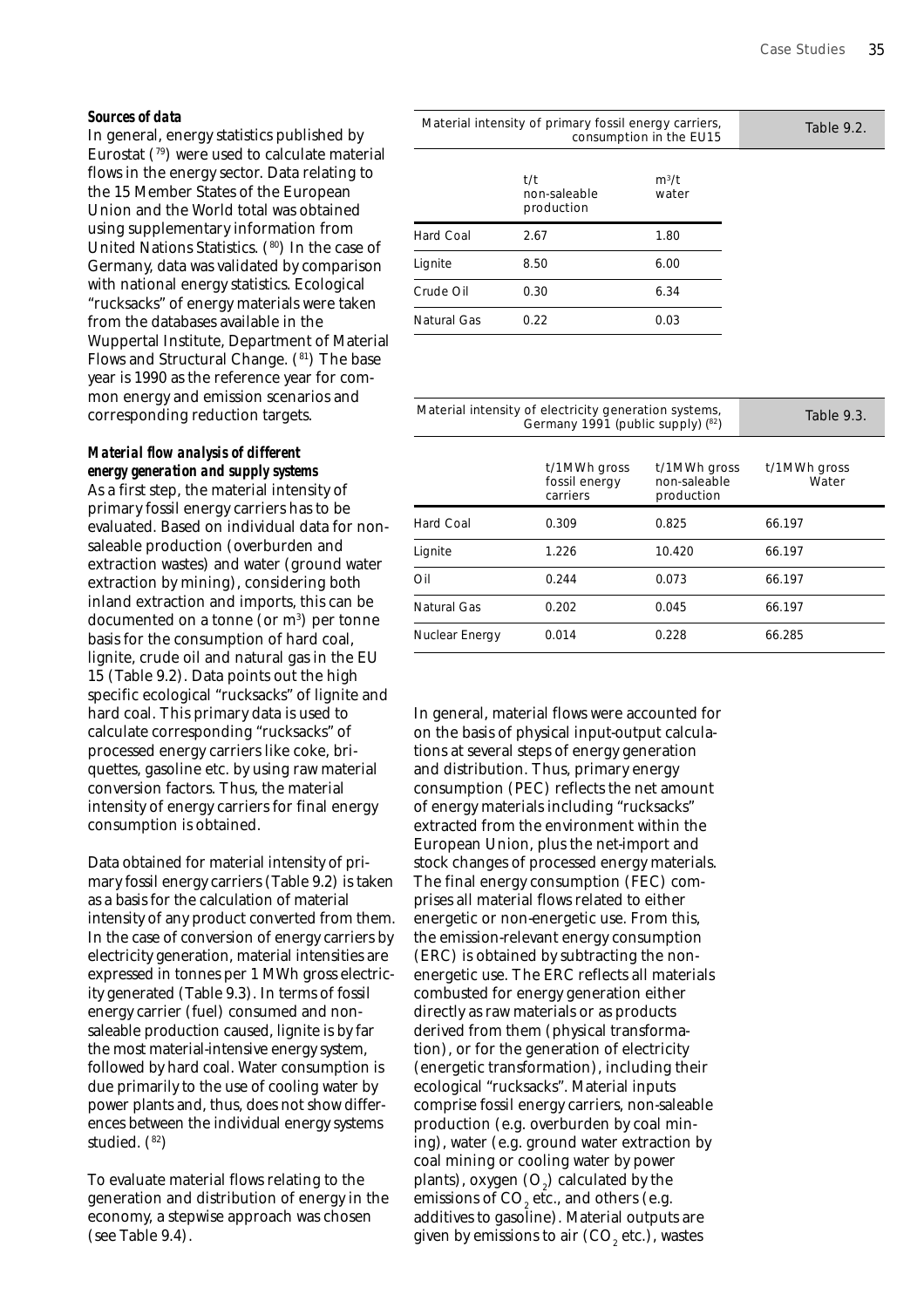### *Sources of data*

In general, energy statistics published by Eurostat ([79]) were used to calculate material flows in the energy sector. Data relating to the 15 Member States of the European Union and the World total was obtained using supplementary information from United Nations Statistics. ([80]) In the case of Germany, data was validated by comparison with national energy statistics. Ecological "rucksacks" of energy materials were taken from the databases available in the Wuppertal Institute, Department of Material Flows and Structural Change. ([81]) The base year is 1990 as the reference year for common energy and emission scenarios and corresponding reduction targets.

### *Material flow analysis of different energy generation and supply systems*

As a first step, the material intensity of primary fossil energy carriers has to be evaluated. Based on individual data for non-saleable production (overburden and extraction wastes) and water (ground water extraction by mining), considering both inland extraction and imports, this can be documented on a tonne (or $m^3$) per tonne basis for the consumption of hard coal, lignite, crude oil and natural gas in the EU 15 (Table 9.2). Data points out the high specific ecological "rucksacks" of lignite and hard coal. This primary data is used to calculate corresponding "rucksacks" of processed energy carriers like coke, briquettes, gasoline etc. by using raw material conversion factors. Thus, the material intensity of energy carriers for final energy consumption is obtained.

Data obtained for material intensity of primary fossil energy carriers (Table 9.2) is taken as a basis for the calculation of material intensity of any product converted from them. In the case of conversion of energy carriers by electricity generation, material intensities are expressed in tonnes per 1 MWh gross electricity generated (Table 9.3). In terms of fossil energy carrier (fuel) consumed and non-saleable production caused, lignite is by far the most material-intensive energy system, followed by hard coal. Water consumption is due primarily to the use of cooling water by power plants and, thus, does not show differences between the individual energy systems studied. ([82])

To evaluate material flows relating to the generation and distribution of energy in the economy, a stepwise approach was chosen (see Table 9.4).

Material intensity of primary fossil energy carriers, consumption in the EU15 — Table 9.2.

| | t/t non-saleable production | $m^3$/t water |
|---|---|---|
| Hard Coal | 2.67 | 1.80 |
| Lignite | 8.50 | 6.00 |
| Crude Oil | 0.30 | 6.34 |
| Natural Gas | 0.22 | 0.03 |

Material intensity of electricity generation systems, Germany 1991 (public supply) ([82]) — Table 9.3.

| | t/1MWh gross fossil energy carriers | t/1MWh gross non-saleable production | t/1MWh gross Water |
|---|---|---|---|
| Hard Coal | 0.309 | 0.825 | 66.197 |
| Lignite | 1.226 | 10.420 | 66.197 |
| Oil | 0.244 | 0.073 | 66.197 |
| Natural Gas | 0.202 | 0.045 | 66.197 |
| Nuclear Energy | 0.014 | 0.228 | 66.285 |

In general, material flows were accounted for on the basis of physical input-output calculations at several steps of energy generation and distribution. Thus, primary energy consumption (PEC) reflects the net amount of energy materials including "rucksacks" extracted from the environment within the European Union, plus the net-import and stock changes of processed energy materials. The final energy consumption (FEC) comprises all material flows related to either energetic or non-energetic use. From this, the emission-relevant energy consumption (ERC) is obtained by subtracting the non-energetic use. The ERC reflects all materials combusted for energy generation either directly as raw materials or as products derived from them (physical transformation), or for the generation of electricity (energetic transformation), including their ecological "rucksacks". Material inputs comprise fossil energy carriers, non-saleable production (e.g. overburden by coal mining), water (e.g. ground water extraction by coal mining or cooling water by power plants), oxygen ($O_2$) calculated by the emissions of $CO_2$ etc., and others (e.g. additives to gasoline). Material outputs are given by emissions to air ($CO_2$ etc.), wastes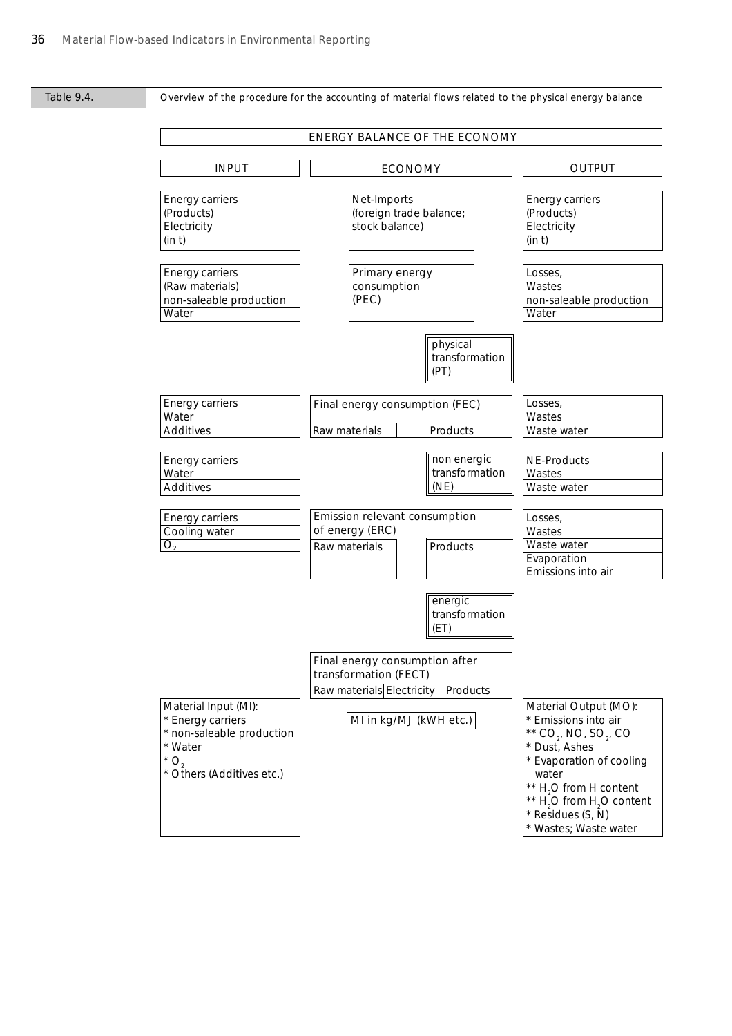Table 9.4. Overview of the procedure for the accounting of material flows related to the physical energy balance

ENERGY BALANCE OF THE ECONOMY

| INPUT | ECONOMY | OUTPUT |
| --- | --- | --- |
| Energy carriers (Products) / Electricity (in t) | Net-Imports (foreign trade balance; stock balance) | Energy carriers (Products) / Electricity (in t) |
| Energy carriers (Raw materials) / non-saleable production / Water | Primary energy consumption (PEC) | Losses, Wastes / non-saleable production / Water |
| | physical transformation (PT) | |
| Energy carriers / Water / Additives | Final energy consumption (FEC): Raw materials / Products | Losses, Wastes / Waste water |
| Energy carriers / Water / Additives | non energic transformation (NE) | NE-Products / Wastes / Waste water |
| Energy carriers / Cooling water / $O_2$ | Emission relevant consumption of energy (ERC): Raw materials / Products | Losses, Wastes / Waste water / Evaporation / Emissions into air |
| | energic transformation (ET) | |
| | Final energy consumption after transformation (FECT): Raw materials / Electricity / Products | |
| Material Input (MI): * Energy carriers * non-saleable production * Water * $O_2$ * Others (Additives etc.) | MI in kg/MJ (kWH etc.) | Material Output (MO): * Emissions into air ** $CO_2$, NO, $SO_2$, CO * Dust, Ashes * Evaporation of cooling water ** $H_2O$ from H content ** $H_2O$ from $H_2O$ content * Residues (S, N) * Wastes; Waste water |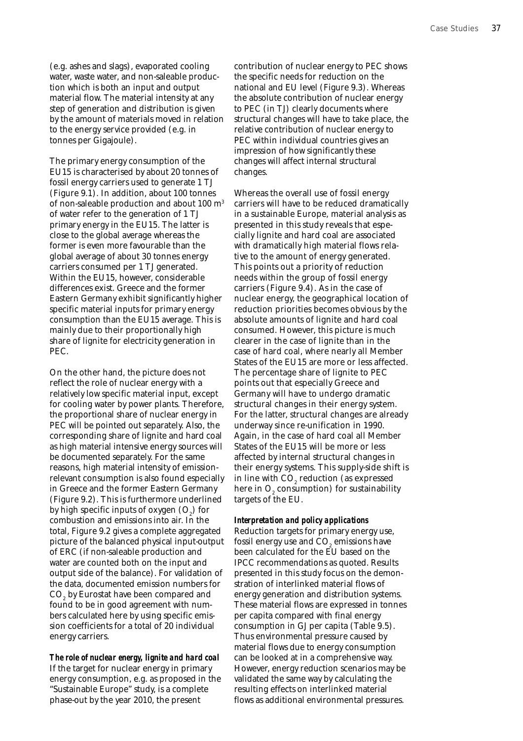(e.g. ashes and slags), evaporated cooling water, waste water, and non-saleable production which is both an input and output material flow. The material intensity at any step of generation and distribution is given by the amount of materials moved in relation to the energy service provided (e.g. in tonnes per Gigajoule).

The primary energy consumption of the EU15 is characterised by about 20 tonnes of fossil energy carriers used to generate 1 TJ (Figure 9.1). In addition, about 100 tonnes of non-saleable production and about 100 $m^3$ of water refer to the generation of 1 TJ primary energy in the EU15. The latter is close to the global average whereas the former is even more favourable than the global average of about 30 tonnes energy carriers consumed per 1 TJ generated. Within the EU15, however, considerable differences exist. Greece and the former Eastern Germany exhibit significantly higher specific material inputs for primary energy consumption than the EU15 average. This is mainly due to their proportionally high share of lignite for electricity generation in PEC.

On the other hand, the picture does not reflect the role of nuclear energy with a relatively low specific material input, except for cooling water by power plants. Therefore, the proportional share of nuclear energy in PEC will be pointed out separately. Also, the corresponding share of lignite and hard coal as high material intensive energy sources will be documented separately. For the same reasons, high material intensity of emission-relevant consumption is also found especially in Greece and the former Eastern Germany (Figure 9.2). This is furthermore underlined by high specific inputs of oxygen ($O_2$) for combustion and emissions into air. In the total, Figure 9.2 gives a complete aggregated picture of the balanced physical input-output of ERC (if non-saleable production and water are counted both on the input and output side of the balance). For validation of the data, documented emission numbers for $CO_2$ by Eurostat have been compared and found to be in good agreement with numbers calculated here by using specific emission coefficients for a total of 20 individual energy carriers.

***The role of nuclear energy, lignite and hard coal***

If the target for nuclear energy in primary energy consumption, e.g. as proposed in the "Sustainable Europe" study, is a complete phase-out by the year 2010, the present contribution of nuclear energy to PEC shows the specific needs for reduction on the national and EU level (Figure 9.3). Whereas the absolute contribution of nuclear energy to PEC (in TJ) clearly documents where structural changes will have to take place, the relative contribution of nuclear energy to PEC within individual countries gives an impression of how significantly these changes will affect internal structural changes.

Whereas the overall use of fossil energy carriers will have to be reduced dramatically in a sustainable Europe, material analysis as presented in this study reveals that especially lignite and hard coal are associated with dramatically high material flows relative to the amount of energy generated. This points out a priority of reduction needs within the group of fossil energy carriers (Figure 9.4). As in the case of nuclear energy, the geographical location of reduction priorities becomes obvious by the absolute amounts of lignite and hard coal consumed. However, this picture is much clearer in the case of lignite than in the case of hard coal, where nearly all Member States of the EU15 are more or less affected. The percentage share of lignite to PEC points out that especially Greece and Germany will have to undergo dramatic structural changes in their energy system. For the latter, structural changes are already underway since re-unification in 1990. Again, in the case of hard coal all Member States of the EU15 will be more or less affected by internal structural changes in their energy systems. This supply-side shift is in line with $CO_2$ reduction (as expressed here in $O_2$ consumption) for sustainability targets of the EU.

***Interpretation and policy applications***

Reduction targets for primary energy use, fossil energy use and $CO_2$ emissions have been calculated for the EU based on the IPCC recommendations as quoted. Results presented in this study focus on the demonstration of interlinked material flows of energy generation and distribution systems. These material flows are expressed in tonnes per capita compared with final energy consumption in GJ per capita (Table 9.5). Thus environmental pressure caused by material flows due to energy consumption can be looked at in a comprehensive way. However, energy reduction scenarios may be validated the same way by calculating the resulting effects on interlinked material flows as additional environmental pressures.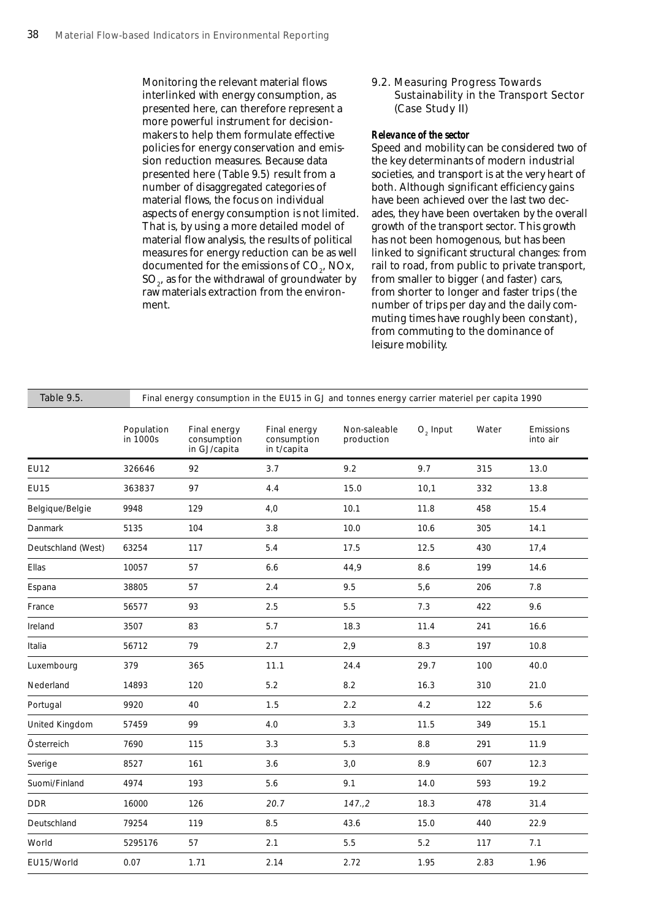Monitoring the relevant material flows interlinked with energy consumption, as presented here, can therefore represent a more powerful instrument for decision-makers to help them formulate effective policies for energy conservation and emission reduction measures. Because data presented here (Table 9.5) result from a number of disaggregated categories of material flows, the focus on individual aspects of energy consumption is not limited. That is, by using a more detailed model of material flow analysis, the results of political measures for energy reduction can be as well documented for the emissions of $CO_2$, NOx, $SO_2$, as for the withdrawal of groundwater by raw materials extraction from the environment.

## 9.2. Measuring Progress Towards Sustainability in the Transport Sector (Case Study II)

***Relevance of the sector***

Speed and mobility can be considered two of the key determinants of modern industrial societies, and transport is at the very heart of both. Although significant efficiency gains have been achieved over the last two decades, they have been overtaken by the overall growth of the transport sector. This growth has not been homogenous, but has been linked to significant structural changes: from rail to road, from public to private transport, from smaller to bigger (and faster) cars, from shorter to longer and faster trips (the number of trips per day and the daily commuting times have roughly been constant), from commuting to the dominance of leisure mobility.

Table 9.5. Final energy consumption in the EU15 in GJ and tonnes energy carrier materiel per capita 1990

| | Population in 1000s | Final energy consumption in GJ/capita | Final energy consumption in t/capita | Non-saleable production | $O_2$ Input | Water | Emissions into air |
|---|---|---|---|---|---|---|---|
| EU12 | 326646 | 92 | 3.7 | 9.2 | 9.7 | 315 | 13.0 |
| EU15 | 363837 | 97 | 4.4 | 15.0 | 10,1 | 332 | 13.8 |
| Belgique/Belgie | 9948 | 129 | 4,0 | 10.1 | 11.8 | 458 | 15.4 |
| Danmark | 5135 | 104 | 3.8 | 10.0 | 10.6 | 305 | 14.1 |
| Deutschland (West) | 63254 | 117 | 5.4 | 17.5 | 12.5 | 430 | 17,4 |
| Ellas | 10057 | 57 | 6.6 | 44,9 | 8.6 | 199 | 14.6 |
| Espana | 38805 | 57 | 2.4 | 9.5 | 5,6 | 206 | 7.8 |
| France | 56577 | 93 | 2.5 | 5.5 | 7.3 | 422 | 9.6 |
| Ireland | 3507 | 83 | 5.7 | 18.3 | 11.4 | 241 | 16.6 |
| Italia | 56712 | 79 | 2.7 | 2,9 | 8.3 | 197 | 10.8 |
| Luxembourg | 379 | 365 | 11.1 | 24.4 | 29.7 | 100 | 40.0 |
| Nederland | 14893 | 120 | 5.2 | 8.2 | 16.3 | 310 | 21.0 |
| Portugal | 9920 | 40 | 1.5 | 2.2 | 4.2 | 122 | 5.6 |
| United Kingdom | 57459 | 99 | 4.0 | 3.3 | 11.5 | 349 | 15.1 |
| Österreich | 7690 | 115 | 3.3 | 5.3 | 8.8 | 291 | 11.9 |
| Sverige | 8527 | 161 | 3.6 | 3,0 | 8.9 | 607 | 12.3 |
| Suomi/Finland | 4974 | 193 | 5.6 | 9.1 | 14.0 | 593 | 19.2 |
| DDR | 16000 | 126 | *20.7* | *147.,2* | 18.3 | 478 | 31.4 |
| Deutschland | 79254 | 119 | 8.5 | 43.6 | 15.0 | 440 | 22.9 |
| World | 5295176 | 57 | 2.1 | 5.5 | 5.2 | 117 | 7.1 |
| EU15/World | 0.07 | 1.71 | 2.14 | 2.72 | 1.95 | 2.83 | 1.96 |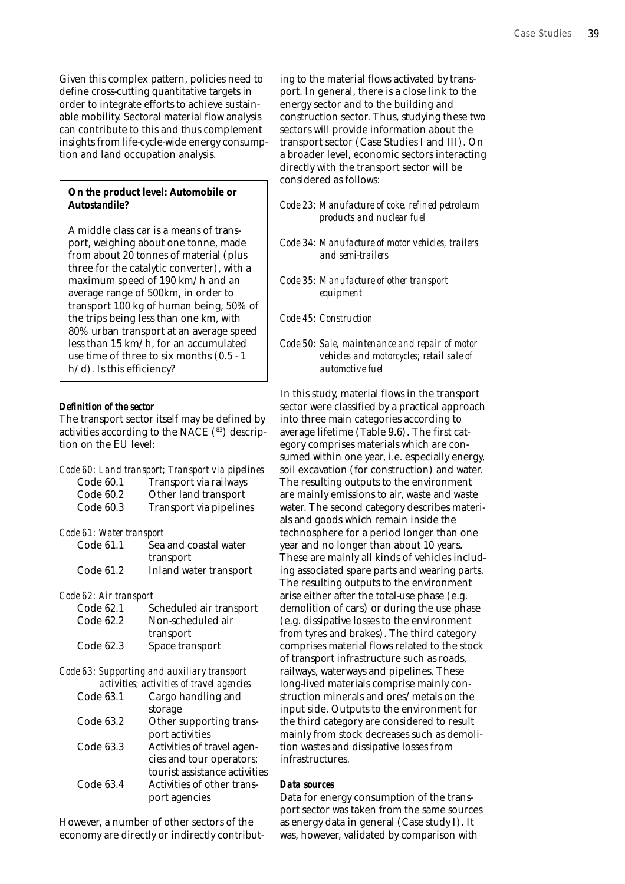Given this complex pattern, policies need to define cross-cutting quantitative targets in order to integrate efforts to achieve sustainable mobility. Sectoral material flow analysis can contribute to this and thus complement insights from life-cycle-wide energy consumption and land occupation analysis.

> **On the product level: Automobile or Auto*stand*ile?**
>
> A middle class car is a means of transport, weighing about one tonne, made from about 20 tonnes of material (plus three for the catalytic converter), with a maximum speed of 190 km/h and an average range of 500km, in order to transport 100 kg of human being, 50% of the trips being less than one km, with 80% urban transport at an average speed less than 15 km/h, for an accumulated use time of three to six months (0.5 - 1 h/d). Is this efficiency?

***Definition of the sector***

The transport sector itself may be defined by activities according to the NACE ([83]) description on the EU level:

*Code 60: Land transport; Transport via pipelines*

| | |
|---|---|
| Code 60.1 | Transport via railways |
| Code 60.2 | Other land transport |
| Code 60.3 | Transport via pipelines |

*Code 61: Water transport*

| | |
|---|---|
| Code 61.1 | Sea and coastal water transport |
| Code 61.2 | Inland water transport |

*Code 62: Air transport*

| | |
|---|---|
| Code 62.1 | Scheduled air transport |
| Code 62.2 | Non-scheduled air transport |
| Code 62.3 | Space transport |

*Code 63: Supporting and auxiliary transport activities; activities of travel agencies*

| | |
|---|---|
| Code 63.1 | Cargo handling and storage |
| Code 63.2 | Other supporting transport activities |
| Code 63.3 | Activities of travel agencies and tour operators; tourist assistance activities |
| Code 63.4 | Activities of other transport agencies |

However, a number of other sectors of the economy are directly or indirectly contributing to the material flows activated by transport. In general, there is a close link to the energy sector and to the building and construction sector. Thus, studying these two sectors will provide information about the transport sector (Case Studies I and III). On a broader level, economic sectors interacting directly with the transport sector will be considered as follows:

*Code 23: Manufacture of coke, refined petroleum products and nuclear fuel*

*Code 34: Manufacture of motor vehicles, trailers and semi-trailers*

*Code 35: Manufacture of other transport equipment*

*Code 45: Construction*

*Code 50: Sale, maintenance and repair of motor vehicles and motorcycles; retail sale of automotive fuel*

In this study, material flows in the transport sector were classified by a practical approach into three main categories according to average lifetime (Table 9.6). The first category comprises materials which are consumed within one year, i.e. especially energy, soil excavation (for construction) and water. The resulting outputs to the environment are mainly emissions to air, waste and waste water. The second category describes materials and goods which remain inside the technosphere for a period longer than one year and no longer than about 10 years. These are mainly all kinds of vehicles including associated spare parts and wearing parts. The resulting outputs to the environment arise either after the total-use phase (e.g. demolition of cars) or during the use phase (e.g. dissipative losses to the environment from tyres and brakes). The third category comprises material flows related to the stock of transport infrastructure such as roads, railways, waterways and pipelines. These long-lived materials comprise mainly construction minerals and ores/metals on the input side. Outputs to the environment for the third category are considered to result mainly from stock decreases such as demolition wastes and dissipative losses from infrastructures.

***Data sources***

Data for energy consumption of the transport sector was taken from the same sources as energy data in general (Case study I). It was, however, validated by comparison with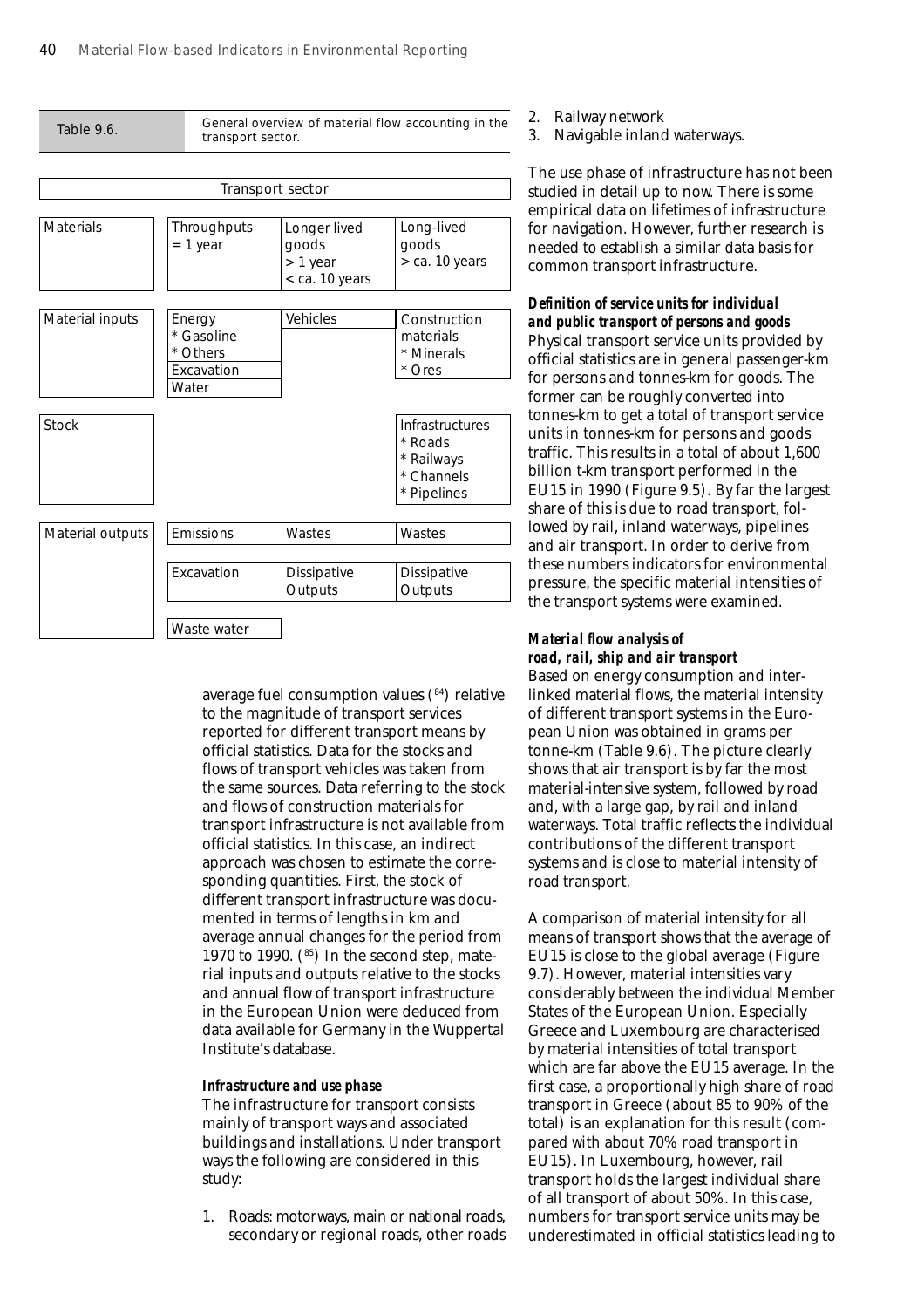Table 9.6. General overview of material flow accounting in the transport sector.

| Transport sector | | | |
|---|---|---|---|
| **Materials** | **Throughputs = 1 year** | **Longer lived goods > 1 year < ca. 10 years** | **Long-lived goods > ca. 10 years** |
| Material inputs | Energy * Gasoline * Others | Vehicles | Construction materials * Minerals * Ores |
| | Excavation | | |
| | Water | | |
| Stock | | | Infrastructures * Roads * Railways * Channels * Pipelines |
| Material outputs | Emissions | Wastes | Wastes |
| | Excavation | Dissipative Outputs | Dissipative Outputs |
| | Waste water | | |

average fuel consumption values (84) relative to the magnitude of transport services reported for different transport means by official statistics. Data for the stocks and flows of transport vehicles was taken from the same sources. Data referring to the stock and flows of construction materials for transport infrastructure is not available from official statistics. In this case, an indirect approach was chosen to estimate the corresponding quantities. First, the stock of different transport infrastructure was documented in terms of lengths in km and average annual changes for the period from 1970 to 1990. (85) In the second step, material inputs and outputs relative to the stocks and annual flow of transport infrastructure in the European Union were deduced from data available for Germany in the Wuppertal Institute's database.

### Infrastructure and use phase

The infrastructure for transport consists mainly of transport ways and associated buildings and installations. Under transport ways the following are considered in this study:

1. Roads: motorways, main or national roads, secondary or regional roads, other roads
2. Railway network
3. Navigable inland waterways.

The use phase of infrastructure has not been studied in detail up to now. There is some empirical data on lifetimes of infrastructure for navigation. However, further research is needed to establish a similar data basis for common transport infrastructure.

### Definition of service units for individual and public transport of persons and goods

Physical transport service units provided by official statistics are in general passenger-km for persons and tonnes-km for goods. The former can be roughly converted into tonnes-km to get a total of transport service units in tonnes-km for persons and goods traffic. This results in a total of about 1,600 billion t-km transport performed in the EU15 in 1990 (Figure 9.5). By far the largest share of this is due to road transport, followed by rail, inland waterways, pipelines and air transport. In order to derive from these numbers indicators for environmental pressure, the specific material intensities of the transport systems were examined.

### Material flow analysis of road, rail, ship and air transport

Based on energy consumption and interlinked material flows, the material intensity of different transport systems in the European Union was obtained in grams per tonne-km (Table 9.6). The picture clearly shows that air transport is by far the most material-intensive system, followed by road and, with a large gap, by rail and inland waterways. Total traffic reflects the individual contributions of the different transport systems and is close to material intensity of road transport.

A comparison of material intensity for all means of transport shows that the average of EU15 is close to the global average (Figure 9.7). However, material intensities vary considerably between the individual Member States of the European Union. Especially Greece and Luxembourg are characterised by material intensities of total transport which are far above the EU15 average. In the first case, a proportionally high share of road transport in Greece (about 85 to 90% of the total) is an explanation for this result (compared with about 70% road transport in EU15). In Luxembourg, however, rail transport holds the largest individual share of all transport of about 50%. In this case, numbers for transport service units may be underestimated in official statistics leading to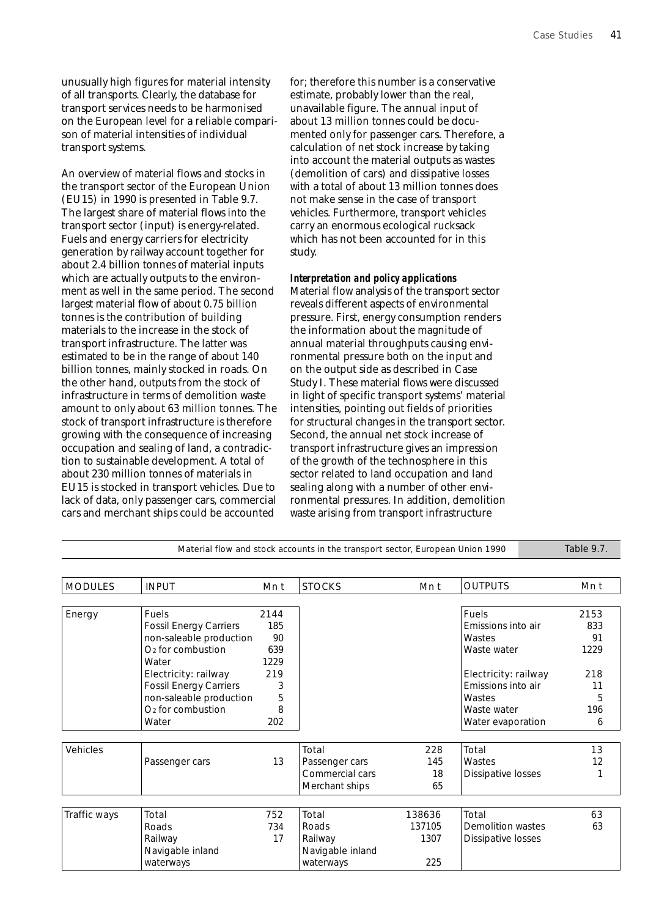unusually high figures for material intensity of all transports. Clearly, the database for transport services needs to be harmonised on the European level for a reliable comparison of material intensities of individual transport systems.

An overview of material flows and stocks in the transport sector of the European Union (EU15) in 1990 is presented in Table 9.7. The largest share of material flows into the transport sector (input) is energy-related. Fuels and energy carriers for electricity generation by railway account together for about 2.4 billion tonnes of material inputs which are actually outputs to the environment as well in the same period. The second largest material flow of about 0.75 billion tonnes is the contribution of building materials to the increase in the stock of transport infrastructure. The latter was estimated to be in the range of about 140 billion tonnes, mainly stocked in roads. On the other hand, outputs from the stock of infrastructure in terms of demolition waste amount to only about 63 million tonnes. The stock of transport infrastructure is therefore growing with the consequence of increasing occupation and sealing of land, a contradiction to sustainable development. A total of about 230 million tonnes of materials in EU15 is stocked in transport vehicles. Due to lack of data, only passenger cars, commercial cars and merchant ships could be accounted for; therefore this number is a conservative estimate, probably lower than the real, unavailable figure. The annual input of about 13 million tonnes could be documented only for passenger cars. Therefore, a calculation of net stock increase by taking into account the material outputs as wastes (demolition of cars) and dissipative losses with a total of about 13 million tonnes does not make sense in the case of transport vehicles. Furthermore, transport vehicles carry an enormous ecological rucksack which has not been accounted for in this study.

***Interpretation and policy applications***

Material flow analysis of the transport sector reveals different aspects of environmental pressure. First, energy consumption renders the information about the magnitude of annual material throughputs causing environmental pressure both on the input and on the output side as described in Case Study I. These material flows were discussed in light of specific transport systems' material intensities, pointing out fields of priorities for structural changes in the transport sector. Second, the annual net stock increase of transport infrastructure gives an impression of the growth of the technosphere in this sector related to land occupation and land sealing along with a number of other environmental pressures. In addition, demolition waste arising from transport infrastructure

Material flow and stock accounts in the transport sector, European Union 1990 — Table 9.7.

| MODULES | INPUT | Mn t | STOCKS | Mn t | OUTPUTS | Mn t |
|---|---|---|---|---|---|---|
| Energy | Fuels | 2144 | | | Fuels | 2153 |
| | Fossil Energy Carriers | 185 | | | Emissions into air | 833 |
| | non-saleable production | 90 | | | Wastes | 91 |
| | $O_2$ for combustion | 639 | | | Waste water | 1229 |
| | Water | 1229 | | | | |
| | Electricity: railway | 219 | | | Electricity: railway | 218 |
| | Fossil Energy Carriers | 3 | | | Emissions into air | 11 |
| | non-saleable production | 5 | | | Wastes | 5 |
| | $O_2$ for combustion | 8 | | | Waste water | 196 |
| | Water | 202 | | | Water evaporation | 6 |
| Vehicles | | | Total | 228 | Total | 13 |
| | Passenger cars | 13 | Passenger cars | 145 | Wastes | 12 |
| | | | Commercial cars | 18 | Dissipative losses | 1 |
| | | | Merchant ships | 65 | | |
| Traffic ways | Total | 752 | Total | 138636 | Total | 63 |
| | Roads | 734 | Roads | 137105 | Demolition wastes | 63 |
| | Railway | 17 | Railway | 1307 | Dissipative losses | |
| | Navigable inland waterways | | Navigable inland waterways | 225 | | |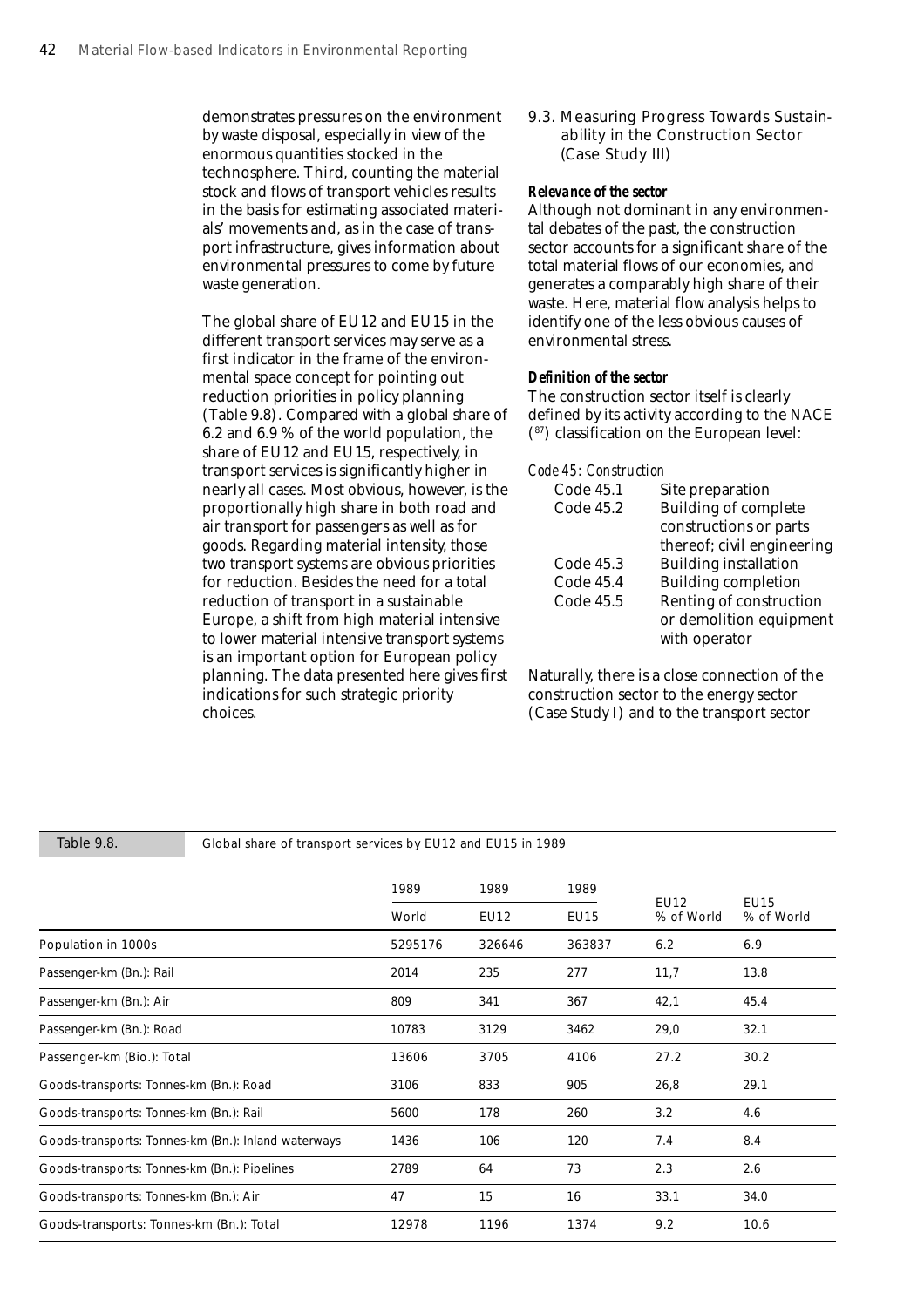demonstrates pressures on the environment by waste disposal, especially in view of the enormous quantities stocked in the technosphere. Third, counting the material stock and flows of transport vehicles results in the basis for estimating associated materials' movements and, as in the case of transport infrastructure, gives information about environmental pressures to come by future waste generation.

The global share of EU12 and EU15 in the different transport services may serve as a first indicator in the frame of the environmental space concept for pointing out reduction priorities in policy planning (Table 9.8). Compared with a global share of 6.2 and 6.9 % of the world population, the share of EU12 and EU15, respectively, in transport services is significantly higher in nearly all cases. Most obvious, however, is the proportionally high share in both road and air transport for passengers as well as for goods. Regarding material intensity, those two transport systems are obvious priorities for reduction. Besides the need for a total reduction of transport in a sustainable Europe, a shift from high material intensive to lower material intensive transport systems is an important option for European policy planning. The data presented here gives first indications for such strategic priority choices.

## 9.3. Measuring Progress Towards Sustainability in the Construction Sector (Case Study III)

***Relevance of the sector***

Although not dominant in any environmental debates of the past, the construction sector accounts for a significant share of the total material flows of our economies, and generates a comparably high share of their waste. Here, material flow analysis helps to identify one of the less obvious causes of environmental stress.

***Definition of the sector***

The construction sector itself is clearly defined by its activity according to the NACE ([87]) classification on the European level:

*Code 45: Construction*

| | |
|---|---|
| Code 45.1 | Site preparation |
| Code 45.2 | Building of complete constructions or parts thereof; civil engineering |
| Code 45.3 | Building installation |
| Code 45.4 | Building completion |
| Code 45.5 | Renting of construction or demolition equipment with operator |

Naturally, there is a close connection of the construction sector to the energy sector (Case Study I) and to the transport sector

**Table 9.8.** Global share of transport services by EU12 and EU15 in 1989

| | 1989 World | 1989 EU12 | 1989 EU15 | EU12 % of World | EU15 % of World |
|---|---|---|---|---|---|
| Population in 1000s | 5295176 | 326646 | 363837 | 6.2 | 6.9 |
| Passenger-km (Bn.): Rail | 2014 | 235 | 277 | 11,7 | 13.8 |
| Passenger-km (Bn.): Air | 809 | 341 | 367 | 42,1 | 45.4 |
| Passenger-km (Bn.): Road | 10783 | 3129 | 3462 | 29,0 | 32.1 |
| Passenger-km (Bio.): Total | 13606 | 3705 | 4106 | 27.2 | 30.2 |
| Goods-transports: Tonnes-km (Bn.): Road | 3106 | 833 | 905 | 26,8 | 29.1 |
| Goods-transports: Tonnes-km (Bn.): Rail | 5600 | 178 | 260 | 3.2 | 4.6 |
| Goods-transports: Tonnes-km (Bn.): Inland waterways | 1436 | 106 | 120 | 7.4 | 8.4 |
| Goods-transports: Tonnes-km (Bn.): Pipelines | 2789 | 64 | 73 | 2.3 | 2.6 |
| Goods-transports: Tonnes-km (Bn.): Air | 47 | 15 | 16 | 33.1 | 34.0 |
| Goods-transports: Tonnes-km (Bn.): Total | 12978 | 1196 | 1374 | 9.2 | 10.6 |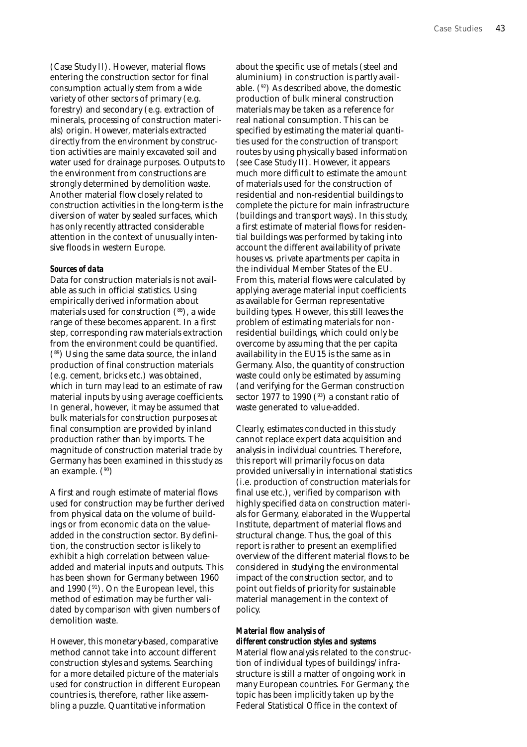(Case Study II). However, material flows entering the construction sector for final consumption actually stem from a wide variety of other sectors of primary (e.g. forestry) and secondary (e.g. extraction of minerals, processing of construction materials) origin. However, materials extracted directly from the environment by construction activities are mainly excavated soil and water used for drainage purposes. Outputs to the environment from constructions are strongly determined by demolition waste. Another material flow closely related to construction activities in the long-term is the diversion of water by sealed surfaces, which has only recently attracted considerable attention in the context of unusually intensive floods in western Europe.

***Sources of data***

Data for construction materials is not available as such in official statistics. Using empirically derived information about materials used for construction ([88]), a wide range of these becomes apparent. In a first step, corresponding raw materials extraction from the environment could be quantified. ([89]) Using the same data source, the inland production of final construction materials (e.g. cement, bricks etc.) was obtained, which in turn may lead to an estimate of raw material inputs by using average coefficients. In general, however, it may be assumed that bulk materials for construction purposes at final consumption are provided by inland production rather than by imports. The magnitude of construction material trade by Germany has been examined in this study as an example. ([90])

A first and rough estimate of material flows used for construction may be further derived from physical data on the volume of buildings or from economic data on the value-added in the construction sector. By definition, the construction sector is likely to exhibit a high correlation between value-added and material inputs and outputs. This has been shown for Germany between 1960 and 1990 ([91]). On the European level, this method of estimation may be further validated by comparison with given numbers of demolition waste.

However, this monetary-based, comparative method cannot take into account different construction styles and systems. Searching for a more detailed picture of the materials used for construction in different European countries is, therefore, rather like assembling a puzzle. Quantitative information about the specific use of metals (steel and aluminium) in construction is partly available. ([92]) As described above, the domestic production of bulk mineral construction materials may be taken as a reference for real national consumption. This can be specified by estimating the material quantities used for the construction of transport routes by using physically based information (see Case Study II). However, it appears much more difficult to estimate the amount of materials used for the construction of residential and non-residential buildings to complete the picture for main infrastructure (buildings and transport ways). In this study, a first estimate of material flows for residential buildings was performed by taking into account the different availability of private houses vs. private apartments per capita in the individual Member States of the EU. From this, material flows were calculated by applying average material input coefficients as available for German representative building types. However, this still leaves the problem of estimating materials for non-residential buildings, which could only be overcome by assuming that the per capita availability in the EU15 is the same as in Germany. Also, the quantity of construction waste could only be estimated by assuming (and verifying for the German construction sector 1977 to 1990 ([93]) a constant ratio of waste generated to value-added.

Clearly, estimates conducted in this study cannot replace expert data acquisition and analysis in individual countries. Therefore, this report will primarily focus on data provided universally in international statistics (i.e. production of construction materials for final use etc.), verified by comparison with highly specified data on construction materials for Germany, elaborated in the Wuppertal Institute, department of material flows and structural change. Thus, the goal of this report is rather to present an exemplified overview of the different material flows to be considered in studying the environmental impact of the construction sector, and to point out fields of priority for sustainable material management in the context of policy.

***Material flow analysis of different construction styles and systems***

Material flow analysis related to the construction of individual types of buildings/infrastructure is still a matter of ongoing work in many European countries. For Germany, the topic has been implicitly taken up by the Federal Statistical Office in the context of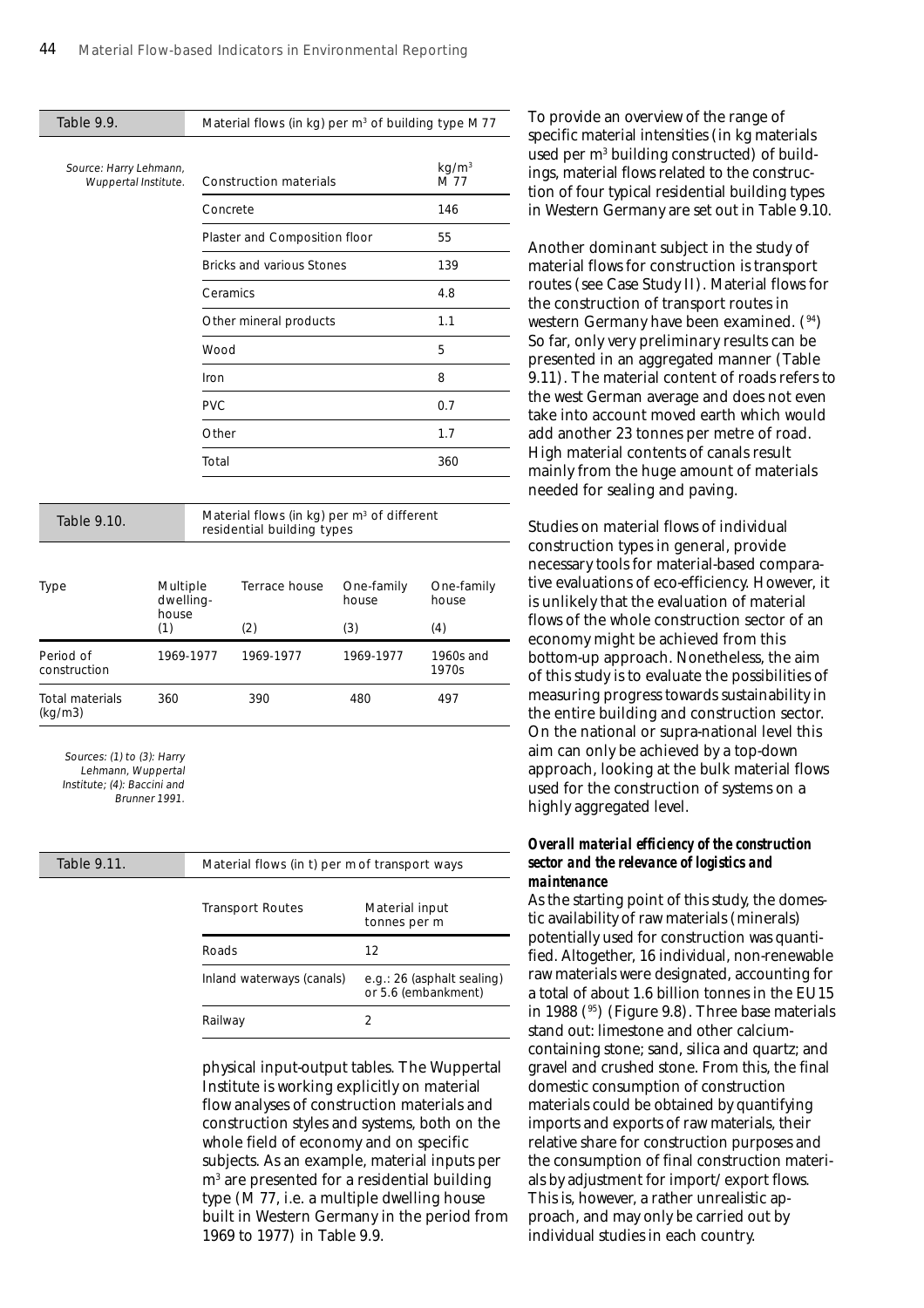Table 9.9. Material flows (in kg) per m³ of building type M 77

Source: Harry Lehmann, Wuppertal Institute.

| Construction materials | kg/m³ M 77 |
|---|---|
| Concrete | 146 |
| Plaster and Composition floor | 55 |
| Bricks and various Stones | 139 |
| Ceramics | 4.8 |
| Other mineral products | 1.1 |
| Wood | 5 |
| Iron | 8 |
| PVC | 0.7 |
| Other | 1.7 |
| Total | 360 |

Table 9.10. Material flows (in kg) per m³ of different residential building types

| Type | Multiple dwelling-house (1) | Terrace house (2) | One-family house (3) | One-family house (4) |
|---|---|---|---|---|
| Period of construction | 1969-1977 | 1969-1977 | 1969-1977 | 1960s and 1970s |
| Total materials (kg/m3) | 360 | 390 | 480 | 497 |

Sources: (1) to (3): Harry Lehmann, Wuppertal Institute; (4): Baccini and Brunner 1991.

Table 9.11. Material flows (in t) per m of transport ways

| Transport Routes | Material input tonnes per m |
|---|---|
| Roads | 12 |
| Inland waterways (canals) | e.g.: 26 (asphalt sealing) or 5.6 (embankment) |
| Railway | 2 |

physical input-output tables. The Wuppertal Institute is working explicitly on material flow analyses of construction materials and construction styles and systems, both on the whole field of economy and on specific subjects. As an example, material inputs per m³ are presented for a residential building type (M 77, i.e. a multiple dwelling house built in Western Germany in the period from 1969 to 1977) in Table 9.9.

To provide an overview of the range of specific material intensities (in kg materials used per m³ building constructed) of buildings, material flows related to the construction of four typical residential building types in Western Germany are set out in Table 9.10.

Another dominant subject in the study of material flows for construction is transport routes (see Case Study II). Material flows for the construction of transport routes in western Germany have been examined. ([94]) So far, only very preliminary results can be presented in an aggregated manner (Table 9.11). The material content of roads refers to the west German average and does not even take into account moved earth which would add another 23 tonnes per metre of road. High material contents of canals result mainly from the huge amount of materials needed for sealing and paving.

Studies on material flows of individual construction types in general, provide necessary tools for material-based comparative evaluations of eco-efficiency. However, it is unlikely that the evaluation of material flows of the whole construction sector of an economy might be achieved from this bottom-up approach. Nonetheless, the aim of this study is to evaluate the possibilities of measuring progress towards sustainability in the entire building and construction sector. On the national or supra-national level this aim can only be achieved by a top-down approach, looking at the bulk material flows used for the construction of systems on a highly aggregated level.

***Overall material efficiency of the construction sector and the relevance of logistics and maintenance***

As the starting point of this study, the domestic availability of raw materials (minerals) potentially used for construction was quantified. Altogether, 16 individual, non-renewable raw materials were designated, accounting for a total of about 1.6 billion tonnes in the EU15 in 1988 ([95]) (Figure 9.8). Three base materials stand out: limestone and other calcium-containing stone; sand, silica and quartz; and gravel and crushed stone. From this, the final domestic consumption of construction materials could be obtained by quantifying imports and exports of raw materials, their relative share for construction purposes and the consumption of final construction materials by adjustment for import/export flows. This is, however, a rather unrealistic approach, and may only be carried out by individual studies in each country.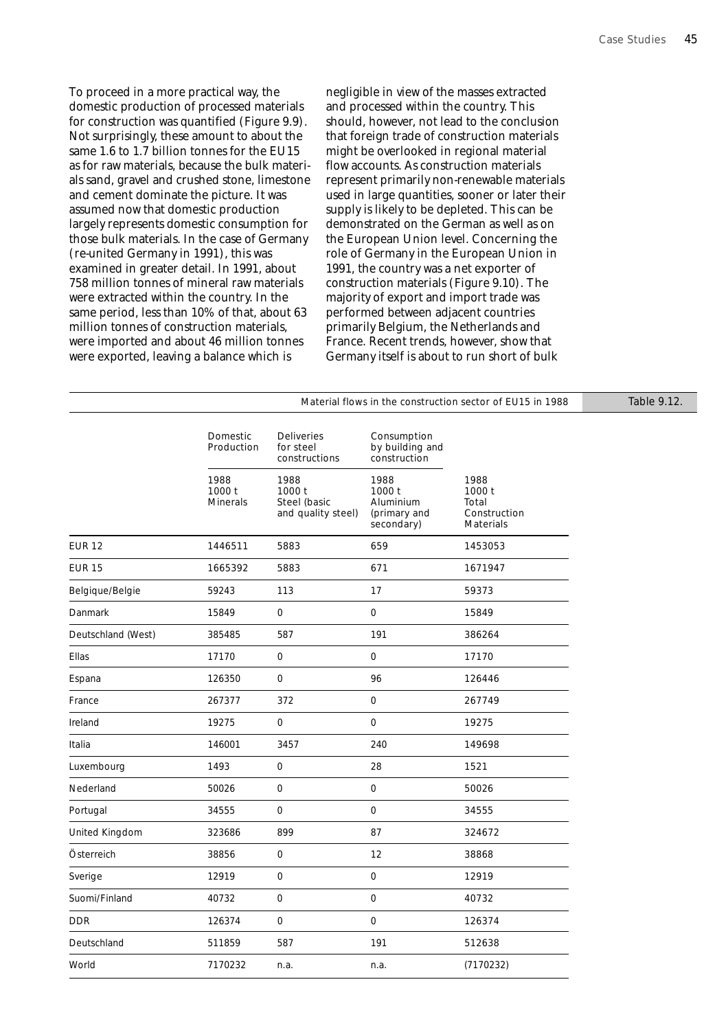To proceed in a more practical way, the domestic production of processed materials for construction was quantified (Figure 9.9). Not surprisingly, these amount to about the same 1.6 to 1.7 billion tonnes for the EU15 as for raw materials, because the bulk materials sand, gravel and crushed stone, limestone and cement dominate the picture. It was assumed now that domestic production largely represents domestic consumption for those bulk materials. In the case of Germany (re-united Germany in 1991), this was examined in greater detail. In 1991, about 758 million tonnes of mineral raw materials were extracted within the country. In the same period, less than 10% of that, about 63 million tonnes of construction materials, were imported and about 46 million tonnes were exported, leaving a balance which is negligible in view of the masses extracted and processed within the country. This should, however, not lead to the conclusion that foreign trade of construction materials might be overlooked in regional material flow accounts. As construction materials represent primarily non-renewable materials used in large quantities, sooner or later their supply is likely to be depleted. This can be demonstrated on the German as well as on the European Union level. Concerning the role of Germany in the European Union in 1991, the country was a net exporter of construction materials (Figure 9.10). The majority of export and import trade was performed between adjacent countries primarily Belgium, the Netherlands and France. Recent trends, however, show that Germany itself is about to run short of bulk

Table 9.12. Material flows in the construction sector of EU15 in 1988

| | Domestic Production | Deliveries for steel constructions | Consumption by building and construction | |
|---|---|---|---|---|
| | 1988 1000 t Minerals | 1988 1000 t Steel (basic and quality steel) | 1988 1000 t Aluminium (primary and secondary) | 1988 1000 t Total Construction Materials |
| EUR 12 | 1446511 | 5883 | 659 | 1453053 |
| EUR 15 | 1665392 | 5883 | 671 | 1671947 |
| Belgique/Belgie | 59243 | 113 | 17 | 59373 |
| Danmark | 15849 | 0 | 0 | 15849 |
| Deutschland (West) | 385485 | 587 | 191 | 386264 |
| Ellas | 17170 | 0 | 0 | 17170 |
| Espana | 126350 | 0 | 96 | 126446 |
| France | 267377 | 372 | 0 | 267749 |
| Ireland | 19275 | 0 | 0 | 19275 |
| Italia | 146001 | 3457 | 240 | 149698 |
| Luxembourg | 1493 | 0 | 28 | 1521 |
| Nederland | 50026 | 0 | 0 | 50026 |
| Portugal | 34555 | 0 | 0 | 34555 |
| United Kingdom | 323686 | 899 | 87 | 324672 |
| Österreich | 38856 | 0 | 12 | 38868 |
| Sverige | 12919 | 0 | 0 | 12919 |
| Suomi/Finland | 40732 | 0 | 0 | 40732 |
| DDR | 126374 | 0 | 0 | 126374 |
| Deutschland | 511859 | 587 | 191 | 512638 |
| World | 7170232 | n.a. | n.a. | (7170232) |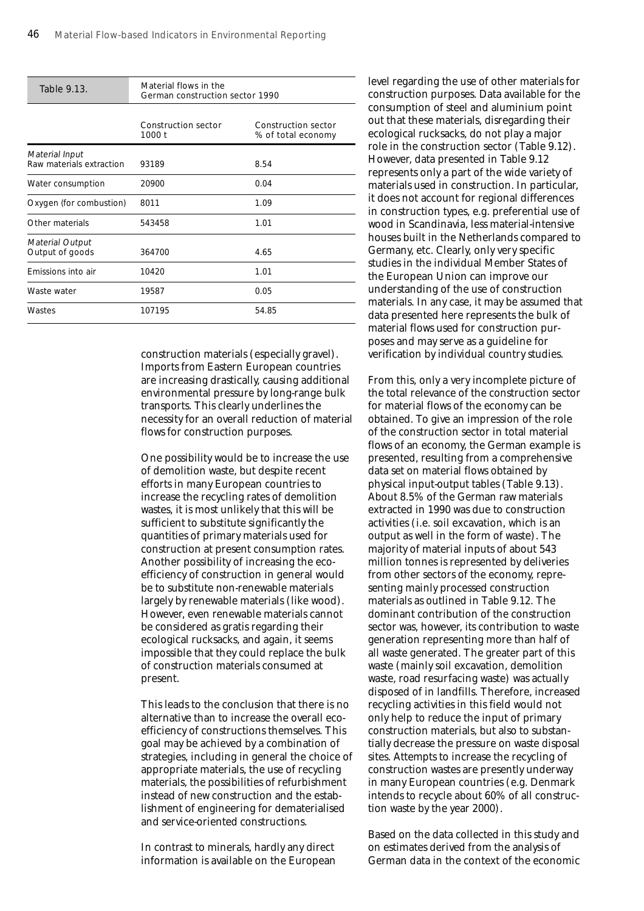Table 9.13. Material flows in the German construction sector 1990

| | Construction sector 1000 t | Construction sector % of total economy |
|---|---|---|
| *Material Input* | | |
| Raw materials extraction | 93189 | 8.54 |
| Water consumption | 20900 | 0.04 |
| Oxygen (for combustion) | 8011 | 1.09 |
| Other materials | 543458 | 1.01 |
| *Material Output* | | |
| Output of goods | 364700 | 4.65 |
| Emissions into air | 10420 | 1.01 |
| Waste water | 19587 | 0.05 |
| Wastes | 107195 | 54.85 |

construction materials (especially gravel). Imports from Eastern European countries are increasing drastically, causing additional environmental pressure by long-range bulk transports. This clearly underlines the necessity for an overall reduction of material flows for construction purposes.

One possibility would be to increase the use of demolition waste, but despite recent efforts in many European countries to increase the recycling rates of demolition wastes, it is most unlikely that this will be sufficient to substitute significantly the quantities of primary materials used for construction at present consumption rates. Another possibility of increasing the eco-efficiency of construction in general would be to substitute non-renewable materials largely by renewable materials (like wood). However, even renewable materials cannot be considered as gratis regarding their ecological rucksacks, and again, it seems impossible that they could replace the bulk of construction materials consumed at present.

This leads to the conclusion that there is no alternative than to increase the overall eco-efficiency of constructions themselves. This goal may be achieved by a combination of strategies, including in general the choice of appropriate materials, the use of recycling materials, the possibilities of refurbishment instead of new construction and the establishment of engineering for dematerialised and service-oriented constructions.

In contrast to minerals, hardly any direct information is available on the European level regarding the use of other materials for construction purposes. Data available for the consumption of steel and aluminium point out that these materials, disregarding their ecological rucksacks, do not play a major role in the construction sector (Table 9.12). However, data presented in Table 9.12 represents only a part of the wide variety of materials used in construction. In particular, it does not account for regional differences in construction types, e.g. preferential use of wood in Scandinavia, less material-intensive houses built in the Netherlands compared to Germany, etc. Clearly, only very specific studies in the individual Member States of the European Union can improve our understanding of the use of construction materials. In any case, it may be assumed that data presented here represents the bulk of material flows used for construction purposes and may serve as a guideline for verification by individual country studies.

From this, only a very incomplete picture of the total relevance of the construction sector for material flows of the economy can be obtained. To give an impression of the role of the construction sector in total material flows of an economy, the German example is presented, resulting from a comprehensive data set on material flows obtained by physical input-output tables (Table 9.13). About 8.5% of the German raw materials extracted in 1990 was due to construction activities (i.e. soil excavation, which is an output as well in the form of waste). The majority of material inputs of about 543 million tonnes is represented by deliveries from other sectors of the economy, representing mainly processed construction materials as outlined in Table 9.12. The dominant contribution of the construction sector was, however, its contribution to waste generation representing more than half of all waste generated. The greater part of this waste (mainly soil excavation, demolition waste, road resurfacing waste) was actually disposed of in landfills. Therefore, increased recycling activities in this field would not only help to reduce the input of primary construction materials, but also to substantially decrease the pressure on waste disposal sites. Attempts to increase the recycling of construction wastes are presently underway in many European countries (e.g. Denmark intends to recycle about 60% of all construction waste by the year 2000).

Based on the data collected in this study and on estimates derived from the analysis of German data in the context of the economic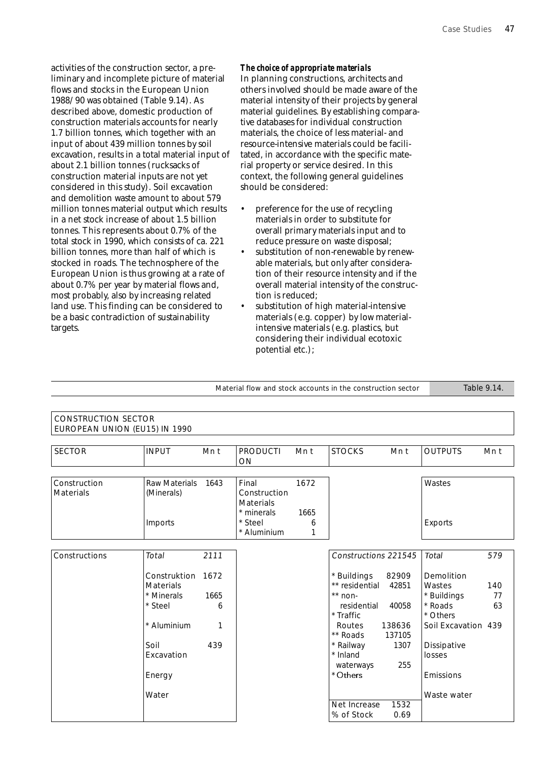activities of the construction sector, a preliminary and incomplete picture of material flows and stocks in the European Union 1988/90 was obtained (Table 9.14). As described above, domestic production of construction materials accounts for nearly 1.7 billion tonnes, which together with an input of about 439 million tonnes by soil excavation, results in a total material input of about 2.1 billion tonnes (rucksacks of construction material inputs are not yet considered in this study). Soil excavation and demolition waste amount to about 579 million tonnes material output which results in a net stock increase of about 1.5 billion tonnes. This represents about 0.7% of the total stock in 1990, which consists of ca. 221 billion tonnes, more than half of which is stocked in roads. The technosphere of the European Union is thus growing at a rate of about 0.7% per year by material flows and, most probably, also by increasing related land use. This finding can be considered to be a basic contradiction of sustainability targets.

***The choice of appropriate materials***

In planning constructions, architects and others involved should be made aware of the material intensity of their projects by general material guidelines. By establishing comparative databases for individual construction materials, the choice of less material- and resource-intensive materials could be facilitated, in accordance with the specific material property or service desired. In this context, the following general guidelines should be considered:

- preference for the use of recycling materials in order to substitute for overall primary materials input and to reduce pressure on waste disposal;
- substitution of non-renewable by renewable materials, but only after consideration of their resource intensity and if the overall material intensity of the construction is reduced;
- substitution of high material-intensive materials (e.g. copper) by low material-intensive materials (e.g. plastics, but considering their individual ecotoxic potential etc.);

Material flow and stock accounts in the construction sector — Table 9.14.

CONSTRUCTION SECTOR
EUROPEAN UNION (EU15) IN 1990

| SECTOR | INPUT | Mn t | PRODUCTION | Mn t | STOCKS | Mn t | OUTPUTS | Mn t |
|---|---|---|---|---|---|---|---|---|
| Construction Materials | Raw Materials (Minerals) | 1643 | Final Construction Materials | 1672 | | | Wastes | |
| | | | * minerals | 1665 | | | | |
| | Imports | | * Steel | 6 | | | Exports | |
| | | | * Aluminium | 1 | | | | |
| Constructions | *Total* | *2111* | | | *Constructions* | *221545* | *Total* | *579* |
| | Construktion Materials | 1672 | | | * Buildings | 82909 | Demolition Wastes | 140 |
| | * Minerals | 1665 | | | ** residential | 42851 | * Buildings | 77 |
| | * Steel | 6 | | | ** non-residential | 40058 | * Roads | 63 |
| | * Aluminium | 1 | | | * Traffic Routes | 138636 | * Others | |
| | | | | | ** Roads | 137105 | Soil Excavation | 439 |
| | Soil Excavation | 439 | | | * Railway | 1307 | Dissipative losses | |
| | | | | | * Inland waterways | 255 | | |
| | Energy | | | | * Others | | Emissions | |
| | Water | | | | | | Waste water | |
| | | | | | Net Increase | 1532 | | |
| | | | | | % of Stock | 0.69 | | |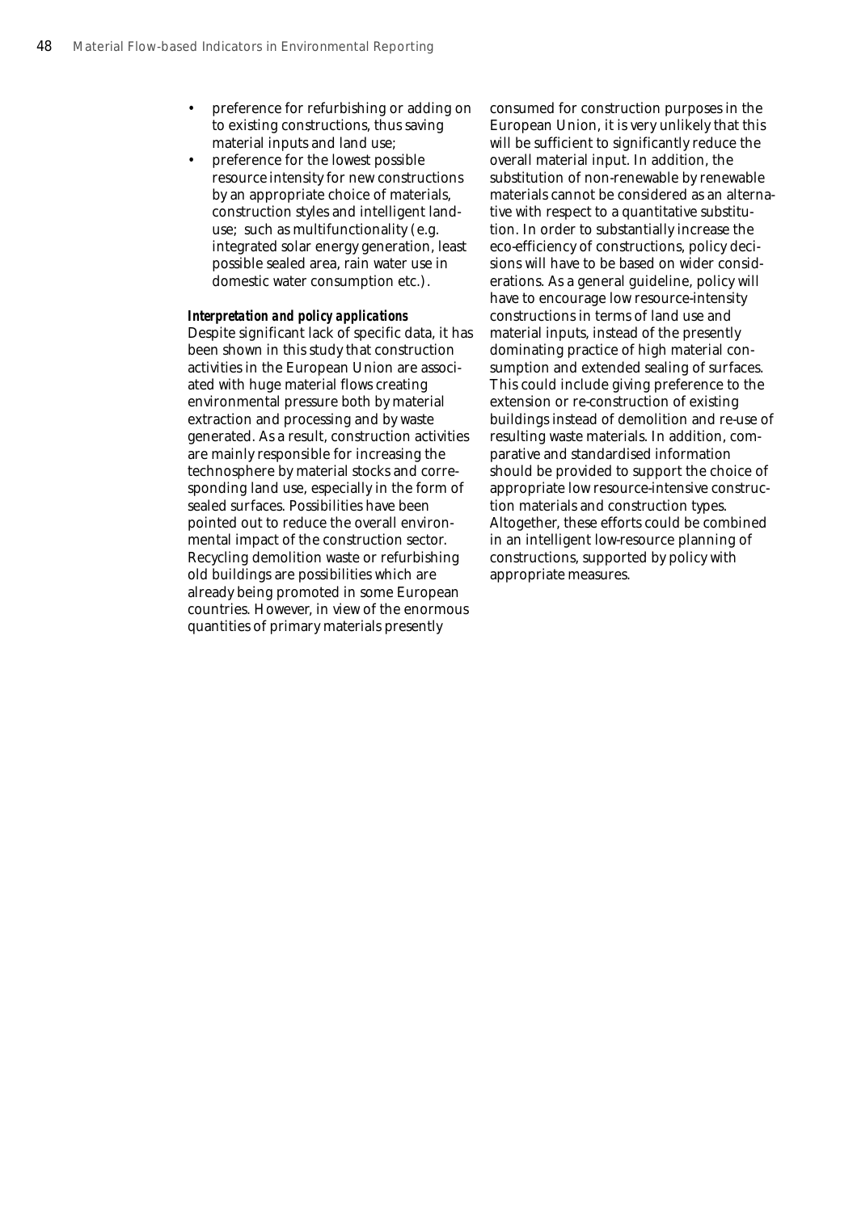- preference for refurbishing or adding on to existing constructions, thus saving material inputs and land use;
- preference for the lowest possible resource intensity for new constructions by an appropriate choice of materials, construction styles and intelligent land-use; such as multifunctionality (e.g. integrated solar energy generation, least possible sealed area, rain water use in domestic water consumption etc.).

***Interpretation and policy applications***

Despite significant lack of specific data, it has been shown in this study that construction activities in the European Union are associated with huge material flows creating environmental pressure both by material extraction and processing and by waste generated. As a result, construction activities are mainly responsible for increasing the technosphere by material stocks and corresponding land use, especially in the form of sealed surfaces. Possibilities have been pointed out to reduce the overall environmental impact of the construction sector. Recycling demolition waste or refurbishing old buildings are possibilities which are already being promoted in some European countries. However, in view of the enormous quantities of primary materials presently consumed for construction purposes in the European Union, it is very unlikely that this will be sufficient to significantly reduce the overall material input. In addition, the substitution of non-renewable by renewable materials cannot be considered as an alternative with respect to a quantitative substitution. In order to substantially increase the eco-efficiency of constructions, policy decisions will have to be based on wider considerations. As a general guideline, policy will have to encourage low resource-intensity constructions in terms of land use and material inputs, instead of the presently dominating practice of high material consumption and extended sealing of surfaces. This could include giving preference to the extension or re-construction of existing buildings instead of demolition and re-use of resulting waste materials. In addition, comparative and standardised information should be provided to support the choice of appropriate low resource-intensive construction materials and construction types. Altogether, these efforts could be combined in an intelligent low-resource planning of constructions, supported by policy with appropriate measures.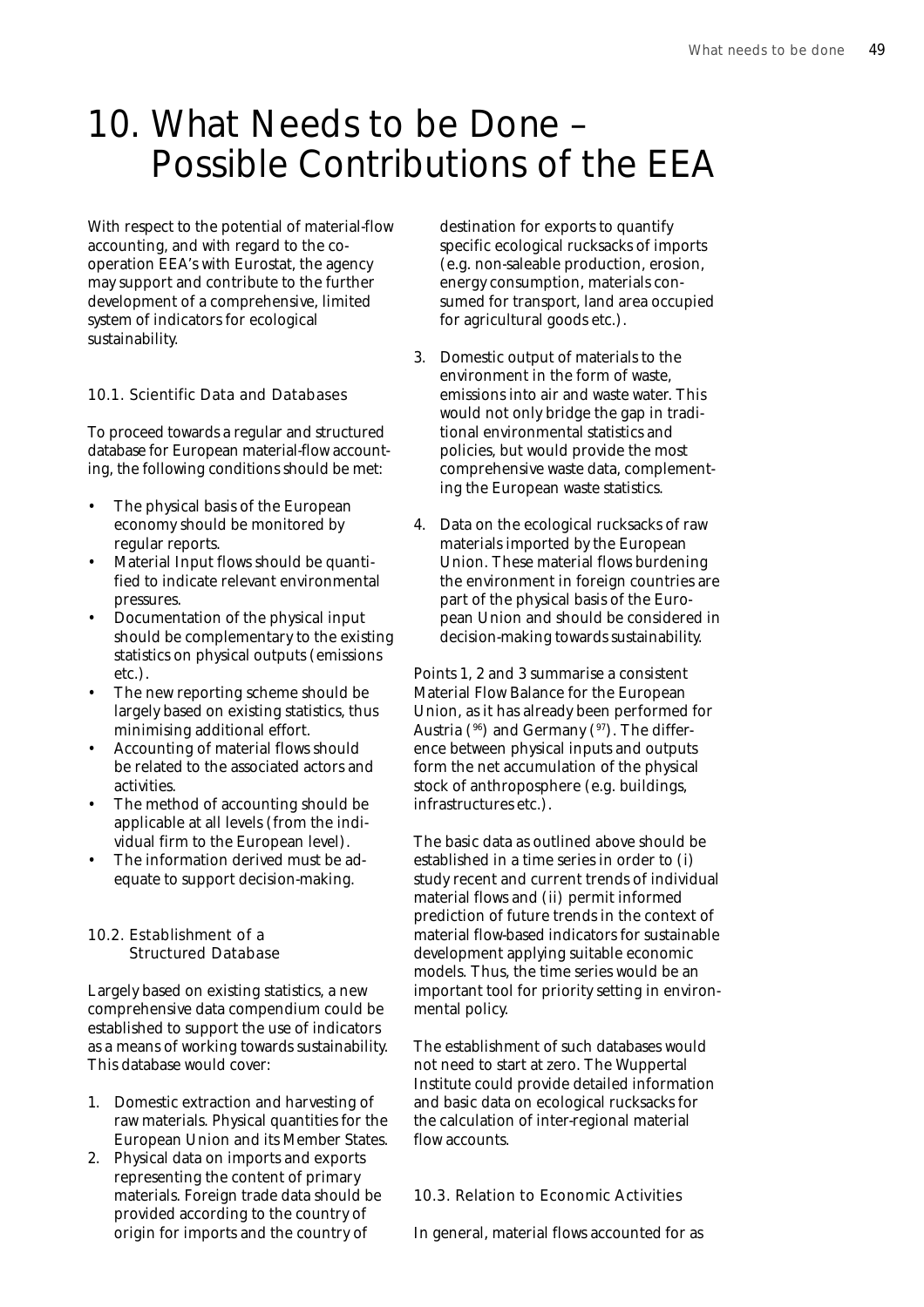# 10. What Needs to be Done – Possible Contributions of the EEA

With respect to the potential of material-flow accounting, and with regard to the co-operation EEA's with Eurostat, the agency may support and contribute to the further development of a comprehensive, limited system of indicators for ecological sustainability.

## 10.1. Scientific Data and Databases

To proceed towards a regular and structured database for European material-flow accounting, the following conditions should be met:

- The physical basis of the European economy should be monitored by regular reports.
- Material Input flows should be quantified to indicate relevant environmental pressures.
- Documentation of the physical input should be complementary to the existing statistics on physical outputs (emissions etc.).
- The new reporting scheme should be largely based on existing statistics, thus minimising additional effort.
- Accounting of material flows should be related to the associated actors and activities.
- The method of accounting should be applicable at all levels (from the individual firm to the European level).
- The information derived must be adequate to support decision-making.

## 10.2. Establishment of a Structured Database

Largely based on existing statistics, a new comprehensive data compendium could be established to support the use of indicators as a means of working towards sustainability. This database would cover:

1. Domestic extraction and harvesting of raw materials. Physical quantities for the European Union and its Member States.
2. Physical data on imports and exports representing the content of primary materials. Foreign trade data should be provided according to the country of origin for imports and the country of destination for exports to quantify specific ecological rucksacks of imports (e.g. non-saleable production, erosion, energy consumption, materials consumed for transport, land area occupied for agricultural goods etc.).
3. Domestic output of materials to the environment in the form of waste, emissions into air and waste water. This would not only bridge the gap in traditional environmental statistics and policies, but would provide the most comprehensive waste data, complementing the European waste statistics.
4. Data on the ecological rucksacks of raw materials imported by the European Union. These material flows burdening the environment in foreign countries are part of the physical basis of the European Union and should be considered in decision-making towards sustainability.

Points 1, 2 and 3 summarise a consistent Material Flow Balance for the European Union, as it has already been performed for Austria ([96]) and Germany ([97]). The difference between physical inputs and outputs form the net accumulation of the physical stock of anthroposphere (e.g. buildings, infrastructures etc.).

The basic data as outlined above should be established in a time series in order to (i) study recent and current trends of individual material flows and (ii) permit informed prediction of future trends in the context of material flow-based indicators for sustainable development applying suitable economic models. Thus, the time series would be an important tool for priority setting in environmental policy.

The establishment of such databases would not need to start at zero. The Wuppertal Institute could provide detailed information and basic data on ecological rucksacks for the calculation of inter-regional material flow accounts.

## 10.3. Relation to Economic Activities

In general, material flows accounted for as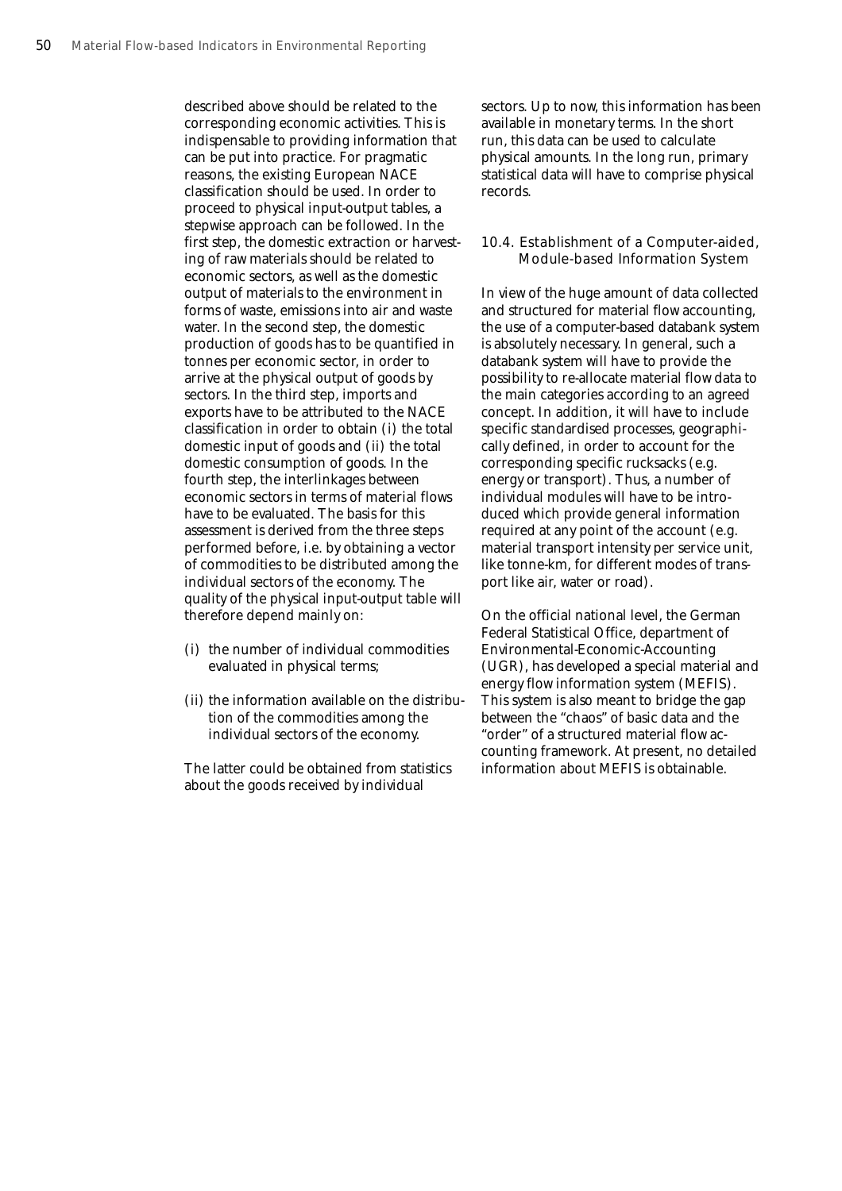described above should be related to the corresponding economic activities. This is indispensable to providing information that can be put into practice. For pragmatic reasons, the existing European NACE classification should be used. In order to proceed to physical input-output tables, a stepwise approach can be followed. In the first step, the domestic extraction or harvesting of raw materials should be related to economic sectors, as well as the domestic output of materials to the environment in forms of waste, emissions into air and waste water. In the second step, the domestic production of goods has to be quantified in tonnes per economic sector, in order to arrive at the physical output of goods by sectors. In the third step, imports and exports have to be attributed to the NACE classification in order to obtain (i) the total domestic input of goods and (ii) the total domestic consumption of goods. In the fourth step, the interlinkages between economic sectors in terms of material flows have to be evaluated. The basis for this assessment is derived from the three steps performed before, i.e. by obtaining a vector of commodities to be distributed among the individual sectors of the economy. The quality of the physical input-output table will therefore depend mainly on:

(i) the number of individual commodities evaluated in physical terms;

(ii) the information available on the distribution of the commodities among the individual sectors of the economy.

The latter could be obtained from statistics about the goods received by individual sectors. Up to now, this information has been available in monetary terms. In the short run, this data can be used to calculate physical amounts. In the long run, primary statistical data will have to comprise physical records.

### 10.4. Establishment of a Computer-aided, Module-based Information System

In view of the huge amount of data collected and structured for material flow accounting, the use of a computer-based databank system is absolutely necessary. In general, such a databank system will have to provide the possibility to re-allocate material flow data to the main categories according to an agreed concept. In addition, it will have to include specific standardised processes, geographically defined, in order to account for the corresponding specific rucksacks (e.g. energy or transport). Thus, a number of individual modules will have to be introduced which provide general information required at any point of the account (e.g. material transport intensity per service unit, like tonne-km, for different modes of transport like air, water or road).

On the official national level, the German Federal Statistical Office, department of Environmental-Economic-Accounting (UGR), has developed a special material and energy flow information system (MEFIS). This system is also meant to bridge the gap between the "chaos" of basic data and the "order" of a structured material flow accounting framework. At present, no detailed information about MEFIS is obtainable.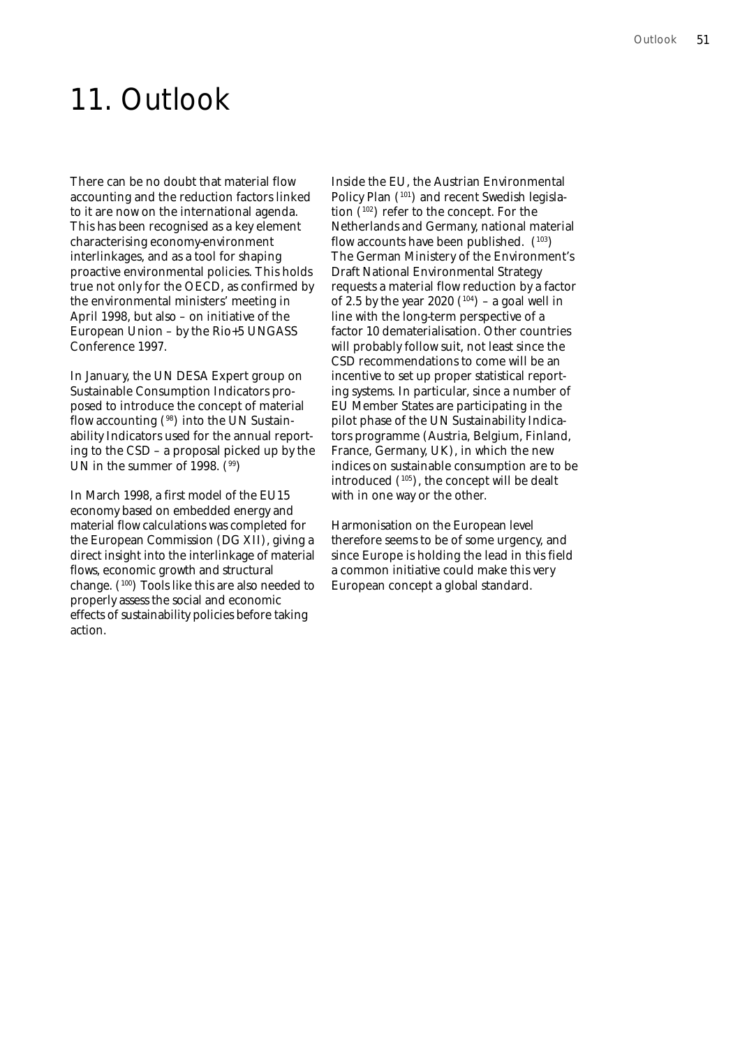# 11. Outlook

There can be no doubt that material flow accounting and the reduction factors linked to it are now on the international agenda. This has been recognised as a key element characterising economy-environment interlinkages, and as a tool for shaping proactive environmental policies. This holds true not only for the OECD, as confirmed by the environmental ministers' meeting in April 1998, but also – on initiative of the European Union – by the Rio+5 UNGASS Conference 1997.

In January, the UN DESA Expert group on Sustainable Consumption Indicators proposed to introduce the concept of material flow accounting ([98]) into the UN Sustainability Indicators used for the annual reporting to the CSD – a proposal picked up by the UN in the summer of 1998. ([99])

In March 1998, a first model of the EU15 economy based on embedded energy and material flow calculations was completed for the European Commission (DG XII), giving a direct insight into the interlinkage of material flows, economic growth and structural change. ([100]) Tools like this are also needed to properly assess the social and economic effects of sustainability policies before taking action.

Inside the EU, the Austrian Environmental Policy Plan ([101]) and recent Swedish legislation ([102]) refer to the concept. For the Netherlands and Germany, national material flow accounts have been published. ([103]) The German Ministry of the Environment's Draft National Environmental Strategy requests a material flow reduction by a factor of 2.5 by the year 2020 ([104]) – a goal well in line with the long-term perspective of a factor 10 dematerialisation. Other countries will probably follow suit, not least since the CSD recommendations to come will be an incentive to set up proper statistical reporting systems. In particular, since a number of EU Member States are participating in the pilot phase of the UN Sustainability Indicators programme (Austria, Belgium, Finland, France, Germany, UK), in which the new indices on sustainable consumption are to be introduced ([105]), the concept will be dealt with in one way or the other.

Harmonisation on the European level therefore seems to be of some urgency, and since Europe is holding the lead in this field a common initiative could make this very European concept a global standard.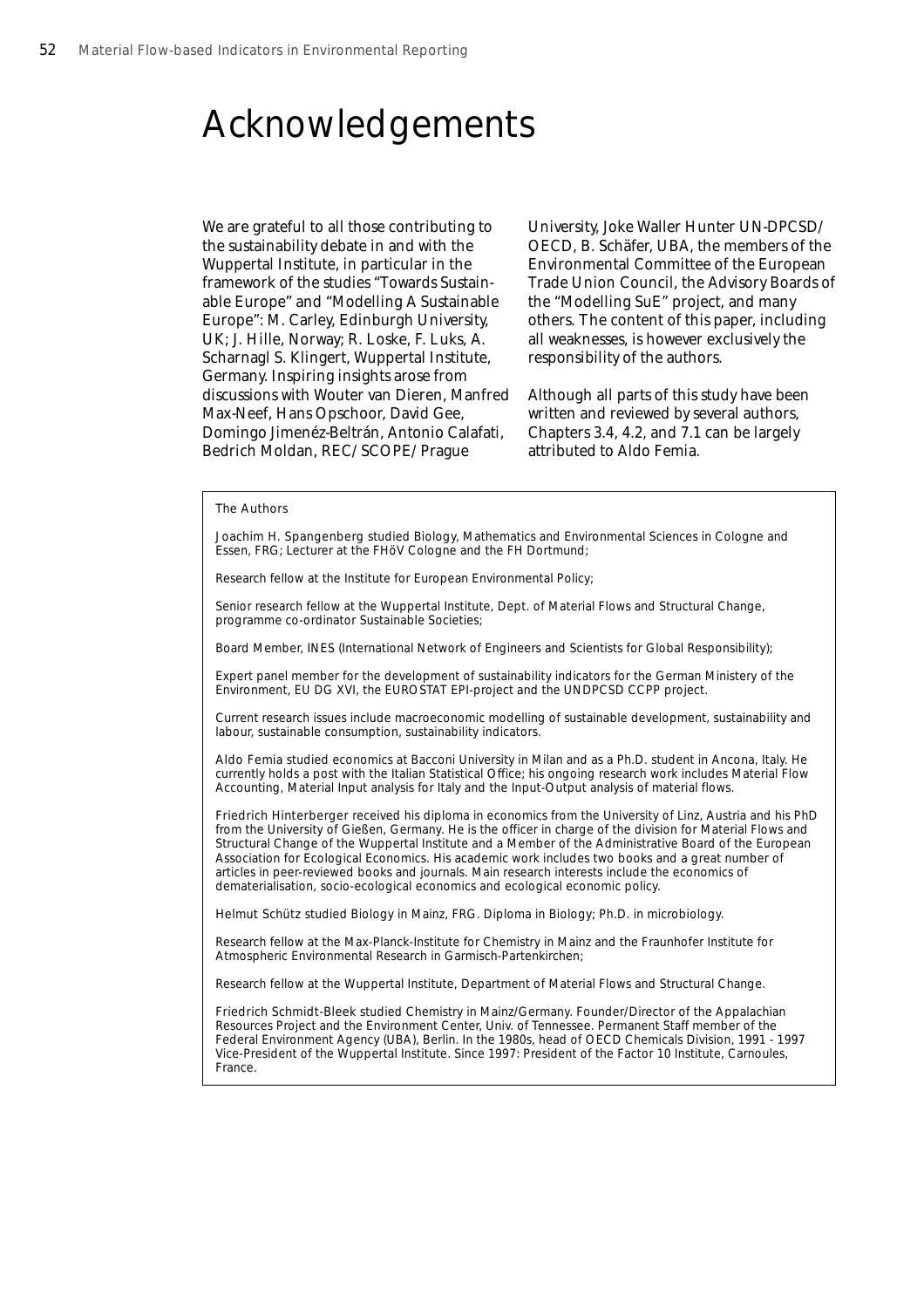# Acknowledgements

We are grateful to all those contributing to the sustainability debate in and with the Wuppertal Institute, in particular in the framework of the studies "Towards Sustainable Europe" and "Modelling A Sustainable Europe": M. Carley, Edinburgh University, UK; J. Hille, Norway; R. Loske, F. Luks, A. Scharnagl S. Klingert, Wuppertal Institute, Germany. Inspiring insights arose from discussions with Wouter van Dieren, Manfred Max-Neef, Hans Opschoor, David Gee, Domingo Jimenéz-Beltrán, Antonio Calafati, Bedrich Moldan, REC/SCOPE/Prague University, Joke Waller Hunter UN-DPCSD/OECD, B. Schäfer, UBA, the members of the Environmental Committee of the European Trade Union Council, the Advisory Boards of the "Modelling SuE" project, and many others. The content of this paper, including all weaknesses, is however exclusively the responsibility of the authors.

Although all parts of this study have been written and reviewed by several authors, Chapters 3.4, 4.2, and 7.1 can be largely attributed to Aldo Femia.

The Authors

Joachim H. Spangenberg studied Biology, Mathematics and Environmental Sciences in Cologne and Essen, FRG; Lecturer at the FHöV Cologne and the FH Dortmund;

Research fellow at the Institute for European Environmental Policy;

Senior research fellow at the Wuppertal Institute, Dept. of Material Flows and Structural Change, programme co-ordinator Sustainable Societies;

Board Member, INES (International Network of Engineers and Scientists for Global Responsibility);

Expert panel member for the development of sustainability indicators for the German Ministery of the Environment, EU DG XVI, the EUROSTAT EPI-project and the UNDPCSD CCPP project.

Current research issues include macroeconomic modelling of sustainable development, sustainability and labour, sustainable consumption, sustainability indicators.

Aldo Femia studied economics at Bacconi University in Milan and as a Ph.D. student in Ancona, Italy. He currently holds a post with the Italian Statistical Office; his ongoing research work includes Material Flow Accounting, Material Input analysis for Italy and the Input-Output analysis of material flows.

Friedrich Hinterberger received his diploma in economics from the University of Linz, Austria and his PhD from the University of Gießen, Germany. He is the officer in charge of the division for Material Flows and Structural Change of the Wuppertal Institute and a Member of the Administrative Board of the European Association for Ecological Economics. His academic work includes two books and a great number of articles in peer-reviewed books and journals. Main research interests include the economics of dematerialisation, socio-ecological economics and ecological economic policy.

Helmut Schütz studied Biology in Mainz, FRG. Diploma in Biology; Ph.D. in microbiology.

Research fellow at the Max-Planck-Institute for Chemistry in Mainz and the Fraunhofer Institute for Atmospheric Environmental Research in Garmisch-Partenkirchen;

Research fellow at the Wuppertal Institute, Department of Material Flows and Structural Change.

Friedrich Schmidt-Bleek studied Chemistry in Mainz/Germany. Founder/Director of the Appalachian Resources Project and the Environment Center, Univ. of Tennessee. Permanent Staff member of the Federal Environment Agency (UBA), Berlin. In the 1980s, head of OECD Chemicals Division, 1991 - 1997 Vice-President of the Wuppertal Institute. Since 1997: President of the Factor 10 Institute, Carnoules, France.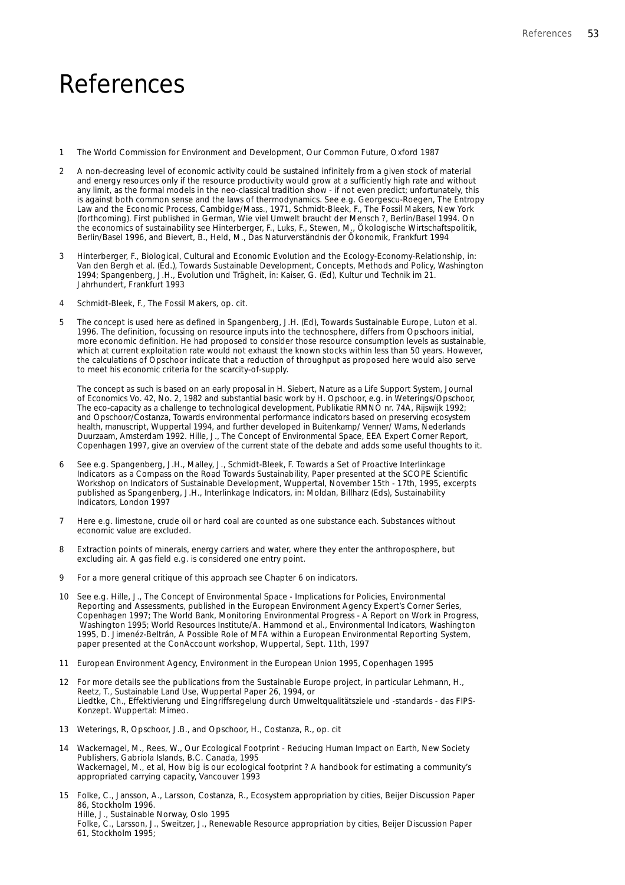# References

1. The World Commission for Environment and Development, Our Common Future, Oxford 1987

2. A non-decreasing level of economic activity could be sustained infinitely from a given stock of material and energy resources only if the resource productivity would grow at a sufficiently high rate and without any limit, as the formal models in the neo-classical tradition show - if not even predict; unfortunately, this is against both common sense and the laws of thermodynamics. See e.g. Georgescu-Roegen, The Entropy Law and the Economic Process, Cambidge/Mass., 1971, Schmidt-Bleek, F., The Fossil Makers, New York (forthcoming). First published in German, Wie viel Umwelt braucht der Mensch ?, Berlin/Basel 1994. On the economics of sustainability see Hinterberger, F., Luks, F., Stewen, M., Ökologische Wirtschaftspolitik, Berlin/Basel 1996, and Bievert, B., Held, M., Das Naturverständnis der Ökonomik, Frankfurt 1994

3. Hinterberger, F., Biological, Cultural and Economic Evolution and the Ecology-Economy-Relationship, in: Van den Bergh et al. (Ed.), Towards Sustainable Development, Concepts, Methods and Policy, Washington 1994; Spangenberg, J.H., Evolution und Trägheit, in: Kaiser, G. (Ed), Kultur und Technik im 21. Jahrhundert, Frankfurt 1993

4. Schmidt-Bleek, F., The Fossil Makers, op. cit.

5. The concept is used here as defined in Spangenberg, J.H. (Ed), Towards Sustainable Europe, Luton et al. 1996. The definition, focussing on resource inputs into the technosphere, differs from Opschoors initial, more economic definition. He had proposed to consider those resource consumption levels as sustainable, which at current exploitation rate would not exhaust the known stocks within less than 50 years. However, the calculations of Opschoor indicate that a reduction of throughput as proposed here would also serve to meet his economic criteria for the scarcity-of-supply.

   The concept as such is based on an early proposal in H. Siebert, Nature as a Life Support System, Journal of Economics Vo. 42, No. 2, 1982 and substantial basic work by H. Opschoor, e.g. in Weterings/Opschoor, The eco-capacity as a challenge to technological development, Publikatie RMNO nr. 74A, Rijswijk 1992; and Opschoor/Costanza, Towards environmental performance indicators based on preserving ecosystem health, manuscript, Wuppertal 1994, and further developed in Buitenkamp/ Venner/ Wams, Nederlands Duurzaam, Amsterdam 1992. Hille, J., The Concept of Environmental Space, EEA Expert Corner Report, Copenhagen 1997, give an overview of the current state of the debate and adds some useful thoughts to it.

6. See e.g. Spangenberg, J.H., Malley, J., Schmidt-Bleek, F. Towards a Set of Proactive Interlinkage Indicators as a Compass on the Road Towards Sustainability, Paper presented at the SCOPE Scientific Workshop on Indicators of Sustainable Development, Wuppertal, November 15th - 17th, 1995, excerpts published as Spangenberg, J.H., Interlinkage Indicators, in: Moldan, Billharz (Eds), Sustainability Indicators, London 1997

7. Here e.g. limestone, crude oil or hard coal are counted as one substance each. Substances without economic value are excluded.

8. Extraction points of minerals, energy carriers and water, where they enter the anthroposphere, but excluding air. A gas field e.g. is considered one entry point.

9. For a more general critique of this approach see Chapter 6 on indicators.

10. See e.g. Hille, J., The Concept of Environmental Space - Implications for Policies, Environmental Reporting and Assessments, published in the European Environment Agency Expert's Corner Series, Copenhagen 1997; The World Bank, Monitoring Environmental Progress - A Report on Work in Progress, Washington 1995; World Resources Institute/A. Hammond et al., Environmental Indicators, Washington 1995, D. Jimenéz-Beltrán, A Possible Role of MFA within a European Environmental Reporting System, paper presented at the ConAccount workshop, Wuppertal, Sept. 11th, 1997

11. European Environment Agency, Environment in the European Union 1995, Copenhagen 1995

12. For more details see the publications from the Sustainable Europe project, in particular Lehmann, H., Reetz, T., Sustainable Land Use, Wuppertal Paper 26, 1994, or Liedtke, Ch., Effektivierung und Eingriffsregelung durch Umweltqualitätsziele und -standards - das FIPS-Konzept. Wuppertal: Mimeo.

13. Weterings, R, Opschoor, J.B., and Opschoor, H., Costanza, R., op. cit

14. Wackernagel, M., Rees, W., Our Ecological Footprint - Reducing Human Impact on Earth, New Society Publishers, Gabriola Islands, B.C. Canada, 1995
    Wackernagel, M., et al, How big is our ecological footprint ? A handbook for estimating a community's appropriated carrying capacity, Vancouver 1993

15. Folke, C., Jansson, A., Larsson, Costanza, R., Ecosystem appropriation by cities, Beijer Discussion Paper 86, Stockholm 1996.
    Hille, J., Sustainable Norway, Oslo 1995
    Folke, C., Larsson, J., Sweitzer, J., Renewable Resource appropriation by cities, Beijer Discussion Paper 61, Stockholm 1995;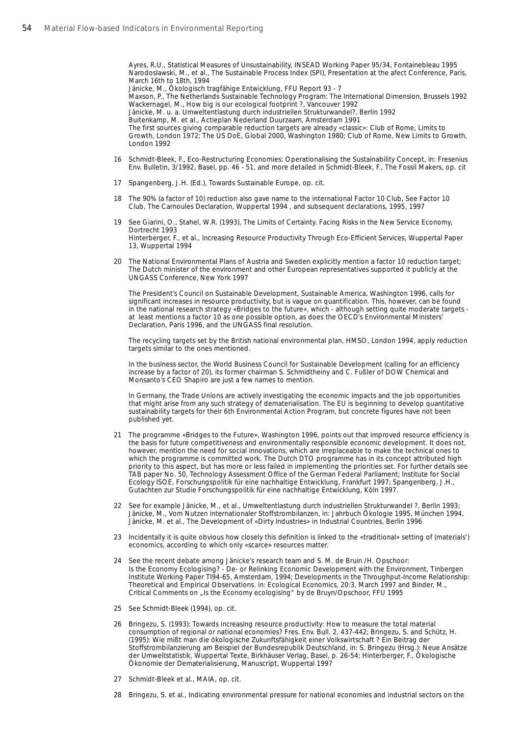Ayres, R.U., Statistical Measures of Unsustainability, INSEAD Working Paper 95/34, Fontainebleau 1995
Narodoslawski, M., et al., The Sustainable Process Index (SPI), Presentation at the afect Conference, Paris, March 16th to 18th, 1994
Jänicke, M., Ökologisch tragfähige Entwicklung, FFU Report 93 - 7
Maxson, P., The Netherlands Sustainable Technology Program: The International Dimension, Brussels 1992
Wackernagel, M., How big is our ecological footprint ?, Vancouver 1992
Jänicke, M. u. a. Umweltentlastung durch industriellen Strukturwandel?, Berlin 1992
Buitenkamp, M. et al., Actieplan Nederland Duurzaam, Amsterdam 1991
The first sources giving comparable reduction targets are already «classic»: Club of Rome, Limits to Growth, London 1972; The US DoE, Global 2000, Washington 1980; Club of Rome, New Limits to Growth, London 1992

16 Schmidt-Bleek, F., Eco-Restructuring Economies: Operationalising the Sustainability Concept, in: Fresenius Env. Bulletin, 3/1992, Basel, pp. 46 - 51, and more detailed in Schmidt-Bleek, F., The Fossil Makers, op. cit

17 Spangenberg, J.H. (Ed.), Towards Sustainable Europe, op. cit.

18 The 90% (a factor of 10) reduction also gave name to the international Factor 10 Club, See Factor 10 Club, The Carnoules Declaration, Wuppertal 1994 , and subsequent declarations, 1995, 1997

19 See Giarini, O., Stahel, W.R. (1993), The Limits of Certainty. Facing Risks in the New Service Economy, Dortrecht 1993
Hinterberger, F., et al., Increasing Resource Productivity Through Eco-Efficient Services, Wuppertal Paper 13, Wuppertal 1994

20 The National Environmental Plans of Austria and Sweden explicitly mention a factor 10 reduction target; The Dutch minister of the environment and other European representatives supported it publicly at the UNGASS Conference, New York 1997

The President's Council on Sustainable Development, Sustainable America, Washington 1996, calls for significant increases in resource productivity, but is vague on quantification. This, however, can be found in the national research strategy «Bridges to the future», which - although setting quite moderate targets - at least mentions a factor 10 as one possible option, as does the OECD's Environmental Ministers' Declaration, Paris 1996, and the UNGASS final resolution.

The recycling targets set by the British national environmental plan, HMSO, London 1994, apply reduction targets similar to the ones mentioned.

In the business sector, the World Business Council for Sustainable Development (calling for an efficiency increase by a factor of 20), its former chairman S. Schmidtheiny and C. Fußler of DOW Chemical and Monsanto's CEO Shapiro are just a few names to mention.

In Germany, the Trade Unions are actively investigating the economic impacts and the job opportunities that might arise from any such strategy of dematerialisation. The EU is beginning to develop quantitative sustainability targets for their 6th Environmental Action Program, but concrete figures have not been published yet.

21 The programme «Bridges to the Future», Washington 1996, points out that improved resource efficiency is the basis for future competitiveness and environmentally responsible economic development. It does not, however, mention the need for social innovations, which are irreplaceable to make the technical ones to which the programme is committed work. The Dutch DTO programme has in its concept attributed high priority to this aspect, but has more or less failed in implementing the priorities set. For further details see TAB paper No. 50, Technology Assessment Office of the German Federal Parliament; Institute for Social Ecology ISOE, Forschungspolitik für eine nachhaltige Entwicklung, Frankfurt 1997; Spangenberg, J.H., Gutachten zur Studie Forschungspolitik für eine nachhaltige Entwicklung, Köln 1997.

22 See for example Jänicke, M., et al., Umweltentlastung durch industriellen Strukturwandel ?, Berlin 1993; Jänicke, M., Vom Nutzen internationaler Stoffstrombilanzen, in: Jahrbuch Ökologie 1995, München 1994, Jänicke, M. et al., The Development of «Dirty Industries» in Industrial Countries, Berlin 1996

23 Incidentally it is quite obvious how closely this definition is linked to the «traditional» setting of (materials') economics, according to which only «scarce» resources matter.

24 See the recent debate among Jänicke's research team and S. M. de Bruin /H. Opschoor: Is the Economy Ecologising? - De- or Relinking Economic Development with the Environment, Tinbergen Institute Working Paper TI94-65, Amsterdam, 1994; Developments in the Throughput-Income Relationship: Theoretical and Empirical Observations. in: Ecological Economics, 20:3, March 1997 and Binder, M., Critical Comments on „Is the Economy ecologising" by de Bruyn/Opschoor, FFU 1995

25 See Schmidt-Bleek (1994), op. cit.

26 Bringezu, S. (1993): Towards increasing resource productivity: How to measure the total material consumption of regional or national economies? Fres. Env. Bull. 2, 437-442; Bringezu, S. and Schütz, H. (1995): Wie mißt man die ökologische Zukunftsfähigkeit einer Volkswirtschaft ? Ein Beitrag der Stoffstrombilanzierung am Beispiel der Bundesrepublik Deutschland, in: S. Bringezu (Hrsg.): Neue Ansätze der Umweltstatistik, Wuppertal Texte, Birkhäuser Verlag, Basel, p. 26-54; Hinterberger, F., Ökologische Ökonomie der Dematerialisierung, Manuscript, Wuppertal 1997

27 Schmidt-Bleek et al., MAIA, op. cit.

28 Bringezu, S. et al., Indicating environmental pressure for national economies and industrial sectors on the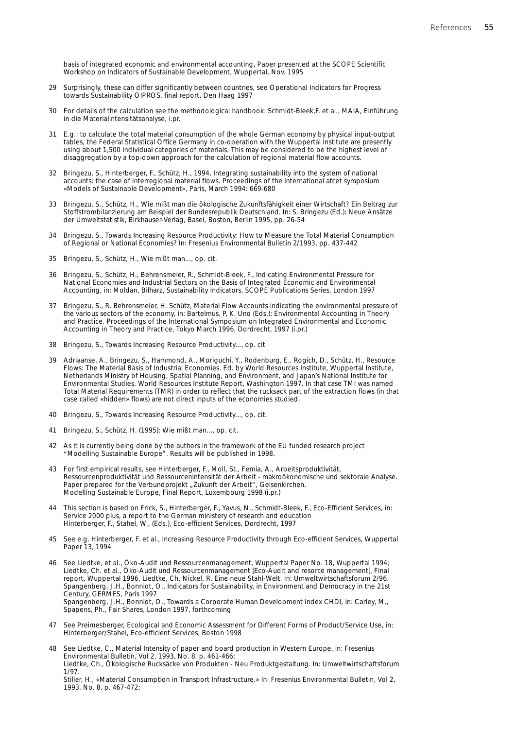basis of integrated economic and environmental accounting, Paper presented at the SCOPE Scientific Workshop on Indicators of Sustainable Development, Wuppertal, Nov. 1995

29 Surprisingly, these can differ significantly between countries, see Operational Indicators for Progress towards Sustainability OIPROS, final report, Den Haag 1997

30 For details of the calculation see the methodological handbook: Schmidt-Bleek,F. et al., MAIA, Einführung in die Materialintensitätsanalyse, i.pr.

31 E.g.: to calculate the total material consumption of the whole German economy by physical input-output tables, the Federal Statistical Office Germany in co-operation with the Wuppertal Institute are presently using about 1,500 individual categories of materials. This may be considered to be the highest level of disaggregation by a top-down approach for the calculation of regional material flow accounts.

32 Bringezu, S., Hinterberger, F., Schütz, H., 1994, Integrating sustainability into the system of national accounts: the case of interregional material flows. Proceedings of the international afcet symposium «Models of Sustainable Development», Paris, March 1994: 669-680

33 Bringezu, S., Schütz, H., Wie mißt man die ökologische Zukunftsfähigkeit einer Wirtschaft? Ein Beitrag zur Stoffstrombilanzierung am Beispiel der Bundesrepublik Deutschland. In: S. Bringezu (Ed.): Neue Ansätze der Umweltstatistik, Birkhäuser-Verlag, Basel, Boston, Berlin 1995, pp. 26-54

34 Bringezu, S., Towards Increasing Resource Productivity: How to Measure the Total Material Consumption of Regional or National Economies? In: Fresenius Environmental Bulletin 2/1993, pp. 437-442

35 Bringezu, S., Schütz, H., Wie mißt man..., op. cit.

36 Bringezu, S., Schütz, H., Behrensmeier, R., Schmidt-Bleek, F., Indicating Environmental Pressure for National Economies and Industrial Sectors on the Basis of Integrated Economic and Environmental Accounting, in: Moldan, Bilharz, Sustainability Indicators, SCOPE Publications Series, London 1997

37 Bringezu, S., R. Behrensmeier, H. Schütz, Material Flow Accounts indicating the environmental pressure of the various sectors of the economy, in: Bartelmus, P, K. Uno (Eds.): Environmental Accounting in Theory and Practice. Proceedings of the International Symposium on Integrated Environmental and Economic Accounting in Theory and Practice, Tokyo March 1996, Dordrecht, 1997 (i.pr.)

38 Bringezu, S., Towards Increasing Resource Productivity..., op. cit

39 Adriaanse, A., Bringezu, S., Hammond, A., Moriguchi, Y., Rodenburg, E., Rogich, D., Schütz, H., Resource Flows: The Material Basis of Industrial Economies. Ed. by World Resources Institute, Wuppertal Institute, Netherlands Ministry of Housing, Spatial Planning, and Environment, and Japan's National Institute for Environmental Studies. World Resources Institute Report, Washington 1997. In that case TMI was named Total Material Requirements (TMR) in order to reflect that the rucksack part of the extraction flows (in that case called «hidden» flows) are not direct inputs of the economies studied.

40 Bringezu, S., Towards Increasing Resource Productivity..., op. cit.

41 Bringezu, S., Schütz, H. (1995): Wie mißt man..., op. cit.

42 As it is currently being done by the authors in the framework of the EU funded research project "Modelling Sustainable Europe". Results will be published in 1998.

43 For first empirical results, see Hinterberger, F., Moll, St., Femia, A., Arbeitsproduktivität, Ressourcenproduktivität und Ressourcenintensität der Arbeit - makroökonomische und sektorale Analyse. Paper prepared for the Verbundprojekt „Zukunft der Arbeit", Gelsenkirchen.
Modelling Sustainable Europe, Final Report, Luxembourg 1998 (i.pr.)

44 This section is based on Frick, S., Hinterberger, F., Yavus, N., Schmidt-Bleek, F., Eco-Efficient Services, in: Service 2000 plus, a report to the German ministery of research and education
Hinterberger, F., Stahel, W., (Eds.), Eco-efficient Services, Dordrecht, 1997

45 See e.g. Hinterberger, F. et al., Increasing Resource Productivity through Eco-efficient Services, Wuppertal Paper 13, 1994

46 See Liedtke, et al., Öko-Audit und Ressourcenmanagement, Wuppertal Paper No. 18, Wuppertal 1994; Liedtke, Ch. et al., Öko-Audit und Ressourcenmanagement [Eco-Audit and resorce management], Final report, Wuppertal 1996, Liedtke, Ch, Nickel, R. Eine neue Stahl-Welt. In: Umweltwirtschaftsforum 2/96. Spangenberg, J.H., Bonniot, O., Indicators for Sustainability, in Environment and Democracy in the 21st Century, GERMES, Paris 1997
Spangenberg, J.H., Bonniot, O., Towards a Corporate Human Development Index CHDI, in: Carley, M., Spapens, Ph., Fair Shares, London 1997, forthcoming

47 See Preimesberger, Ecological and Economic Assessment for Different Forms of Product/Service Use, in: Hinterberger/Stahel, Eco-efficient Services, Boston 1998

48 See Liedtke, C., Material Intensity of paper and board production in Western Europe, in: Fresenius Environmental Bulletin, Vol 2, 1993, No. 8. p. 461-466;
Liedtke, Ch., Ökologische Rucksäcke von Produkten - Neu Produktgestaltung. In: Umweltwirtschaftsforum 1/97.
Stiller, H., «Material Consumption in Transport Infrastructure.» In: Fresenius Environmental Bulletin, Vol 2, 1993, No. 8. p. 467-472;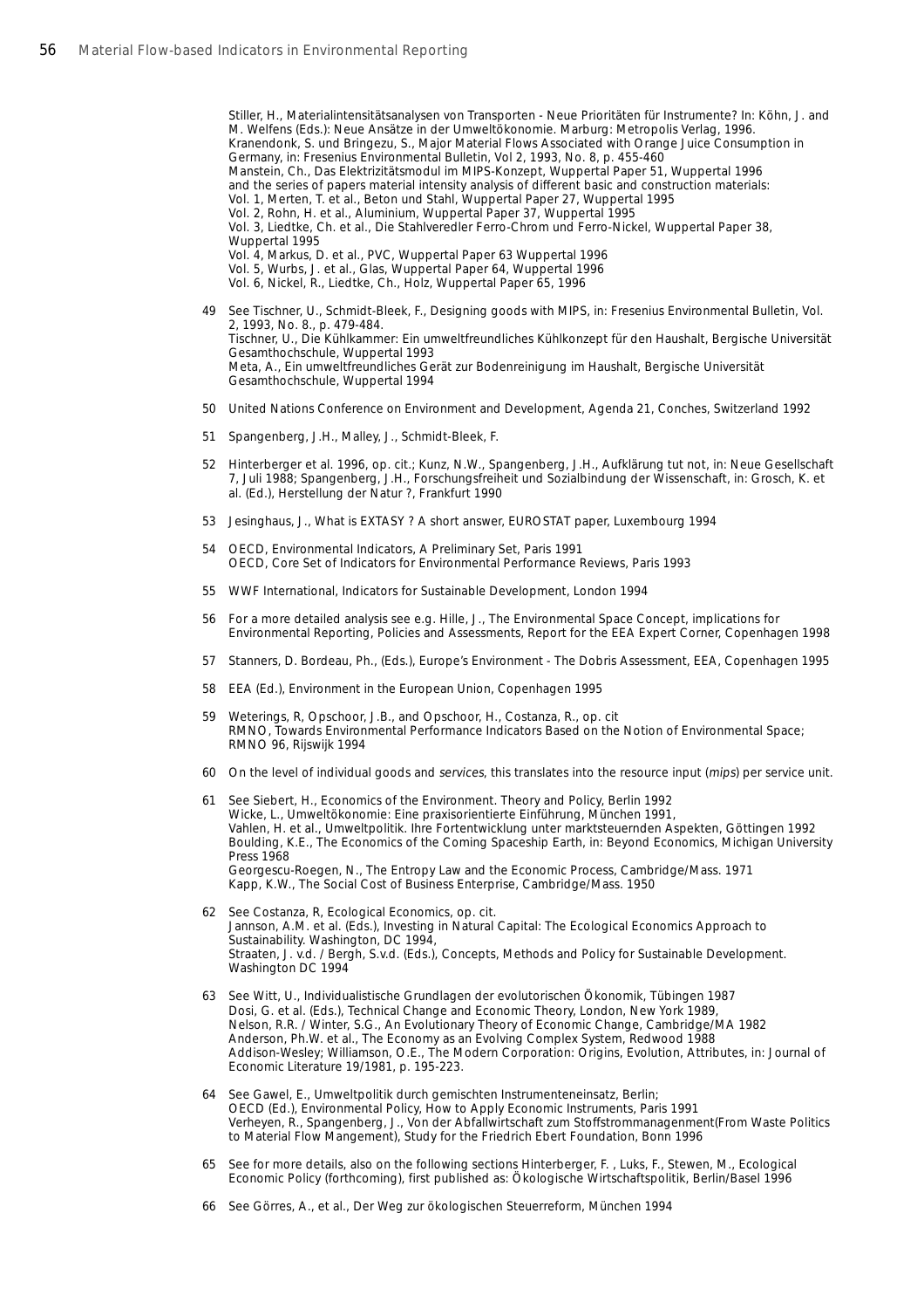Stiller, H., Materialintensitätsanalysen von Transporten - Neue Prioritäten für Instrumente? In: Köhn, J. and M. Welfens (Eds.): Neue Ansätze in der Umweltökonomie. Marburg: Metropolis Verlag, 1996.
Kranendonk, S. und Bringezu, S., Major Material Flows Associated with Orange Juice Consumption in Germany, in: Fresenius Environmental Bulletin, Vol 2, 1993, No. 8, p. 455-460
Manstein, Ch., Das Elektrizitätsmodul im MIPS-Konzept, Wuppertal Paper 51, Wuppertal 1996
and the series of papers material intensity analysis of different basic and construction materials:
Vol. 1, Merten, T. et al., Beton und Stahl, Wuppertal Paper 27, Wuppertal 1995
Vol. 2, Rohn, H. et al., Aluminium, Wuppertal Paper 37, Wuppertal 1995
Vol. 3, Liedtke, Ch. et al., Die Stahlveredler Ferro-Chrom und Ferro-Nickel, Wuppertal Paper 38, Wuppertal 1995
Vol. 4, Markus, D. et al., PVC, Wuppertal Paper 63 Wuppertal 1996
Vol. 5, Wurbs, J. et al., Glas, Wuppertal Paper 64, Wuppertal 1996
Vol. 6, Nickel, R., Liedtke, Ch., Holz, Wuppertal Paper 65, 1996

49 See Tischner, U., Schmidt-Bleek, F., Designing goods with MIPS, in: Fresenius Environmental Bulletin, Vol. 2, 1993, No. 8., p. 479-484.
Tischner, U., Die Kühlkammer: Ein umweltfreundliches Kühlkonzept für den Haushalt, Bergische Universität Gesamthochschule, Wuppertal 1993
Meta, A., Ein umweltfreundliches Gerät zur Bodenreinigung im Haushalt, Bergische Universität Gesamthochschule, Wuppertal 1994

50 United Nations Conference on Environment and Development, Agenda 21, Conches, Switzerland 1992

51 Spangenberg, J.H., Malley, J., Schmidt-Bleek, F.

52 Hinterberger et al. 1996, op. cit.; Kunz, N.W., Spangenberg, J.H., Aufklärung tut not, in: Neue Gesellschaft 7, Juli 1988; Spangenberg, J.H., Forschungsfreiheit und Sozialbindung der Wissenschaft, in: Grosch, K. et al. (Ed.), Herstellung der Natur ?, Frankfurt 1990

53 Jesinghaus, J., What is EXTASY ? A short answer, EUROSTAT paper, Luxembourg 1994

54 OECD, Environmental Indicators, A Preliminary Set, Paris 1991
OECD, Core Set of Indicators for Environmental Performance Reviews, Paris 1993

55 WWF International, Indicators for Sustainable Development, London 1994

56 For a more detailed analysis see e.g. Hille, J., The Environmental Space Concept, implications for Environmental Reporting, Policies and Assessments, Report for the EEA Expert Corner, Copenhagen 1998

57 Stanners, D. Bordeau, Ph., (Eds.), Europe's Environment - The Dobris Assessment, EEA, Copenhagen 1995

58 EEA (Ed.), Environment in the European Union, Copenhagen 1995

59 Weterings, R, Opschoor, J.B., and Opschoor, H., Costanza, R., op. cit
RMNO, Towards Environmental Performance Indicators Based on the Notion of Environmental Space; RMNO 96, Rijswijk 1994

60 On the level of individual goods and *services*, this translates into the resource input (*mips*) per service unit.

61 See Siebert, H., Economics of the Environment. Theory and Policy, Berlin 1992
Wicke, L., Umweltökonomie: Eine praxisorientierte Einführung, München 1991,
Vahlen, H. et al., Umweltpolitik. Ihre Fortentwicklung unter marktsteuernden Aspekten, Göttingen 1992
Boulding, K.E., The Economics of the Coming Spaceship Earth, in: Beyond Economics, Michigan University Press 1968
Georgescu-Roegen, N., The Entropy Law and the Economic Process, Cambridge/Mass. 1971
Kapp, K.W., The Social Cost of Business Enterprise, Cambridge/Mass. 1950

62 See Costanza, R, Ecological Economics, op. cit.
Jannson, A.M. et al. (Eds.), Investing in Natural Capital: The Ecological Economics Approach to Sustainability. Washington, DC 1994,
Straaten, J. v.d. / Bergh, S.v.d. (Eds.), Concepts, Methods and Policy for Sustainable Development. Washington DC 1994

63 See Witt, U., Individualistische Grundlagen der evolutorischen Ökonomik, Tübingen 1987
Dosi, G. et al. (Eds.), Technical Change and Economic Theory, London, New York 1989,
Nelson, R.R. / Winter, S.G., An Evolutionary Theory of Economic Change, Cambridge/MA 1982
Anderson, Ph.W. et al., The Economy as an Evolving Complex System, Redwood 1988
Addison-Wesley; Williamson, O.E., The Modern Corporation: Origins, Evolution, Attributes, in: Journal of Economic Literature 19/1981, p. 195-223.

64 See Gawel, E., Umweltpolitik durch gemischten Instrumenteneinsatz, Berlin;
OECD (Ed.), Environmental Policy, How to Apply Economic Instruments, Paris 1991
Verheyen, R., Spangenberg, J., Von der Abfallwirtschaft zum Stoffstrommanagenment(From Waste Politics to Material Flow Mangement), Study for the Friedrich Ebert Foundation, Bonn 1996

65 See for more details, also on the following sections Hinterberger, F. , Luks, F., Stewen, M., Ecological Economic Policy (forthcoming), first published as: Ökologische Wirtschaftspolitik, Berlin/Basel 1996

66 See Görres, A., et al., Der Weg zur ökologischen Steuerreform, München 1994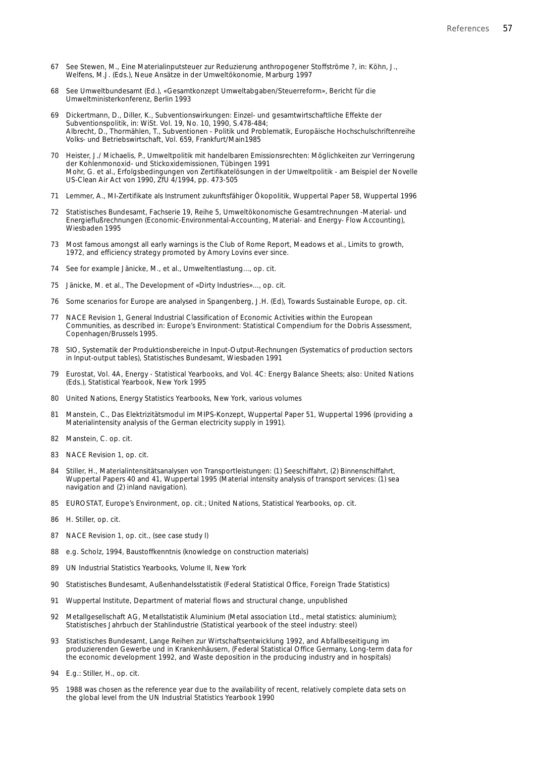67 See Stewen, M., Eine Materialinputsteuer zur Reduzierung anthropogener Stoffströme ?, in: Köhn, J., Welfens, M.J. (Eds.), Neue Ansätze in der Umweltökonomie, Marburg 1997

68 See Umweltbundesamt (Ed.), «Gesamtkonzept Umweltabgaben/Steuerreform», Bericht für die Umweltministerkonferenz, Berlin 1993

69 Dickertmann, D., Diller, K., Subventionswirkungen: Einzel- und gesamtwirtschaftliche Effekte der Subventionspolitik, in: WiSt. Vol. 19, No. 10, 1990, S.478-484;
Albrecht, D., Thormählen, T., Subventionen - Politik und Problematik, Europäische Hochschulschriftenreihe Volks- und Betriebswirtschaft, Vol. 659, Frankfurt/Main1985

70 Heister, J./ Michaelis, P., Umweltpolitik mit handelbaren Emissionsrechten: Möglichkeiten zur Verringerung der Kohlenmonoxid- und Stickoxidemissionen, Tübingen 1991
Mohr, G. et al., Erfolgsbedingungen von Zertifikatelösungen in der Umweltpolitik - am Beispiel der Novelle US-Clean Air Act von 1990, ZfU 4/1994, pp. 473-505

71 Lemmer, A., MI-Zertifikate als Instrument zukunftsfähiger Ökopolitik, Wuppertal Paper 58, Wuppertal 1996

72 Statistisches Bundesamt, Fachserie 19, Reihe 5, Umweltökonomische Gesamtrechnungen -Material- und Energieflußrechnungen (Economic-Environmental-Accounting, Material- and Energy- Flow Accounting), Wiesbaden 1995

73 Most famous amongst all early warnings is the Club of Rome Report, Meadows et al., Limits to growth, 1972, and efficiency strategy promoted by Amory Lovins ever since.

74 See for example Jänicke, M., et al., Umweltentlastung..., op. cit.

75 Jänicke, M. et al., The Development of «Dirty Industries»..., op. cit.

76 Some scenarios for Europe are analysed in Spangenberg, J.H. (Ed), Towards Sustainable Europe, op. cit.

77 NACE Revision 1, General Industrial Classification of Economic Activities within the European Communities, as described in: Europe's Environment: Statistical Compendium for the Dobris Assessment, Copenhagen/Brussels 1995.

78 SIO, Systematik der Produktionsbereiche in Input-Output-Rechnungen (Systematics of production sectors in Input-output tables), Statistisches Bundesamt, Wiesbaden 1991

79 Eurostat, Vol. 4A, Energy - Statistical Yearbooks, and Vol. 4C: Energy Balance Sheets; also: United Nations (Eds.), Statistical Yearbook, New York 1995

80 United Nations, Energy Statistics Yearbooks, New York, various volumes

81 Manstein, C., Das Elektrizitätsmodul im MIPS-Konzept, Wuppertal Paper 51, Wuppertal 1996 (providing a Materialintensity analysis of the German electricity supply in 1991).

82 Manstein, C. op. cit.

83 NACE Revision 1, op. cit.

84 Stiller, H., Materialintensitätsanalysen von Transportleistungen: (1) Seeschiffahrt, (2) Binnenschiffahrt, Wuppertal Papers 40 and 41, Wuppertal 1995 (Material intensity analysis of transport services: (1) sea navigation and (2) inland navigation).

85 EUROSTAT, Europe's Environment, op. cit.; United Nations, Statistical Yearbooks, op. cit.

86 H. Stiller, op. cit.

87 NACE Revision 1, op. cit., (see case study I)

88 e.g. Scholz, 1994, Baustoffkenntnis (knowledge on construction materials)

89 UN Industrial Statistics Yearbooks, Volume II, New York

90 Statistisches Bundesamt, Außenhandelsstatistik (Federal Statistical Office, Foreign Trade Statistics)

91 Wuppertal Institute, Department of material flows and structural change, unpublished

92 Metallgesellschaft AG, Metallstatistik Aluminium (Metal association Ltd., metal statistics: aluminium); Statistisches Jahrbuch der Stahlindustrie (Statistical yearbook of the steel industry: steel)

93 Statistisches Bundesamt, Lange Reihen zur Wirtschaftsentwicklung 1992, and Abfallbeseitigung im produzierenden Gewerbe und in Krankenhäusern, (Federal Statistical Office Germany, Long-term data for the economic development 1992, and Waste deposition in the producing industry and in hospitals)

94 E.g.: Stiller, H., op. cit.

95 1988 was chosen as the reference year due to the availability of recent, relatively complete data sets on the global level from the UN Industrial Statistics Yearbook 1990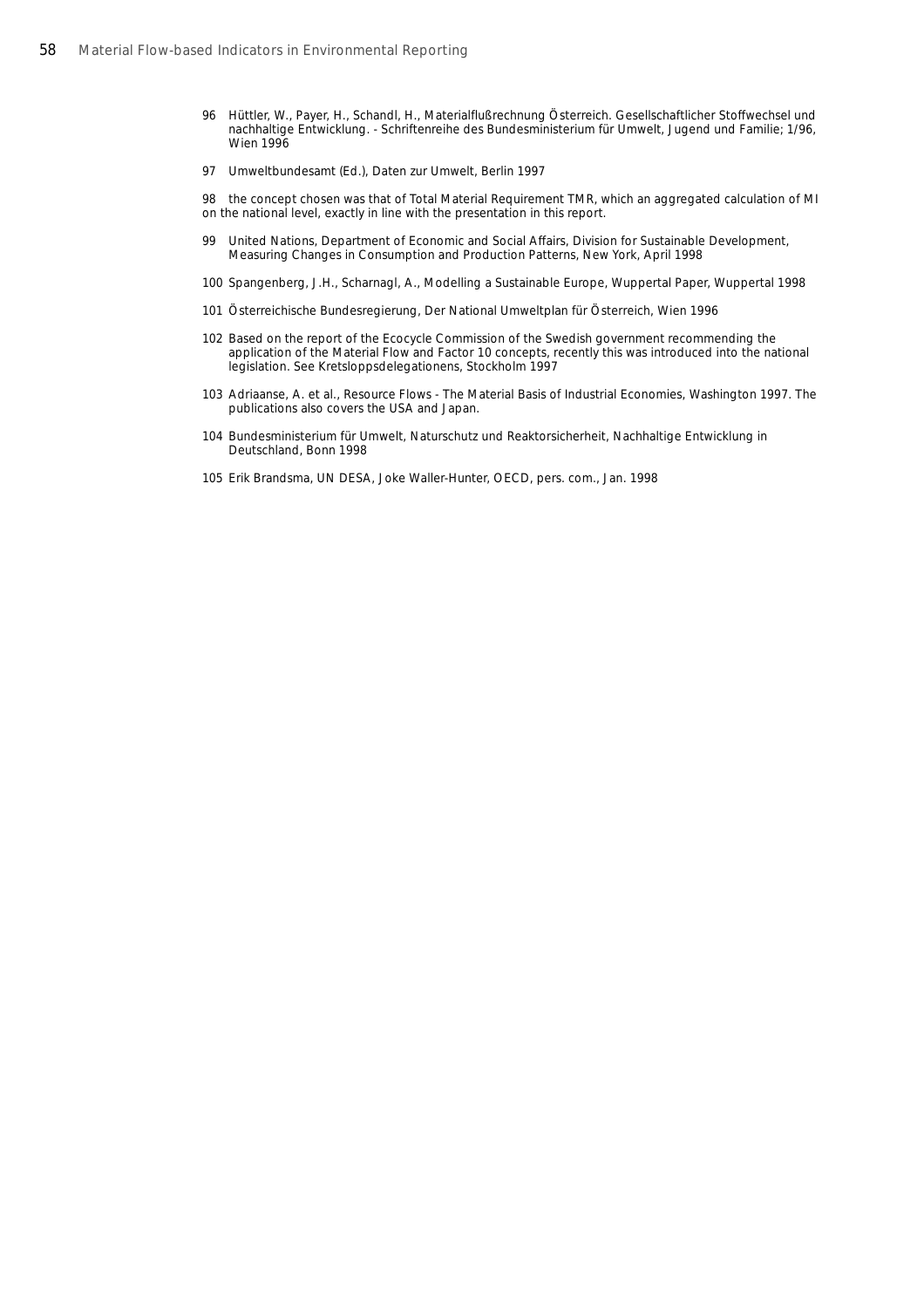96 Hüttler, W., Payer, H., Schandl, H., Materialflußrechnung Österreich. Gesellschaftlicher Stoffwechsel und nachhaltige Entwicklung. - Schriftenreihe des Bundesministerium für Umwelt, Jugend und Familie; 1/96, Wien 1996

97 Umweltbundesamt (Ed.), Daten zur Umwelt, Berlin 1997

98 the concept chosen was that of Total Material Requirement TMR, which an aggregated calculation of MI on the national level, exactly in line with the presentation in this report.

99 United Nations, Department of Economic and Social Affairs, Division for Sustainable Development, Measuring Changes in Consumption and Production Patterns, New York, April 1998

100 Spangenberg, J.H., Scharnagl, A., Modelling a Sustainable Europe, Wuppertal Paper, Wuppertal 1998

101 Österreichische Bundesregierung, Der National Umweltplan für Österreich, Wien 1996

102 Based on the report of the Ecocycle Commission of the Swedish government recommending the application of the Material Flow and Factor 10 concepts, recently this was introduced into the national legislation. See Kretsloppsdelegationens, Stockholm 1997

103 Adriaanse, A. et al., Resource Flows - The Material Basis of Industrial Economies, Washington 1997. The publications also covers the USA and Japan.

104 Bundesministerium für Umwelt, Naturschutz und Reaktorsicherheit, Nachhaltige Entwicklung in Deutschland, Bonn 1998

105 Erik Brandsma, UN DESA, Joke Waller-Hunter, OECD, pers. com., Jan. 1998